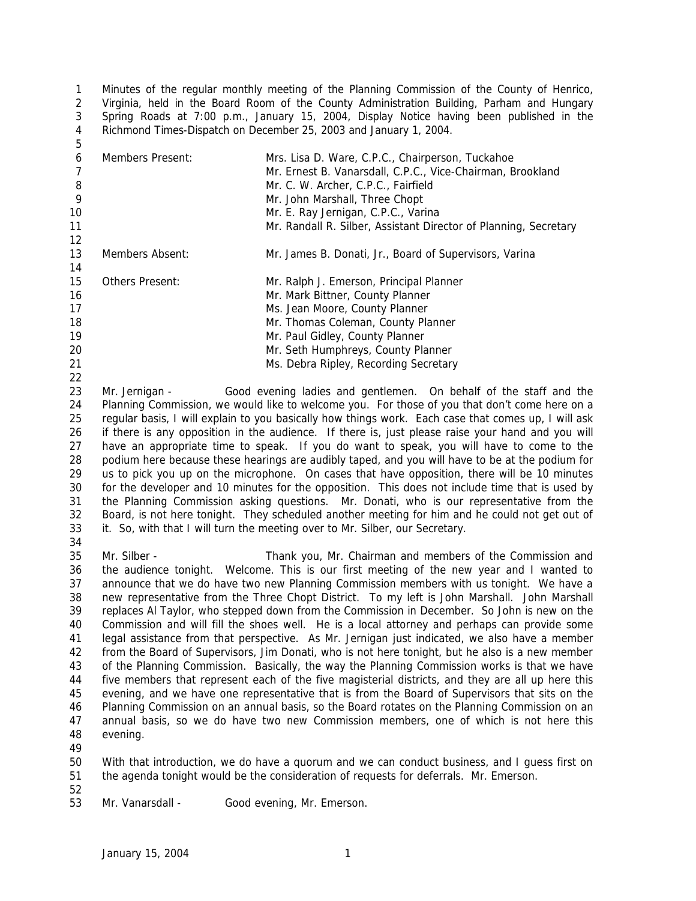Minutes of the regular monthly meeting of the Planning Commission of the County of Henrico, Virginia, held in the Board Room of the County Administration Building, Parham and Hungary Spring Roads at 7:00 p.m., January 15, 2004, Display Notice having been published in the Richmond Times-Dispatch on December 25, 2003 and January 1, 2004.

| | |
|---|---|
| Members Present: | Mrs. Lisa D. Ware, C.P.C., Chairperson, Tuckahoe |
| | Mr. Ernest B. Vanarsdall, C.P.C., Vice-Chairman, Brookland |
| | Mr. C. W. Archer, C.P.C., Fairfield |
| | Mr. John Marshall, Three Chopt |
| | Mr. E. Ray Jernigan, C.P.C., Varina |
| | Mr. Randall R. Silber, Assistant Director of Planning, Secretary |
| Members Absent: | Mr. James B. Donati, Jr., Board of Supervisors, Varina |
| Others Present: | Mr. Ralph J. Emerson, Principal Planner |
| | Mr. Mark Bittner, County Planner |
| | Ms. Jean Moore, County Planner |
| | Mr. Thomas Coleman, County Planner |
| | Mr. Paul Gidley, County Planner |
| | Mr. Seth Humphreys, County Planner |
| | Ms. Debra Ripley, Recording Secretary |

Mr. Jernigan - Good evening ladies and gentlemen. On behalf of the staff and the Planning Commission, we would like to welcome you. For those of you that don't come here on a regular basis, I will explain to you basically how things work. Each case that comes up, I will ask if there is any opposition in the audience. If there is, just please raise your hand and you will have an appropriate time to speak. If you do want to speak, you will have to come to the podium here because these hearings are audibly taped, and you will have to be at the podium for us to pick you up on the microphone. On cases that have opposition, there will be 10 minutes for the developer and 10 minutes for the opposition. This does not include time that is used by the Planning Commission asking questions. Mr. Donati, who is our representative from the Board, is not here tonight. They scheduled another meeting for him and he could not get out of it. So, with that I will turn the meeting over to Mr. Silber, our Secretary.

Mr. Silber - Thank you, Mr. Chairman and members of the Commission and the audience tonight. Welcome. This is our first meeting of the new year and I wanted to announce that we do have two new Planning Commission members with us tonight. We have a new representative from the Three Chopt District. To my left is John Marshall. John Marshall replaces Al Taylor, who stepped down from the Commission in December. So John is new on the Commission and will fill the shoes well. He is a local attorney and perhaps can provide some legal assistance from that perspective. As Mr. Jernigan just indicated, we also have a member from the Board of Supervisors, Jim Donati, who is not here tonight, but he also is a new member of the Planning Commission. Basically, the way the Planning Commission works is that we have five members that represent each of the five magisterial districts, and they are all up here this evening, and we have one representative that is from the Board of Supervisors that sits on the Planning Commission on an annual basis, so the Board rotates on the Planning Commission on an annual basis, so we do have two new Commission members, one of which is not here this evening.

With that introduction, we do have a quorum and we can conduct business, and I guess first on the agenda tonight would be the consideration of requests for deferrals. Mr. Emerson.

Mr. Vanarsdall - Good evening, Mr. Emerson.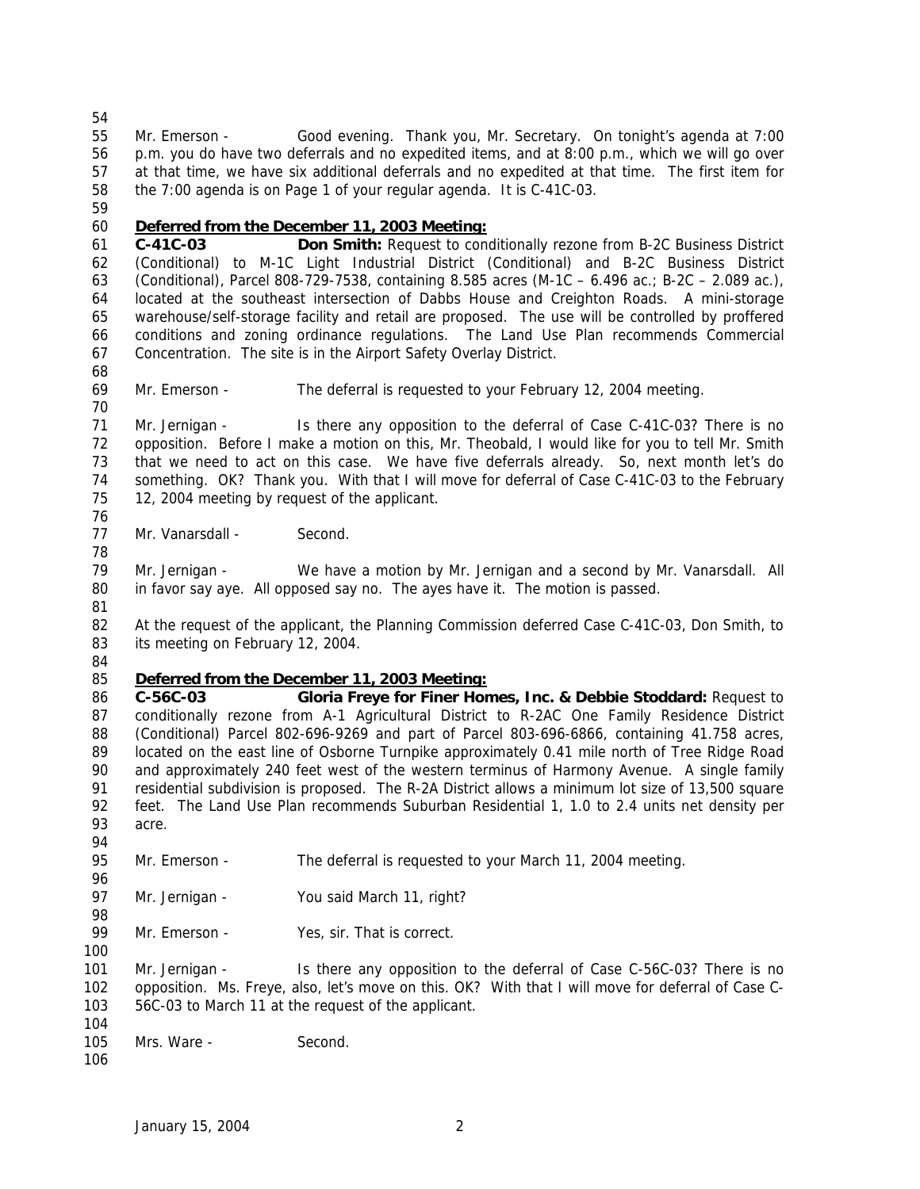Mr. Emerson - Good evening. Thank you, Mr. Secretary. On tonight's agenda at 7:00 p.m. you do have two deferrals and no expedited items, and at 8:00 p.m., which we will go over at that time, we have six additional deferrals and no expedited at that time. The first item for the 7:00 agenda is on Page 1 of your regular agenda. It is C-41C-03.

**Deferred from the December 11, 2003 Meeting:**

**C-41C-03 Don Smith:** Request to conditionally rezone from B-2C Business District (Conditional) to M-1C Light Industrial District (Conditional) and B-2C Business District (Conditional), Parcel 808-729-7538, containing 8.585 acres (M-1C – 6.496 ac.; B-2C – 2.089 ac.), located at the southeast intersection of Dabbs House and Creighton Roads. A mini-storage warehouse/self-storage facility and retail are proposed. The use will be controlled by proffered conditions and zoning ordinance regulations. The Land Use Plan recommends Commercial Concentration. The site is in the Airport Safety Overlay District.

Mr. Emerson - The deferral is requested to your February 12, 2004 meeting.

Mr. Jernigan - Is there any opposition to the deferral of Case C-41C-03? There is no opposition. Before I make a motion on this, Mr. Theobald, I would like for you to tell Mr. Smith that we need to act on this case. We have five deferrals already. So, next month let's do something. OK? Thank you. With that I will move for deferral of Case C-41C-03 to the February 12, 2004 meeting by request of the applicant.

Mr. Vanarsdall - Second.

Mr. Jernigan - We have a motion by Mr. Jernigan and a second by Mr. Vanarsdall. All in favor say aye. All opposed say no. The ayes have it. The motion is passed.

At the request of the applicant, the Planning Commission deferred Case C-41C-03, Don Smith, to its meeting on February 12, 2004.

**Deferred from the December 11, 2003 Meeting:**

**C-56C-03 Gloria Freye for Finer Homes, Inc. & Debbie Stoddard:** Request to conditionally rezone from A-1 Agricultural District to R-2AC One Family Residence District (Conditional) Parcel 802-696-9269 and part of Parcel 803-696-6866, containing 41.758 acres, located on the east line of Osborne Turnpike approximately 0.41 mile north of Tree Ridge Road and approximately 240 feet west of the western terminus of Harmony Avenue. A single family residential subdivision is proposed. The R-2A District allows a minimum lot size of 13,500 square feet. The Land Use Plan recommends Suburban Residential 1, 1.0 to 2.4 units net density per acre.

Mr. Emerson - The deferral is requested to your March 11, 2004 meeting.

Mr. Jernigan - You said March 11, right?

Mr. Emerson - Yes, sir. That is correct.

Mr. Jernigan - Is there any opposition to the deferral of Case C-56C-03? There is no opposition. Ms. Freye, also, let's move on this. OK? With that I will move for deferral of Case C-56C-03 to March 11 at the request of the applicant.

Mrs. Ware - Second.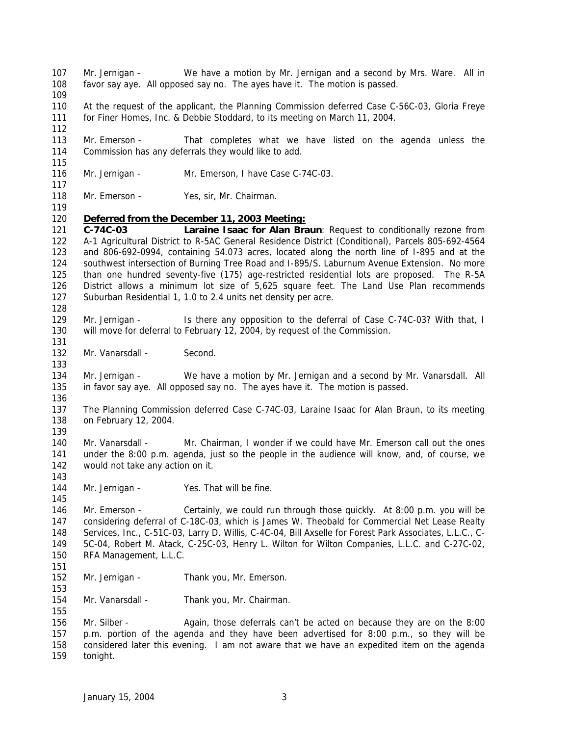Mr. Jernigan - We have a motion by Mr. Jernigan and a second by Mrs. Ware. All in favor say aye. All opposed say no. The ayes have it. The motion is passed.

At the request of the applicant, the Planning Commission deferred Case C-56C-03, Gloria Freye for Finer Homes, Inc. & Debbie Stoddard, to its meeting on March 11, 2004.

Mr. Emerson - That completes what we have listed on the agenda unless the Commission has any deferrals they would like to add.

Mr. Jernigan - Mr. Emerson, I have Case C-74C-03.

Mr. Emerson - Yes, sir, Mr. Chairman.

**Deferred from the December 11, 2003 Meeting:**

**C-74C-03 Laraine Isaac for Alan Braun**: Request to conditionally rezone from A-1 Agricultural District to R-5AC General Residence District (Conditional), Parcels 805-692-4564 and 806-692-0994, containing 54.073 acres, located along the north line of I-895 and at the southwest intersection of Burning Tree Road and I-895/S. Laburnum Avenue Extension. No more than one hundred seventy-five (175) age-restricted residential lots are proposed. The R-5A District allows a minimum lot size of 5,625 square feet. The Land Use Plan recommends Suburban Residential 1, 1.0 to 2.4 units net density per acre.

Mr. Jernigan - Is there any opposition to the deferral of Case C-74C-03? With that, I will move for deferral to February 12, 2004, by request of the Commission.

Mr. Vanarsdall - Second.

Mr. Jernigan - We have a motion by Mr. Jernigan and a second by Mr. Vanarsdall. All in favor say aye. All opposed say no. The ayes have it. The motion is passed.

The Planning Commission deferred Case C-74C-03, Laraine Isaac for Alan Braun, to its meeting on February 12, 2004.

Mr. Vanarsdall - Mr. Chairman, I wonder if we could have Mr. Emerson call out the ones under the 8:00 p.m. agenda, just so the people in the audience will know, and, of course, we would not take any action on it.

Mr. Jernigan - Yes. That will be fine.

Mr. Emerson - Certainly, we could run through those quickly. At 8:00 p.m. you will be considering deferral of C-18C-03, which is James W. Theobald for Commercial Net Lease Realty Services, Inc., C-51C-03, Larry D. Willis, C-4C-04, Bill Axselle for Forest Park Associates, L.L.C., C-5C-04, Robert M. Atack, C-25C-03, Henry L. Wilton for Wilton Companies, L.L.C. and C-27C-02, RFA Management, L.L.C.

Mr. Jernigan - Thank you, Mr. Emerson.

Mr. Vanarsdall - Thank you, Mr. Chairman.

Mr. Silber - Again, those deferrals can't be acted on because they are on the 8:00 p.m. portion of the agenda and they have been advertised for 8:00 p.m., so they will be considered later this evening. I am not aware that we have an expedited item on the agenda tonight.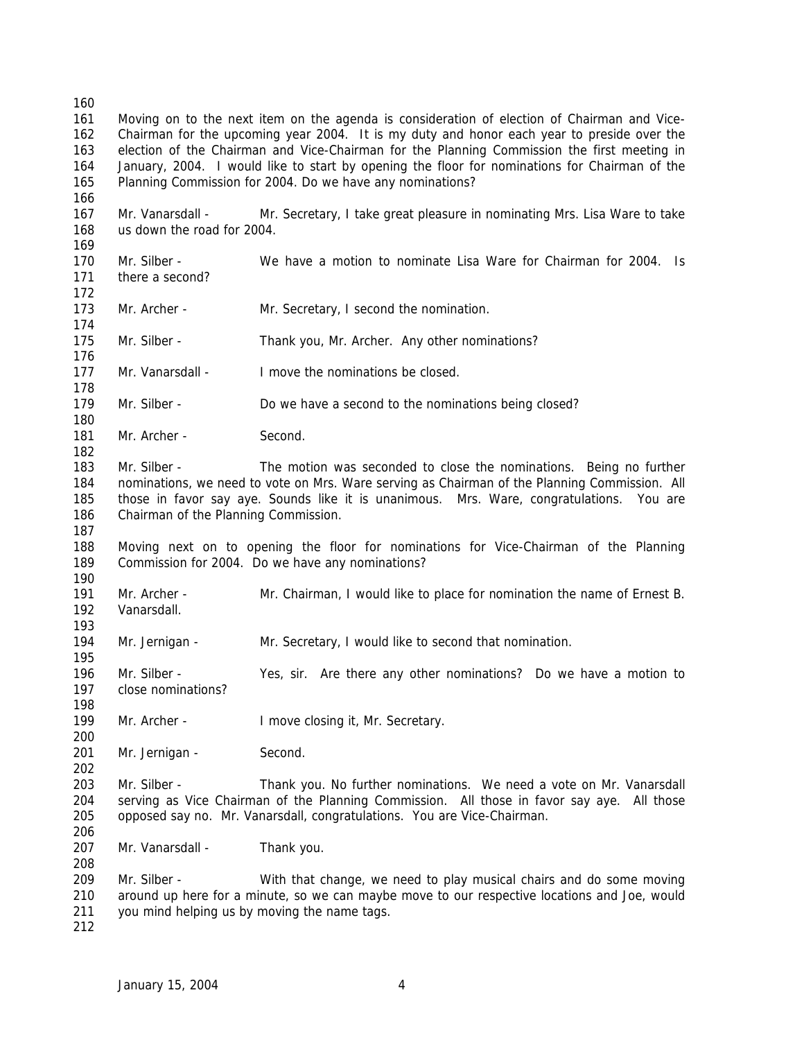Moving on to the next item on the agenda is consideration of election of Chairman and Vice-Chairman for the upcoming year 2004. It is my duty and honor each year to preside over the election of the Chairman and Vice-Chairman for the Planning Commission the first meeting in January, 2004. I would like to start by opening the floor for nominations for Chairman of the Planning Commission for 2004. Do we have any nominations?

Mr. Vanarsdall - Mr. Secretary, I take great pleasure in nominating Mrs. Lisa Ware to take us down the road for 2004.

Mr. Silber - We have a motion to nominate Lisa Ware for Chairman for 2004. Is there a second?

Mr. Archer - Mr. Secretary, I second the nomination.

Mr. Silber - Thank you, Mr. Archer. Any other nominations?

Mr. Vanarsdall - I move the nominations be closed.

Mr. Silber - Do we have a second to the nominations being closed?

Mr. Archer - Second.

Mr. Silber - The motion was seconded to close the nominations. Being no further nominations, we need to vote on Mrs. Ware serving as Chairman of the Planning Commission. All those in favor say aye. Sounds like it is unanimous. Mrs. Ware, congratulations. You are Chairman of the Planning Commission.

Moving next on to opening the floor for nominations for Vice-Chairman of the Planning Commission for 2004. Do we have any nominations?

Mr. Archer - Mr. Chairman, I would like to place for nomination the name of Ernest B. Vanarsdall.

Mr. Jernigan - Mr. Secretary, I would like to second that nomination.

Mr. Silber - Yes, sir. Are there any other nominations? Do we have a motion to close nominations?

Mr. Archer - I move closing it, Mr. Secretary.

Mr. Jernigan - Second.

Mr. Silber - Thank you. No further nominations. We need a vote on Mr. Vanarsdall serving as Vice Chairman of the Planning Commission. All those in favor say aye. All those opposed say no. Mr. Vanarsdall, congratulations. You are Vice-Chairman.

Mr. Vanarsdall - Thank you.

Mr. Silber - With that change, we need to play musical chairs and do some moving around up here for a minute, so we can maybe move to our respective locations and Joe, would you mind helping us by moving the name tags.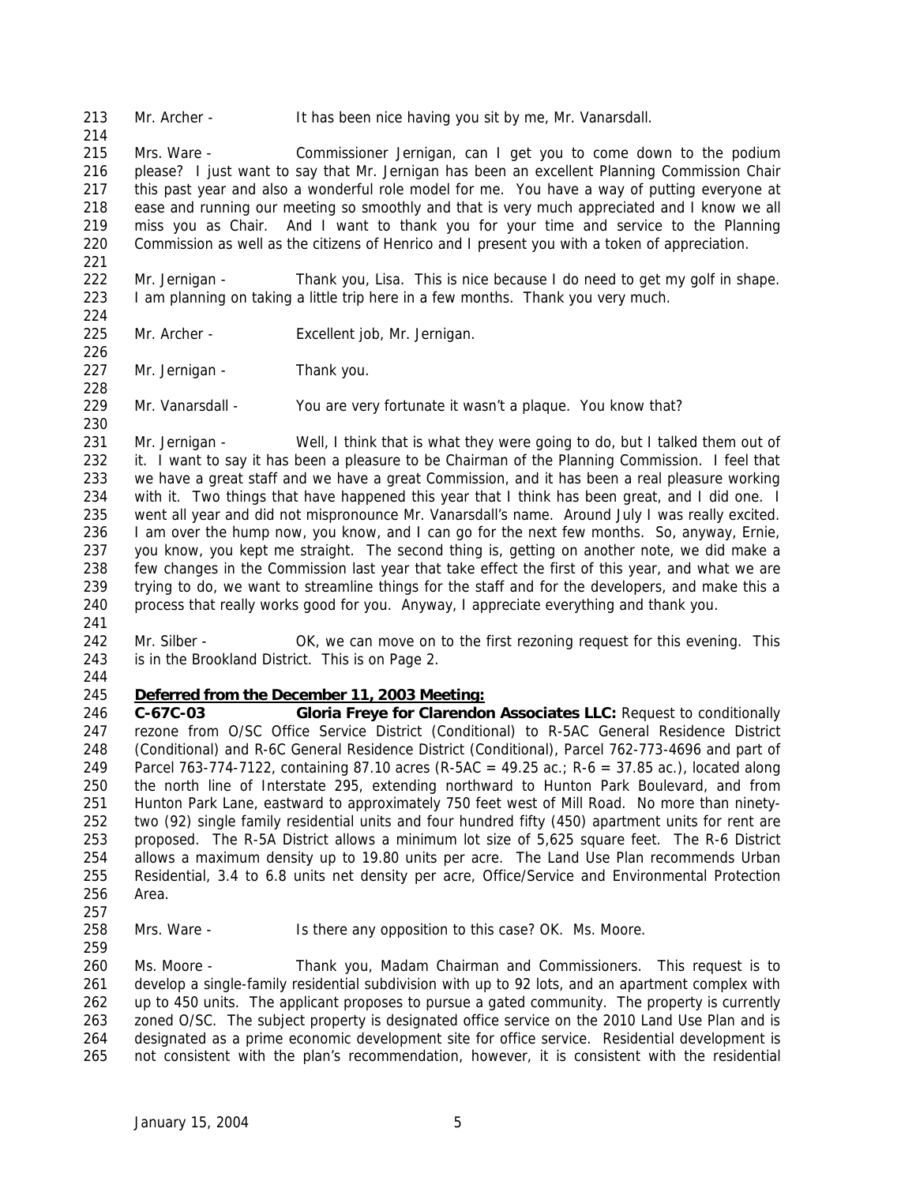Mr. Archer - It has been nice having you sit by me, Mr. Vanarsdall.

Mrs. Ware - Commissioner Jernigan, can I get you to come down to the podium please? I just want to say that Mr. Jernigan has been an excellent Planning Commission Chair this past year and also a wonderful role model for me. You have a way of putting everyone at ease and running our meeting so smoothly and that is very much appreciated and I know we all miss you as Chair. And I want to thank you for your time and service to the Planning Commission as well as the citizens of Henrico and I present you with a token of appreciation.

Mr. Jernigan - Thank you, Lisa. This is nice because I do need to get my golf in shape. I am planning on taking a little trip here in a few months. Thank you very much.

Mr. Archer - Excellent job, Mr. Jernigan.

Mr. Jernigan - Thank you.

Mr. Vanarsdall - You are very fortunate it wasn't a plaque. You know that?

Mr. Jernigan - Well, I think that is what they were going to do, but I talked them out of it. I want to say it has been a pleasure to be Chairman of the Planning Commission. I feel that we have a great staff and we have a great Commission, and it has been a real pleasure working with it. Two things that have happened this year that I think has been great, and I did one. I went all year and did not mispronounce Mr. Vanarsdall's name. Around July I was really excited. I am over the hump now, you know, and I can go for the next few months. So, anyway, Ernie, you know, you kept me straight. The second thing is, getting on another note, we did make a few changes in the Commission last year that take effect the first of this year, and what we are trying to do, we want to streamline things for the staff and for the developers, and make this a process that really works good for you. Anyway, I appreciate everything and thank you.

Mr. Silber - OK, we can move on to the first rezoning request for this evening. This is in the Brookland District. This is on Page 2.

**Deferred from the December 11, 2003 Meeting:**

**C-67C-03 Gloria Freye for Clarendon Associates LLC:** Request to conditionally rezone from O/SC Office Service District (Conditional) to R-5AC General Residence District (Conditional) and R-6C General Residence District (Conditional), Parcel 762-773-4696 and part of Parcel 763-774-7122, containing 87.10 acres (R-5AC = 49.25 ac.; R-6 = 37.85 ac.), located along the north line of Interstate 295, extending northward to Hunton Park Boulevard, and from Hunton Park Lane, eastward to approximately 750 feet west of Mill Road. No more than ninety-two (92) single family residential units and four hundred fifty (450) apartment units for rent are proposed. The R-5A District allows a minimum lot size of 5,625 square feet. The R-6 District allows a maximum density up to 19.80 units per acre. The Land Use Plan recommends Urban Residential, 3.4 to 6.8 units net density per acre, Office/Service and Environmental Protection Area.

Mrs. Ware - Is there any opposition to this case? OK. Ms. Moore.

Ms. Moore - Thank you, Madam Chairman and Commissioners. This request is to develop a single-family residential subdivision with up to 92 lots, and an apartment complex with up to 450 units. The applicant proposes to pursue a gated community. The property is currently zoned O/SC. The subject property is designated office service on the 2010 Land Use Plan and is designated as a prime economic development site for office service. Residential development is not consistent with the plan's recommendation, however, it is consistent with the residential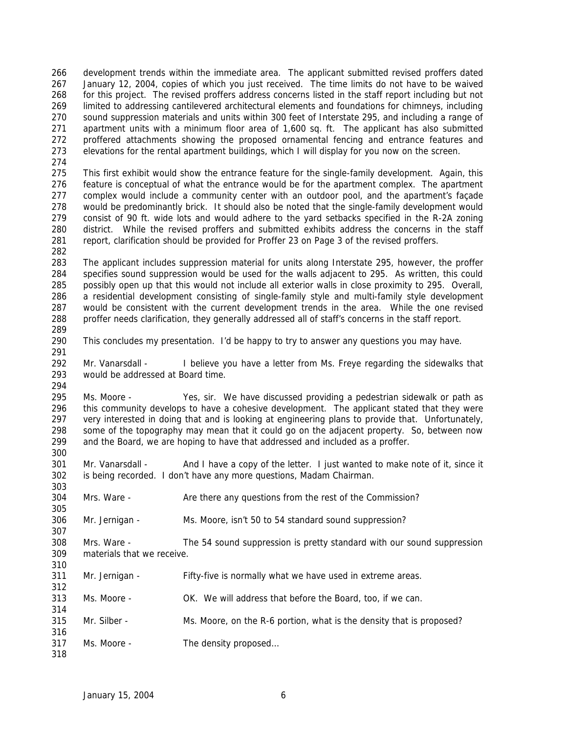development trends within the immediate area. The applicant submitted revised proffers dated January 12, 2004, copies of which you just received. The time limits do not have to be waived for this project. The revised proffers address concerns listed in the staff report including but not limited to addressing cantilevered architectural elements and foundations for chimneys, including sound suppression materials and units within 300 feet of Interstate 295, and including a range of apartment units with a minimum floor area of 1,600 sq. ft. The applicant has also submitted proffered attachments showing the proposed ornamental fencing and entrance features and elevations for the rental apartment buildings, which I will display for you now on the screen.

This first exhibit would show the entrance feature for the single-family development. Again, this feature is conceptual of what the entrance would be for the apartment complex. The apartment complex would include a community center with an outdoor pool, and the apartment's façade would be predominantly brick. It should also be noted that the single-family development would consist of 90 ft. wide lots and would adhere to the yard setbacks specified in the R-2A zoning district. While the revised proffers and submitted exhibits address the concerns in the staff report, clarification should be provided for Proffer 23 on Page 3 of the revised proffers.

The applicant includes suppression material for units along Interstate 295, however, the proffer specifies sound suppression would be used for the walls adjacent to 295. As written, this could possibly open up that this would not include all exterior walls in close proximity to 295. Overall, a residential development consisting of single-family style and multi-family style development would be consistent with the current development trends in the area. While the one revised proffer needs clarification, they generally addressed all of staff's concerns in the staff report.

This concludes my presentation. I'd be happy to try to answer any questions you may have.

Mr. Vanarsdall - I believe you have a letter from Ms. Freye regarding the sidewalks that would be addressed at Board time.

Ms. Moore - Yes, sir. We have discussed providing a pedestrian sidewalk or path as this community develops to have a cohesive development. The applicant stated that they were very interested in doing that and is looking at engineering plans to provide that. Unfortunately, some of the topography may mean that it could go on the adjacent property. So, between now and the Board, we are hoping to have that addressed and included as a proffer.

Mr. Vanarsdall - And I have a copy of the letter. I just wanted to make note of it, since it is being recorded. I don't have any more questions, Madam Chairman.

Mrs. Ware - Are there any questions from the rest of the Commission?

Mr. Jernigan - Ms. Moore, isn't 50 to 54 standard sound suppression?

Mrs. Ware - The 54 sound suppression is pretty standard with our sound suppression materials that we receive.

Mr. Jernigan - Fifty-five is normally what we have used in extreme areas.

Ms. Moore - OK. We will address that before the Board, too, if we can.

Mr. Silber - Ms. Moore, on the R-6 portion, what is the density that is proposed?

Ms. Moore - The density proposed…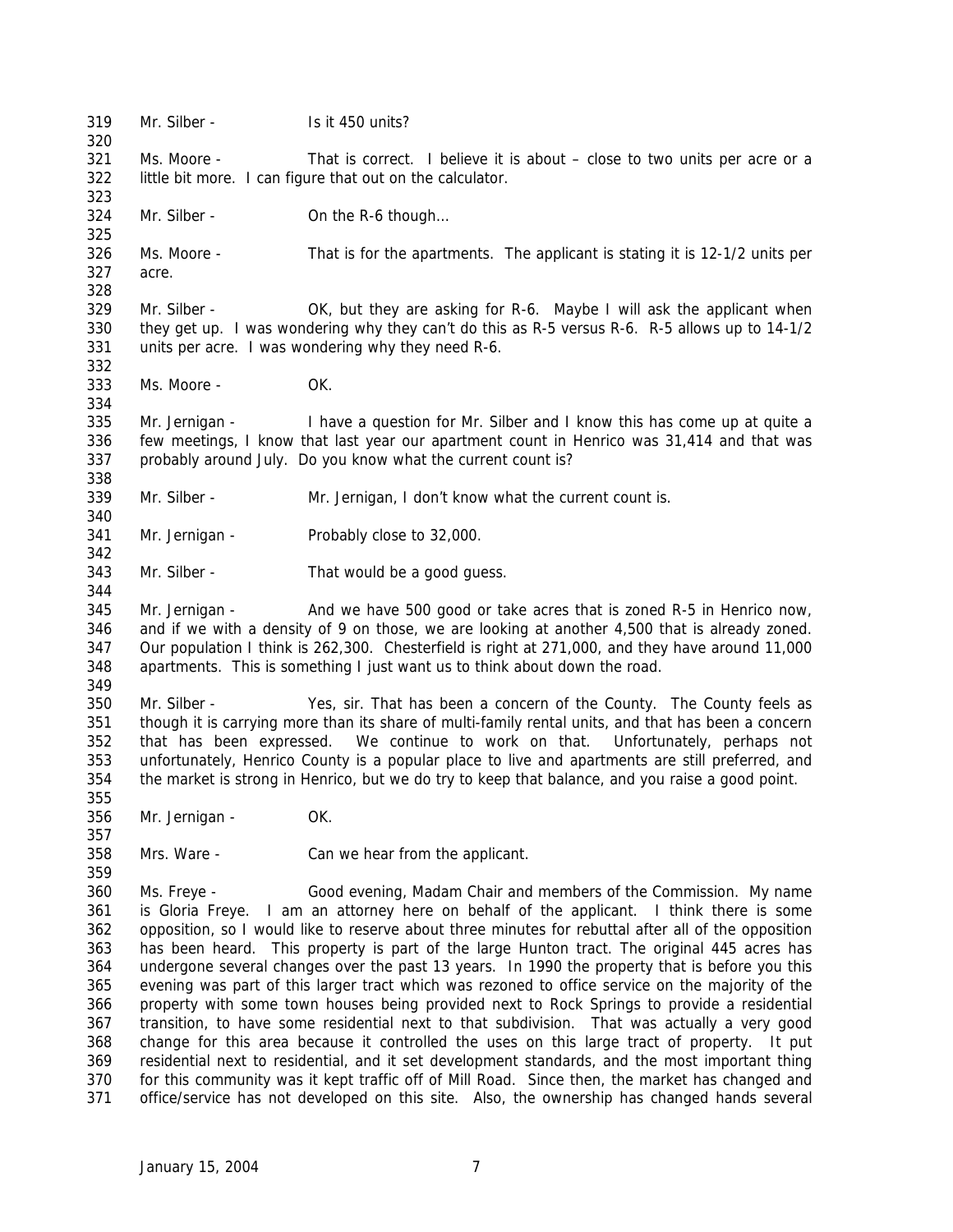319 Mr. Silber - Is it 450 units?

320

321 Ms. Moore - That is correct. I believe it is about – close to two units per acre or a
322 little bit more. I can figure that out on the calculator.

323

324 Mr. Silber - On the R-6 though…

325

326 Ms. Moore - That is for the apartments. The applicant is stating it is 12-1/2 units per
327 acre.

328

329 Mr. Silber - OK, but they are asking for R-6. Maybe I will ask the applicant when
330 they get up. I was wondering why they can't do this as R-5 versus R-6. R-5 allows up to 14-1/2
331 units per acre. I was wondering why they need R-6.

332

333 Ms. Moore - OK.

334

335 Mr. Jernigan - I have a question for Mr. Silber and I know this has come up at quite a
336 few meetings, I know that last year our apartment count in Henrico was 31,414 and that was
337 probably around July. Do you know what the current count is?

338

339 Mr. Silber - Mr. Jernigan, I don't know what the current count is.

340

341 Mr. Jernigan - Probably close to 32,000.

342

343 Mr. Silber - That would be a good guess.

344

345 Mr. Jernigan - And we have 500 good or take acres that is zoned R-5 in Henrico now,
346 and if we with a density of 9 on those, we are looking at another 4,500 that is already zoned.
347 Our population I think is 262,300. Chesterfield is right at 271,000, and they have around 11,000
348 apartments. This is something I just want us to think about down the road.

349

350 Mr. Silber - Yes, sir. That has been a concern of the County. The County feels as
351 though it is carrying more than its share of multi-family rental units, and that has been a concern
352 that has been expressed. We continue to work on that. Unfortunately, perhaps not
353 unfortunately, Henrico County is a popular place to live and apartments are still preferred, and
354 the market is strong in Henrico, but we do try to keep that balance, and you raise a good point.

355

356 Mr. Jernigan - OK.

357

358 Mrs. Ware - Can we hear from the applicant.

359

360 Ms. Freye - Good evening, Madam Chair and members of the Commission. My name
361 is Gloria Freye. I am an attorney here on behalf of the applicant. I think there is some
362 opposition, so I would like to reserve about three minutes for rebuttal after all of the opposition
363 has been heard. This property is part of the large Hunton tract. The original 445 acres has
364 undergone several changes over the past 13 years. In 1990 the property that is before you this
365 evening was part of this larger tract which was rezoned to office service on the majority of the
366 property with some town houses being provided next to Rock Springs to provide a residential
367 transition, to have some residential next to that subdivision. That was actually a very good
368 change for this area because it controlled the uses on this large tract of property. It put
369 residential next to residential, and it set development standards, and the most important thing
370 for this community was it kept traffic off of Mill Road. Since then, the market has changed and
371 office/service has not developed on this site. Also, the ownership has changed hands several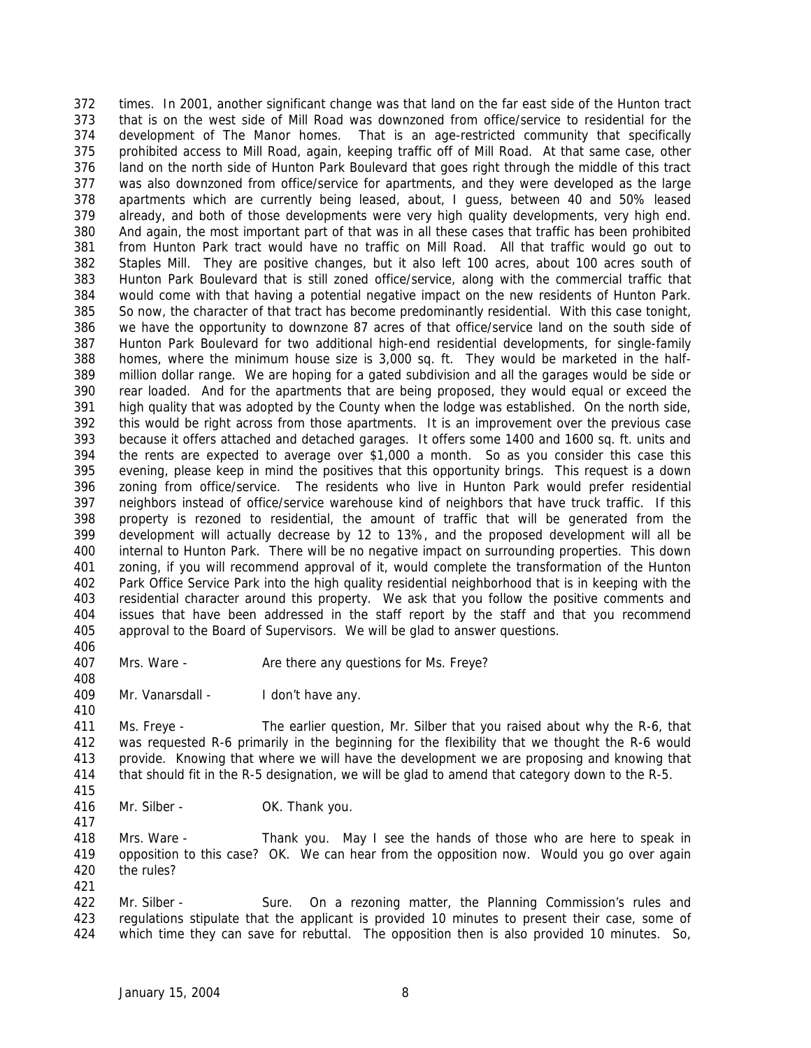times. In 2001, another significant change was that land on the far east side of the Hunton tract that is on the west side of Mill Road was downzoned from office/service to residential for the development of The Manor homes. That is an age-restricted community that specifically prohibited access to Mill Road, again, keeping traffic off of Mill Road. At that same case, other land on the north side of Hunton Park Boulevard that goes right through the middle of this tract was also downzoned from office/service for apartments, and they were developed as the large apartments which are currently being leased, about, I guess, between 40 and 50% leased already, and both of those developments were very high quality developments, very high end. And again, the most important part of that was in all these cases that traffic has been prohibited from Hunton Park tract would have no traffic on Mill Road. All that traffic would go out to Staples Mill. They are positive changes, but it also left 100 acres, about 100 acres south of Hunton Park Boulevard that is still zoned office/service, along with the commercial traffic that would come with that having a potential negative impact on the new residents of Hunton Park. So now, the character of that tract has become predominantly residential. With this case tonight, we have the opportunity to downzone 87 acres of that office/service land on the south side of Hunton Park Boulevard for two additional high-end residential developments, for single-family homes, where the minimum house size is 3,000 sq. ft. They would be marketed in the half-million dollar range. We are hoping for a gated subdivision and all the garages would be side or rear loaded. And for the apartments that are being proposed, they would equal or exceed the high quality that was adopted by the County when the lodge was established. On the north side, this would be right across from those apartments. It is an improvement over the previous case because it offers attached and detached garages. It offers some 1400 and 1600 sq. ft. units and the rents are expected to average over $1,000 a month. So as you consider this case this evening, please keep in mind the positives that this opportunity brings. This request is a down zoning from office/service. The residents who live in Hunton Park would prefer residential neighbors instead of office/service warehouse kind of neighbors that have truck traffic. If this property is rezoned to residential, the amount of traffic that will be generated from the development will actually decrease by 12 to 13%, and the proposed development will all be internal to Hunton Park. There will be no negative impact on surrounding properties. This down zoning, if you will recommend approval of it, would complete the transformation of the Hunton Park Office Service Park into the high quality residential neighborhood that is in keeping with the residential character around this property. We ask that you follow the positive comments and issues that have been addressed in the staff report by the staff and that you recommend approval to the Board of Supervisors. We will be glad to answer questions.

Mrs. Ware - Are there any questions for Ms. Freye?

Mr. Vanarsdall - I don't have any.

Ms. Freye - The earlier question, Mr. Silber that you raised about why the R-6, that was requested R-6 primarily in the beginning for the flexibility that we thought the R-6 would provide. Knowing that where we will have the development we are proposing and knowing that that should fit in the R-5 designation, we will be glad to amend that category down to the R-5.

Mr. Silber - OK. Thank you.

Mrs. Ware - Thank you. May I see the hands of those who are here to speak in opposition to this case? OK. We can hear from the opposition now. Would you go over again the rules?

Mr. Silber - Sure. On a rezoning matter, the Planning Commission's rules and regulations stipulate that the applicant is provided 10 minutes to present their case, some of which time they can save for rebuttal. The opposition then is also provided 10 minutes. So,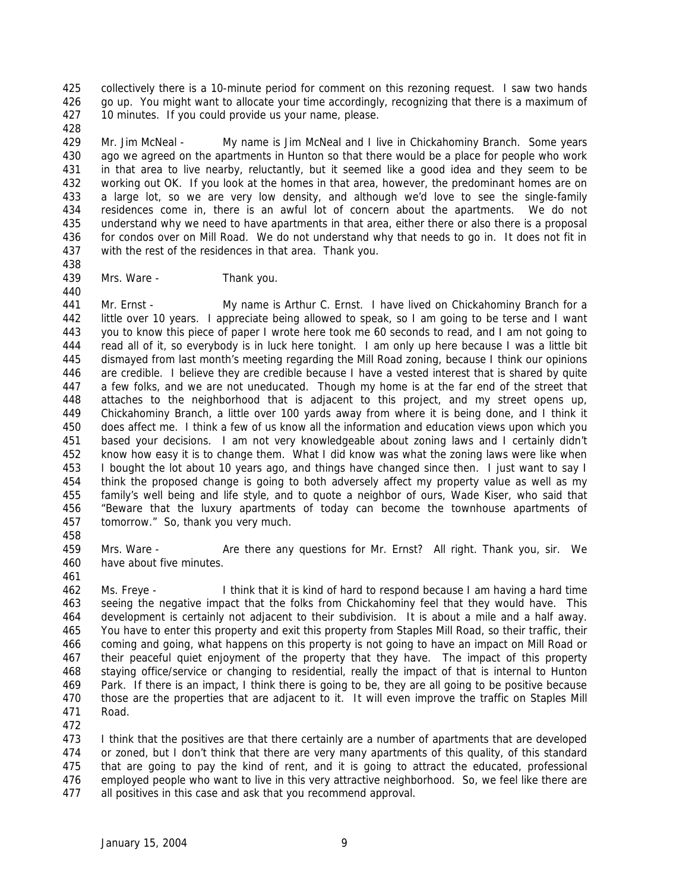collectively there is a 10-minute period for comment on this rezoning request. I saw two hands go up. You might want to allocate your time accordingly, recognizing that there is a maximum of 10 minutes. If you could provide us your name, please.

Mr. Jim McNeal - My name is Jim McNeal and I live in Chickahominy Branch. Some years ago we agreed on the apartments in Hunton so that there would be a place for people who work in that area to live nearby, reluctantly, but it seemed like a good idea and they seem to be working out OK. If you look at the homes in that area, however, the predominant homes are on a large lot, so we are very low density, and although we'd love to see the single-family residences come in, there is an awful lot of concern about the apartments. We do not understand why we need to have apartments in that area, either there or also there is a proposal for condos over on Mill Road. We do not understand why that needs to go in. It does not fit in with the rest of the residences in that area. Thank you.

Mrs. Ware - Thank you.

Mr. Ernst - My name is Arthur C. Ernst. I have lived on Chickahominy Branch for a little over 10 years. I appreciate being allowed to speak, so I am going to be terse and I want you to know this piece of paper I wrote here took me 60 seconds to read, and I am not going to read all of it, so everybody is in luck here tonight. I am only up here because I was a little bit dismayed from last month's meeting regarding the Mill Road zoning, because I think our opinions are credible. I believe they are credible because I have a vested interest that is shared by quite a few folks, and we are not uneducated. Though my home is at the far end of the street that attaches to the neighborhood that is adjacent to this project, and my street opens up, Chickahominy Branch, a little over 100 yards away from where it is being done, and I think it does affect me. I think a few of us know all the information and education views upon which you based your decisions. I am not very knowledgeable about zoning laws and I certainly didn't know how easy it is to change them. What I did know was what the zoning laws were like when I bought the lot about 10 years ago, and things have changed since then. I just want to say I think the proposed change is going to both adversely affect my property value as well as my family's well being and life style, and to quote a neighbor of ours, Wade Kiser, who said that "Beware that the luxury apartments of today can become the townhouse apartments of tomorrow." So, thank you very much.

Mrs. Ware - Are there any questions for Mr. Ernst? All right. Thank you, sir. We have about five minutes.

Ms. Freye - I think that it is kind of hard to respond because I am having a hard time seeing the negative impact that the folks from Chickahominy feel that they would have. This development is certainly not adjacent to their subdivision. It is about a mile and a half away. You have to enter this property and exit this property from Staples Mill Road, so their traffic, their coming and going, what happens on this property is not going to have an impact on Mill Road or their peaceful quiet enjoyment of the property that they have. The impact of this property staying office/service or changing to residential, really the impact of that is internal to Hunton Park. If there is an impact, I think there is going to be, they are all going to be positive because those are the properties that are adjacent to it. It will even improve the traffic on Staples Mill Road.

I think that the positives are that there certainly are a number of apartments that are developed or zoned, but I don't think that there are very many apartments of this quality, of this standard that are going to pay the kind of rent, and it is going to attract the educated, professional employed people who want to live in this very attractive neighborhood. So, we feel like there are all positives in this case and ask that you recommend approval.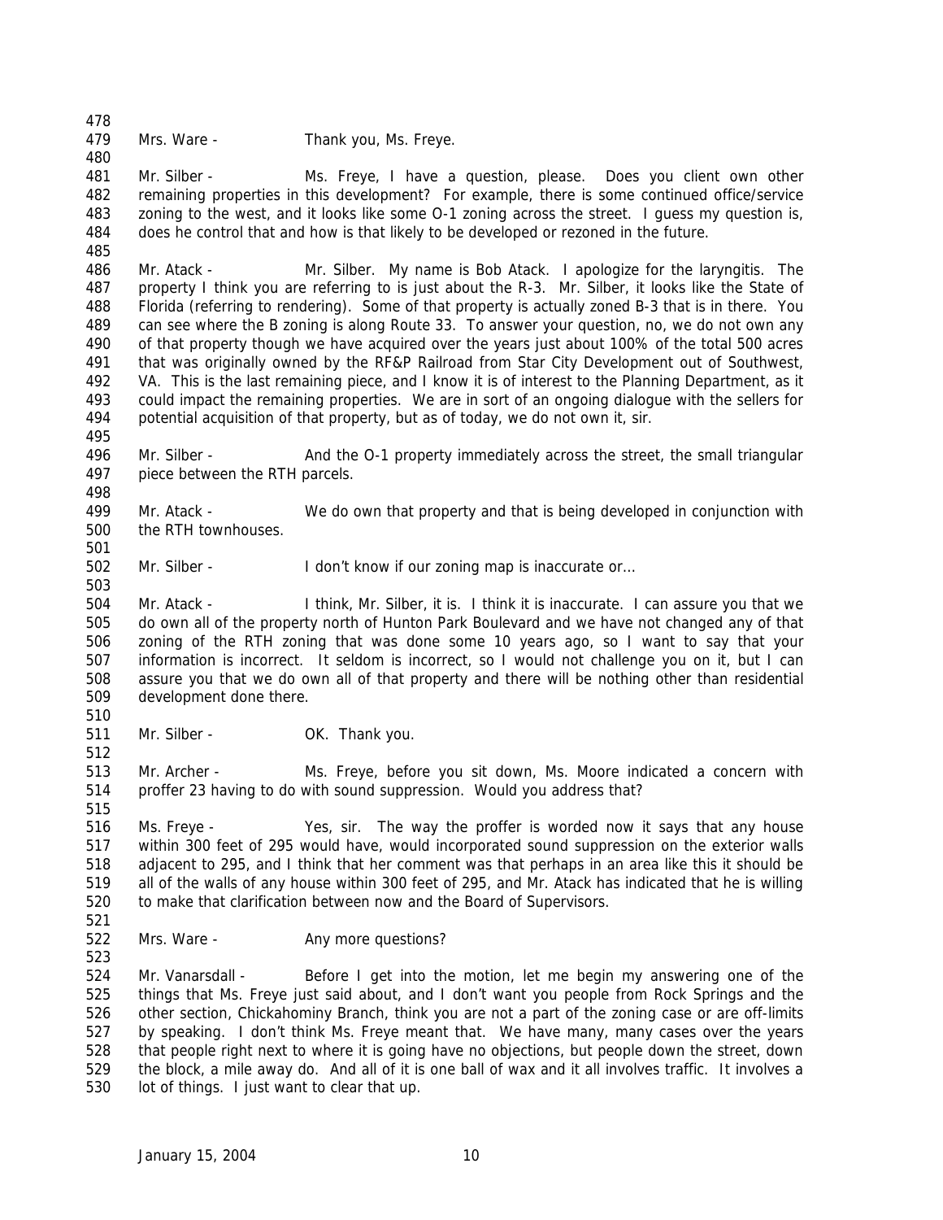Mrs. Ware - Thank you, Ms. Freye.

Mr. Silber - Ms. Freye, I have a question, please. Does you client own other remaining properties in this development? For example, there is some continued office/service zoning to the west, and it looks like some O-1 zoning across the street. I guess my question is, does he control that and how is that likely to be developed or rezoned in the future.

Mr. Atack - Mr. Silber. My name is Bob Atack. I apologize for the laryngitis. The property I think you are referring to is just about the R-3. Mr. Silber, it looks like the State of Florida (referring to rendering). Some of that property is actually zoned B-3 that is in there. You can see where the B zoning is along Route 33. To answer your question, no, we do not own any of that property though we have acquired over the years just about 100% of the total 500 acres that was originally owned by the RF&P Railroad from Star City Development out of Southwest, VA. This is the last remaining piece, and I know it is of interest to the Planning Department, as it could impact the remaining properties. We are in sort of an ongoing dialogue with the sellers for potential acquisition of that property, but as of today, we do not own it, sir.

Mr. Silber - And the O-1 property immediately across the street, the small triangular piece between the RTH parcels.

Mr. Atack - We do own that property and that is being developed in conjunction with the RTH townhouses.

Mr. Silber - I don't know if our zoning map is inaccurate or…

Mr. Atack - I think, Mr. Silber, it is. I think it is inaccurate. I can assure you that we do own all of the property north of Hunton Park Boulevard and we have not changed any of that zoning of the RTH zoning that was done some 10 years ago, so I want to say that your information is incorrect. It seldom is incorrect, so I would not challenge you on it, but I can assure you that we do own all of that property and there will be nothing other than residential development done there.

Mr. Silber - OK. Thank you.

Mr. Archer - Ms. Freye, before you sit down, Ms. Moore indicated a concern with proffer 23 having to do with sound suppression. Would you address that?

Ms. Freye - Yes, sir. The way the proffer is worded now it says that any house within 300 feet of 295 would have, would incorporated sound suppression on the exterior walls adjacent to 295, and I think that her comment was that perhaps in an area like this it should be all of the walls of any house within 300 feet of 295, and Mr. Atack has indicated that he is willing to make that clarification between now and the Board of Supervisors.

Mrs. Ware - Any more questions?

Mr. Vanarsdall - Before I get into the motion, let me begin my answering one of the things that Ms. Freye just said about, and I don't want you people from Rock Springs and the other section, Chickahominy Branch, think you are not a part of the zoning case or are off-limits by speaking. I don't think Ms. Freye meant that. We have many, many cases over the years that people right next to where it is going have no objections, but people down the street, down the block, a mile away do. And all of it is one ball of wax and it all involves traffic. It involves a lot of things. I just want to clear that up.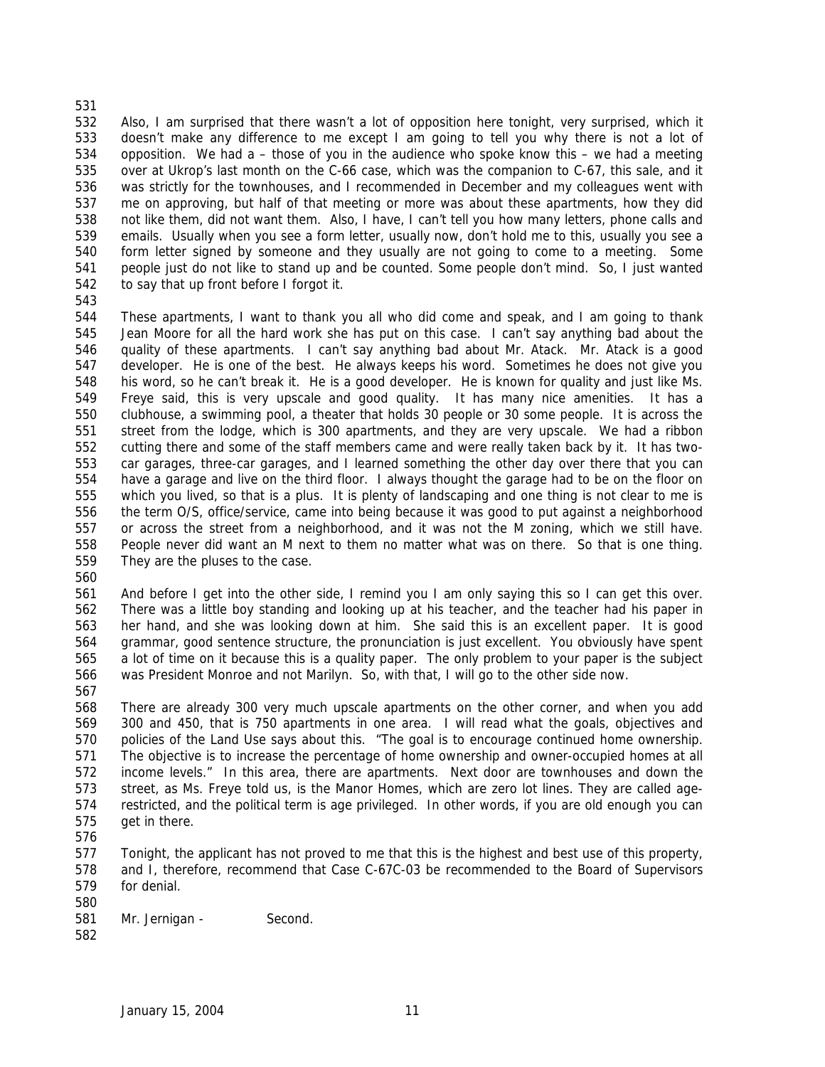Also, I am surprised that there wasn't a lot of opposition here tonight, very surprised, which it doesn't make any difference to me except I am going to tell you why there is not a lot of opposition. We had a – those of you in the audience who spoke know this – we had a meeting over at Ukrop's last month on the C-66 case, which was the companion to C-67, this sale, and it was strictly for the townhouses, and I recommended in December and my colleagues went with me on approving, but half of that meeting or more was about these apartments, how they did not like them, did not want them. Also, I have, I can't tell you how many letters, phone calls and emails. Usually when you see a form letter, usually now, don't hold me to this, usually you see a form letter signed by someone and they usually are not going to come to a meeting. Some people just do not like to stand up and be counted. Some people don't mind. So, I just wanted to say that up front before I forgot it.

These apartments, I want to thank you all who did come and speak, and I am going to thank Jean Moore for all the hard work she has put on this case. I can't say anything bad about the quality of these apartments. I can't say anything bad about Mr. Atack. Mr. Atack is a good developer. He is one of the best. He always keeps his word. Sometimes he does not give you his word, so he can't break it. He is a good developer. He is known for quality and just like Ms. Freye said, this is very upscale and good quality. It has many nice amenities. It has a clubhouse, a swimming pool, a theater that holds 30 people or 30 some people. It is across the street from the lodge, which is 300 apartments, and they are very upscale. We had a ribbon cutting there and some of the staff members came and were really taken back by it. It has two-car garages, three-car garages, and I learned something the other day over there that you can have a garage and live on the third floor. I always thought the garage had to be on the floor on which you lived, so that is a plus. It is plenty of landscaping and one thing is not clear to me is the term O/S, office/service, came into being because it was good to put against a neighborhood or across the street from a neighborhood, and it was not the M zoning, which we still have. People never did want an M next to them no matter what was on there. So that is one thing. They are the pluses to the case.

And before I get into the other side, I remind you I am only saying this so I can get this over. There was a little boy standing and looking up at his teacher, and the teacher had his paper in her hand, and she was looking down at him. She said this is an excellent paper. It is good grammar, good sentence structure, the pronunciation is just excellent. You obviously have spent a lot of time on it because this is a quality paper. The only problem to your paper is the subject was President Monroe and not Marilyn. So, with that, I will go to the other side now.

There are already 300 very much upscale apartments on the other corner, and when you add 300 and 450, that is 750 apartments in one area. I will read what the goals, objectives and policies of the Land Use says about this. "The goal is to encourage continued home ownership. The objective is to increase the percentage of home ownership and owner-occupied homes at all income levels." In this area, there are apartments. Next door are townhouses and down the street, as Ms. Freye told us, is the Manor Homes, which are zero lot lines. They are called age-restricted, and the political term is age privileged. In other words, if you are old enough you can get in there.

Tonight, the applicant has not proved to me that this is the highest and best use of this property, and I, therefore, recommend that Case C-67C-03 be recommended to the Board of Supervisors for denial.

Mr. Jernigan - Second.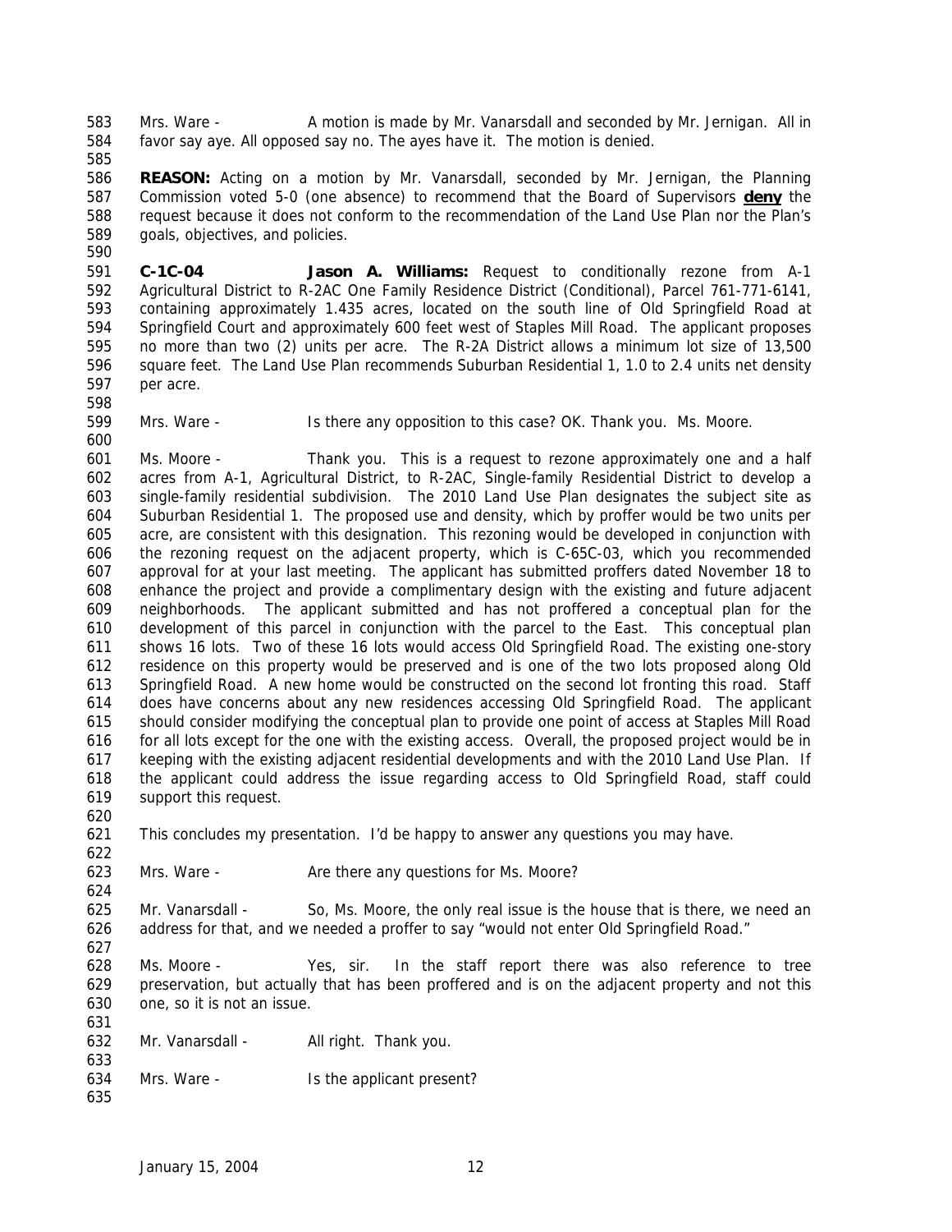Mrs. Ware - A motion is made by Mr. Vanarsdall and seconded by Mr. Jernigan. All in favor say aye. All opposed say no. The ayes have it. The motion is denied.

**REASON:** Acting on a motion by Mr. Vanarsdall, seconded by Mr. Jernigan, the Planning Commission voted 5-0 (one absence) to recommend that the Board of Supervisors **deny** the request because it does not conform to the recommendation of the Land Use Plan nor the Plan's goals, objectives, and policies.

**C-1C-04** **Jason A. Williams:** Request to conditionally rezone from A-1 Agricultural District to R-2AC One Family Residence District (Conditional), Parcel 761-771-6141, containing approximately 1.435 acres, located on the south line of Old Springfield Road at Springfield Court and approximately 600 feet west of Staples Mill Road. The applicant proposes no more than two (2) units per acre. The R-2A District allows a minimum lot size of 13,500 square feet. The Land Use Plan recommends Suburban Residential 1, 1.0 to 2.4 units net density per acre.

Mrs. Ware - Is there any opposition to this case? OK. Thank you. Ms. Moore.

Ms. Moore - Thank you. This is a request to rezone approximately one and a half acres from A-1, Agricultural District, to R-2AC, Single-family Residential District to develop a single-family residential subdivision. The 2010 Land Use Plan designates the subject site as Suburban Residential 1. The proposed use and density, which by proffer would be two units per acre, are consistent with this designation. This rezoning would be developed in conjunction with the rezoning request on the adjacent property, which is C-65C-03, which you recommended approval for at your last meeting. The applicant has submitted proffers dated November 18 to enhance the project and provide a complimentary design with the existing and future adjacent neighborhoods. The applicant submitted and has not proffered a conceptual plan for the development of this parcel in conjunction with the parcel to the East. This conceptual plan shows 16 lots. Two of these 16 lots would access Old Springfield Road. The existing one-story residence on this property would be preserved and is one of the two lots proposed along Old Springfield Road. A new home would be constructed on the second lot fronting this road. Staff does have concerns about any new residences accessing Old Springfield Road. The applicant should consider modifying the conceptual plan to provide one point of access at Staples Mill Road for all lots except for the one with the existing access. Overall, the proposed project would be in keeping with the existing adjacent residential developments and with the 2010 Land Use Plan. If the applicant could address the issue regarding access to Old Springfield Road, staff could support this request.

This concludes my presentation. I'd be happy to answer any questions you may have.

Mrs. Ware - Are there any questions for Ms. Moore?

Mr. Vanarsdall - So, Ms. Moore, the only real issue is the house that is there, we need an address for that, and we needed a proffer to say "would not enter Old Springfield Road."

Ms. Moore - Yes, sir. In the staff report there was also reference to tree preservation, but actually that has been proffered and is on the adjacent property and not this one, so it is not an issue.

Mr. Vanarsdall - All right. Thank you.

Mrs. Ware - Is the applicant present?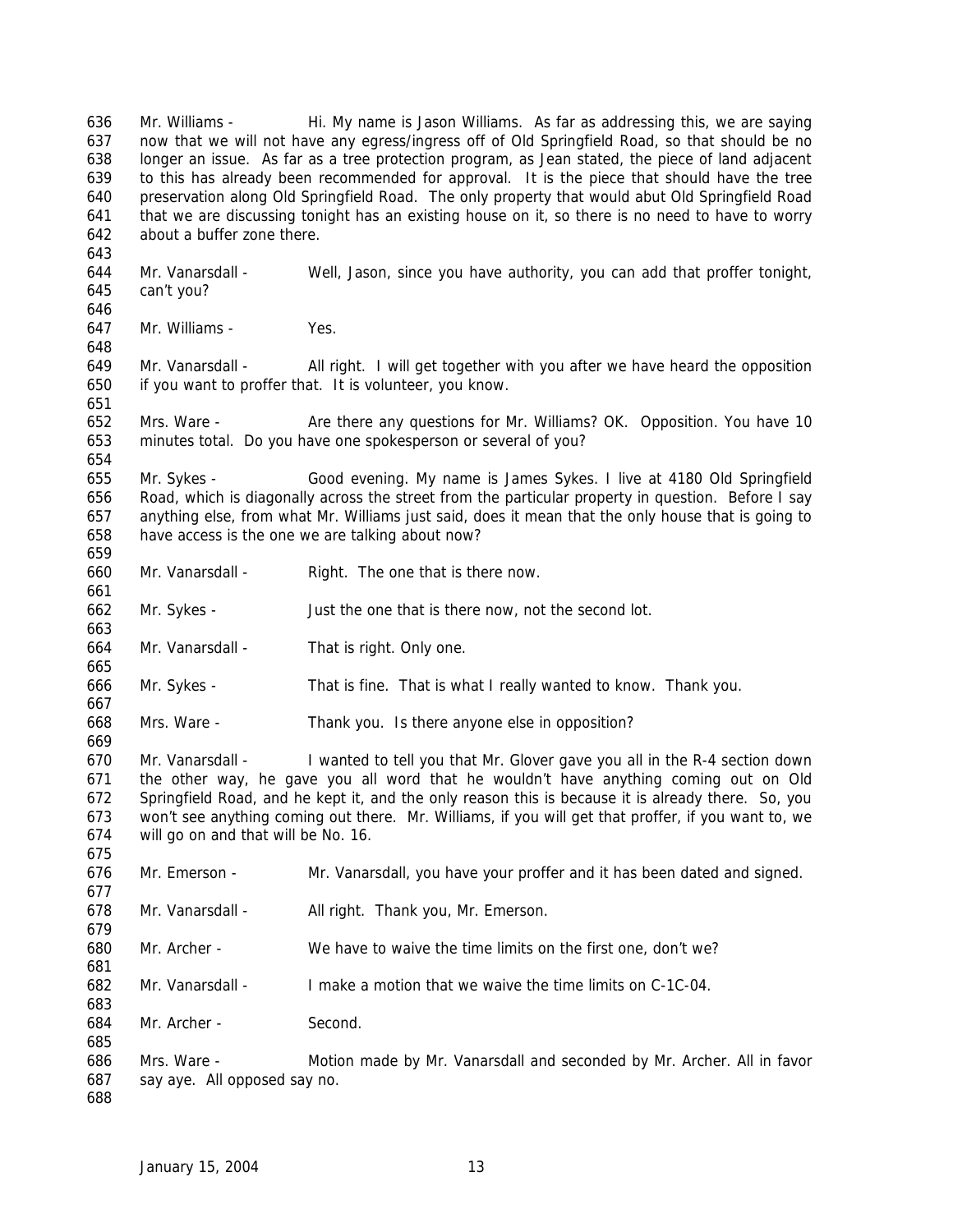Mr. Williams - Hi. My name is Jason Williams. As far as addressing this, we are saying now that we will not have any egress/ingress off of Old Springfield Road, so that should be no longer an issue. As far as a tree protection program, as Jean stated, the piece of land adjacent to this has already been recommended for approval. It is the piece that should have the tree preservation along Old Springfield Road. The only property that would abut Old Springfield Road that we are discussing tonight has an existing house on it, so there is no need to have to worry about a buffer zone there.

Mr. Vanarsdall - Well, Jason, since you have authority, you can add that proffer tonight, can't you?

Mr. Williams - Yes.

Mr. Vanarsdall - All right. I will get together with you after we have heard the opposition if you want to proffer that. It is volunteer, you know.

Mrs. Ware - Are there any questions for Mr. Williams? OK. Opposition. You have 10 minutes total. Do you have one spokesperson or several of you?

Mr. Sykes - Good evening. My name is James Sykes. I live at 4180 Old Springfield Road, which is diagonally across the street from the particular property in question. Before I say anything else, from what Mr. Williams just said, does it mean that the only house that is going to have access is the one we are talking about now?

Mr. Vanarsdall - Right. The one that is there now.

Mr. Sykes - Just the one that is there now, not the second lot.

Mr. Vanarsdall - That is right. Only one.

Mr. Sykes - That is fine. That is what I really wanted to know. Thank you.

Mrs. Ware - Thank you. Is there anyone else in opposition?

Mr. Vanarsdall - I wanted to tell you that Mr. Glover gave you all in the R-4 section down the other way, he gave you all word that he wouldn't have anything coming out on Old Springfield Road, and he kept it, and the only reason this is because it is already there. So, you won't see anything coming out there. Mr. Williams, if you will get that proffer, if you want to, we will go on and that will be No. 16.

Mr. Emerson - Mr. Vanarsdall, you have your proffer and it has been dated and signed.

Mr. Vanarsdall - All right. Thank you, Mr. Emerson.

Mr. Archer - We have to waive the time limits on the first one, don't we?

Mr. Vanarsdall - I make a motion that we waive the time limits on C-1C-04.

Mr. Archer - Second.

Mrs. Ware - Motion made by Mr. Vanarsdall and seconded by Mr. Archer. All in favor say aye. All opposed say no.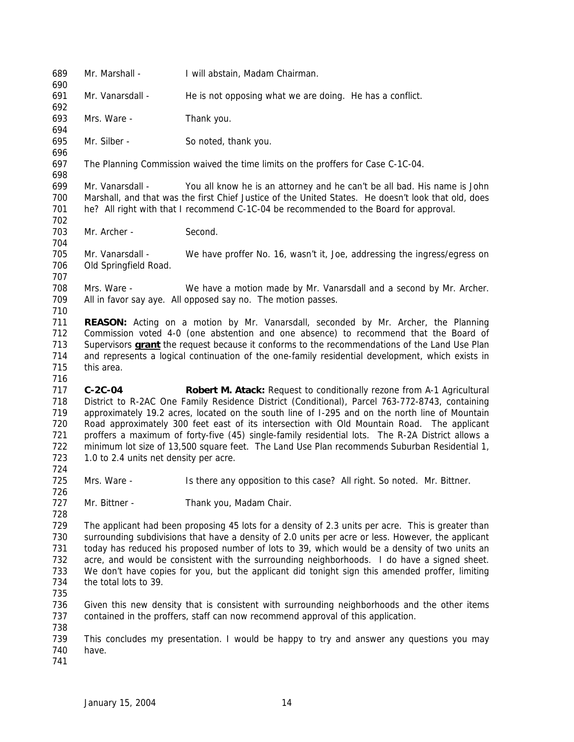Mr. Marshall - I will abstain, Madam Chairman.

Mr. Vanarsdall - He is not opposing what we are doing. He has a conflict.

Mrs. Ware - Thank you.

Mr. Silber - So noted, thank you.

The Planning Commission waived the time limits on the proffers for Case C-1C-04.

Mr. Vanarsdall - You all know he is an attorney and he can't be all bad. His name is John Marshall, and that was the first Chief Justice of the United States. He doesn't look that old, does he? All right with that I recommend C-1C-04 be recommended to the Board for approval.

Mr. Archer - Second.

Mr. Vanarsdall - We have proffer No. 16, wasn't it, Joe, addressing the ingress/egress on Old Springfield Road.

Mrs. Ware - We have a motion made by Mr. Vanarsdall and a second by Mr. Archer. All in favor say aye. All opposed say no. The motion passes.

**REASON:** Acting on a motion by Mr. Vanarsdall, seconded by Mr. Archer, the Planning Commission voted 4-0 (one abstention and one absence) to recommend that the Board of Supervisors **grant** the request because it conforms to the recommendations of the Land Use Plan and represents a logical continuation of the one-family residential development, which exists in this area.

**C-2C-04** **Robert M. Atack:** Request to conditionally rezone from A-1 Agricultural District to R-2AC One Family Residence District (Conditional), Parcel 763-772-8743, containing approximately 19.2 acres, located on the south line of I-295 and on the north line of Mountain Road approximately 300 feet east of its intersection with Old Mountain Road. The applicant proffers a maximum of forty-five (45) single-family residential lots. The R-2A District allows a minimum lot size of 13,500 square feet. The Land Use Plan recommends Suburban Residential 1, 1.0 to 2.4 units net density per acre.

Mrs. Ware - Is there any opposition to this case? All right. So noted. Mr. Bittner.

Mr. Bittner - Thank you, Madam Chair.

The applicant had been proposing 45 lots for a density of 2.3 units per acre. This is greater than surrounding subdivisions that have a density of 2.0 units per acre or less. However, the applicant today has reduced his proposed number of lots to 39, which would be a density of two units an acre, and would be consistent with the surrounding neighborhoods. I do have a signed sheet. We don't have copies for you, but the applicant did tonight sign this amended proffer, limiting the total lots to 39.

Given this new density that is consistent with surrounding neighborhoods and the other items contained in the proffers, staff can now recommend approval of this application.

This concludes my presentation. I would be happy to try and answer any questions you may have.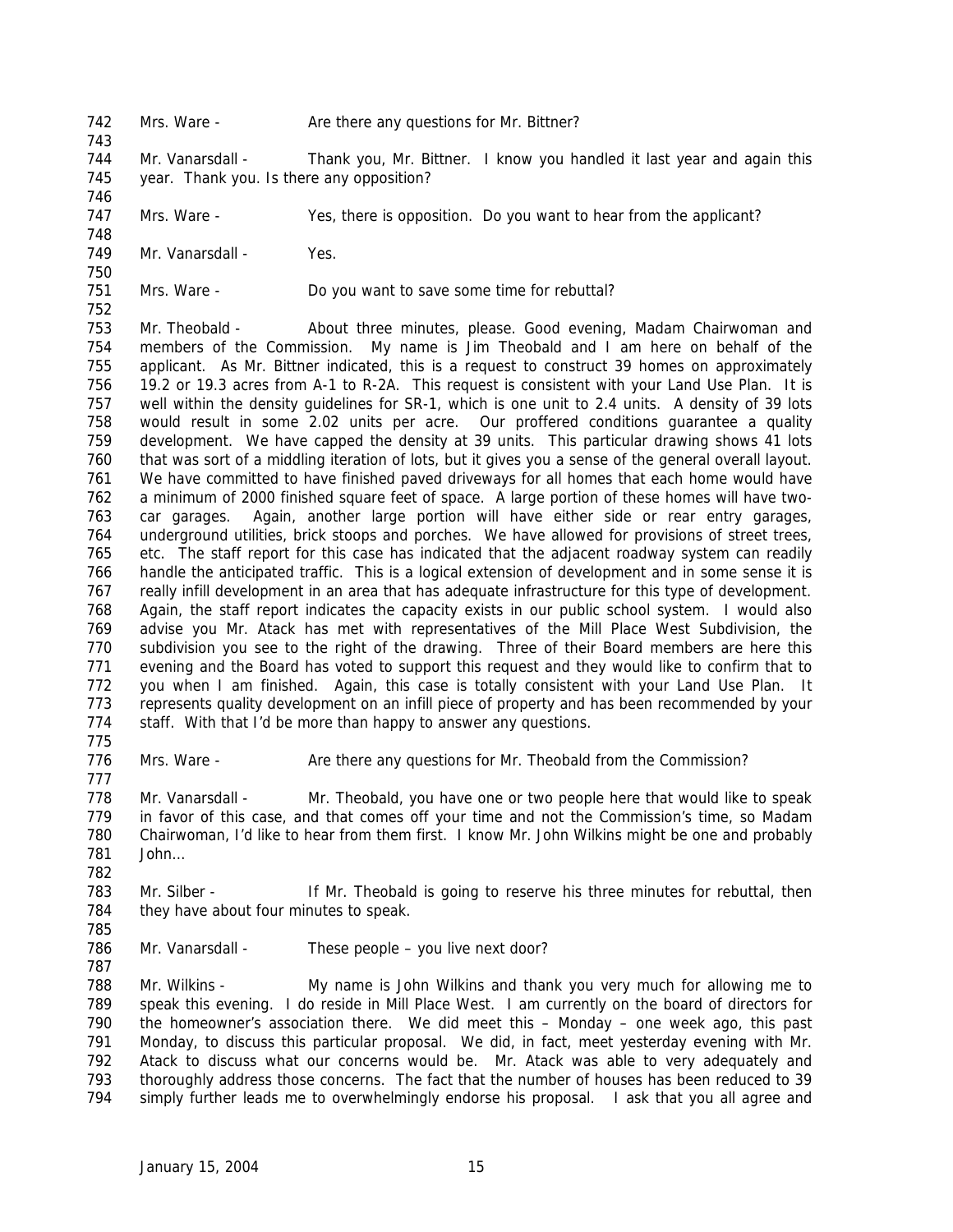742 Mrs. Ware - Are there any questions for Mr. Bittner?

743

744 Mr. Vanarsdall - Thank you, Mr. Bittner. I know you handled it last year and again this
745 year. Thank you. Is there any opposition?

746

747 Mrs. Ware - Yes, there is opposition. Do you want to hear from the applicant?

748

749 Mr. Vanarsdall - Yes.

750

751 Mrs. Ware - Do you want to save some time for rebuttal?

752

753 Mr. Theobald - About three minutes, please. Good evening, Madam Chairwoman and
754 members of the Commission. My name is Jim Theobald and I am here on behalf of the
755 applicant. As Mr. Bittner indicated, this is a request to construct 39 homes on approximately
756 19.2 or 19.3 acres from A-1 to R-2A. This request is consistent with your Land Use Plan. It is
757 well within the density guidelines for SR-1, which is one unit to 2.4 units. A density of 39 lots
758 would result in some 2.02 units per acre. Our proffered conditions guarantee a quality
759 development. We have capped the density at 39 units. This particular drawing shows 41 lots
760 that was sort of a middling iteration of lots, but it gives you a sense of the general overall layout.
761 We have committed to have finished paved driveways for all homes that each home would have
762 a minimum of 2000 finished square feet of space. A large portion of these homes will have two-
763 car garages. Again, another large portion will have either side or rear entry garages,
764 underground utilities, brick stoops and porches. We have allowed for provisions of street trees,
765 etc. The staff report for this case has indicated that the adjacent roadway system can readily
766 handle the anticipated traffic. This is a logical extension of development and in some sense it is
767 really infill development in an area that has adequate infrastructure for this type of development.
768 Again, the staff report indicates the capacity exists in our public school system. I would also
769 advise you Mr. Atack has met with representatives of the Mill Place West Subdivision, the
770 subdivision you see to the right of the drawing. Three of their Board members are here this
771 evening and the Board has voted to support this request and they would like to confirm that to
772 you when I am finished. Again, this case is totally consistent with your Land Use Plan. It
773 represents quality development on an infill piece of property and has been recommended by your
774 staff. With that I'd be more than happy to answer any questions.

775

776 Mrs. Ware - Are there any questions for Mr. Theobald from the Commission?

777

778 Mr. Vanarsdall - Mr. Theobald, you have one or two people here that would like to speak
779 in favor of this case, and that comes off your time and not the Commission's time, so Madam
780 Chairwoman, I'd like to hear from them first. I know Mr. John Wilkins might be one and probably
781 John…

782

783 Mr. Silber - If Mr. Theobald is going to reserve his three minutes for rebuttal, then
784 they have about four minutes to speak.

785

786 Mr. Vanarsdall - These people – you live next door?

787

788 Mr. Wilkins - My name is John Wilkins and thank you very much for allowing me to
789 speak this evening. I do reside in Mill Place West. I am currently on the board of directors for
790 the homeowner's association there. We did meet this – Monday – one week ago, this past
791 Monday, to discuss this particular proposal. We did, in fact, meet yesterday evening with Mr.
792 Atack to discuss what our concerns would be. Mr. Atack was able to very adequately and
793 thoroughly address those concerns. The fact that the number of houses has been reduced to 39
794 simply further leads me to overwhelmingly endorse his proposal. I ask that you all agree and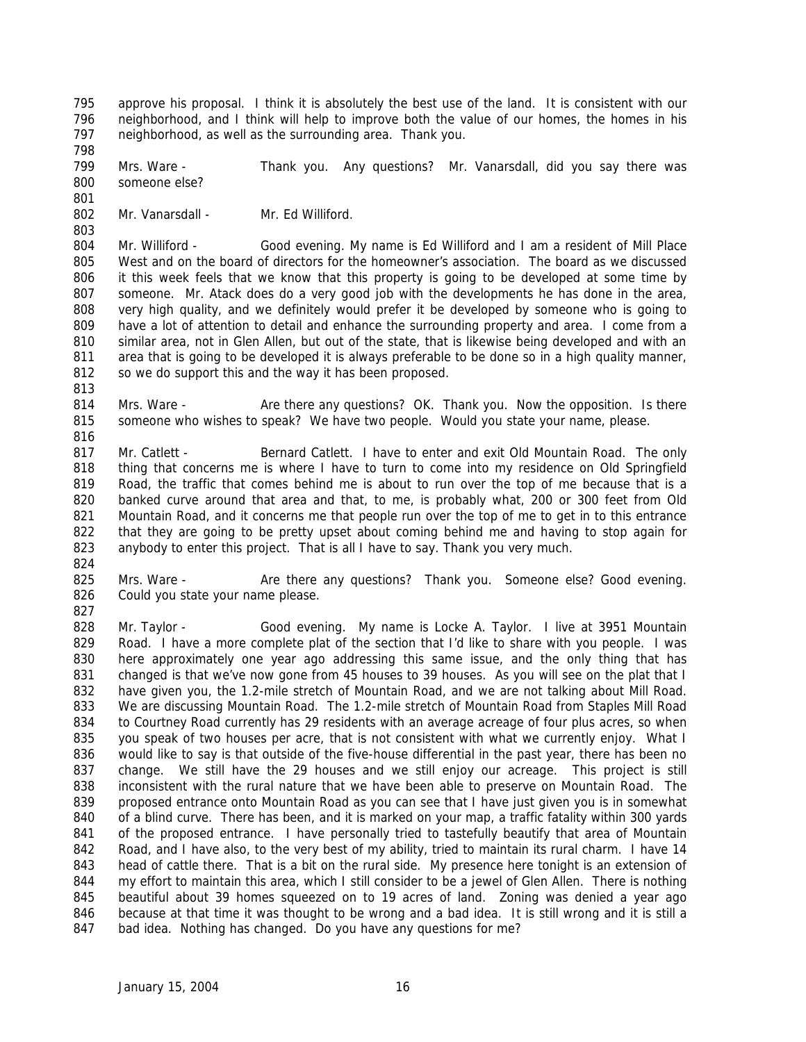approve his proposal. I think it is absolutely the best use of the land. It is consistent with our neighborhood, and I think will help to improve both the value of our homes, the homes in his neighborhood, as well as the surrounding area. Thank you.

Mrs. Ware - Thank you. Any questions? Mr. Vanarsdall, did you say there was someone else?

Mr. Vanarsdall - Mr. Ed Williford.

Mr. Williford - Good evening. My name is Ed Williford and I am a resident of Mill Place West and on the board of directors for the homeowner's association. The board as we discussed it this week feels that we know that this property is going to be developed at some time by someone. Mr. Atack does do a very good job with the developments he has done in the area, very high quality, and we definitely would prefer it be developed by someone who is going to have a lot of attention to detail and enhance the surrounding property and area. I come from a similar area, not in Glen Allen, but out of the state, that is likewise being developed and with an area that is going to be developed it is always preferable to be done so in a high quality manner, so we do support this and the way it has been proposed.

Mrs. Ware - Are there any questions? OK. Thank you. Now the opposition. Is there someone who wishes to speak? We have two people. Would you state your name, please.

Mr. Catlett - Bernard Catlett. I have to enter and exit Old Mountain Road. The only thing that concerns me is where I have to turn to come into my residence on Old Springfield Road, the traffic that comes behind me is about to run over the top of me because that is a banked curve around that area and that, to me, is probably what, 200 or 300 feet from Old Mountain Road, and it concerns me that people run over the top of me to get in to this entrance that they are going to be pretty upset about coming behind me and having to stop again for anybody to enter this project. That is all I have to say. Thank you very much.

Mrs. Ware - Are there any questions? Thank you. Someone else? Good evening. Could you state your name please.

Mr. Taylor - Good evening. My name is Locke A. Taylor. I live at 3951 Mountain Road. I have a more complete plat of the section that I'd like to share with you people. I was here approximately one year ago addressing this same issue, and the only thing that has changed is that we've now gone from 45 houses to 39 houses. As you will see on the plat that I have given you, the 1.2-mile stretch of Mountain Road, and we are not talking about Mill Road. We are discussing Mountain Road. The 1.2-mile stretch of Mountain Road from Staples Mill Road to Courtney Road currently has 29 residents with an average acreage of four plus acres, so when you speak of two houses per acre, that is not consistent with what we currently enjoy. What I would like to say is that outside of the five-house differential in the past year, there has been no change. We still have the 29 houses and we still enjoy our acreage. This project is still inconsistent with the rural nature that we have been able to preserve on Mountain Road. The proposed entrance onto Mountain Road as you can see that I have just given you is in somewhat of a blind curve. There has been, and it is marked on your map, a traffic fatality within 300 yards of the proposed entrance. I have personally tried to tastefully beautify that area of Mountain Road, and I have also, to the very best of my ability, tried to maintain its rural charm. I have 14 head of cattle there. That is a bit on the rural side. My presence here tonight is an extension of my effort to maintain this area, which I still consider to be a jewel of Glen Allen. There is nothing beautiful about 39 homes squeezed on to 19 acres of land. Zoning was denied a year ago because at that time it was thought to be wrong and a bad idea. It is still wrong and it is still a bad idea. Nothing has changed. Do you have any questions for me?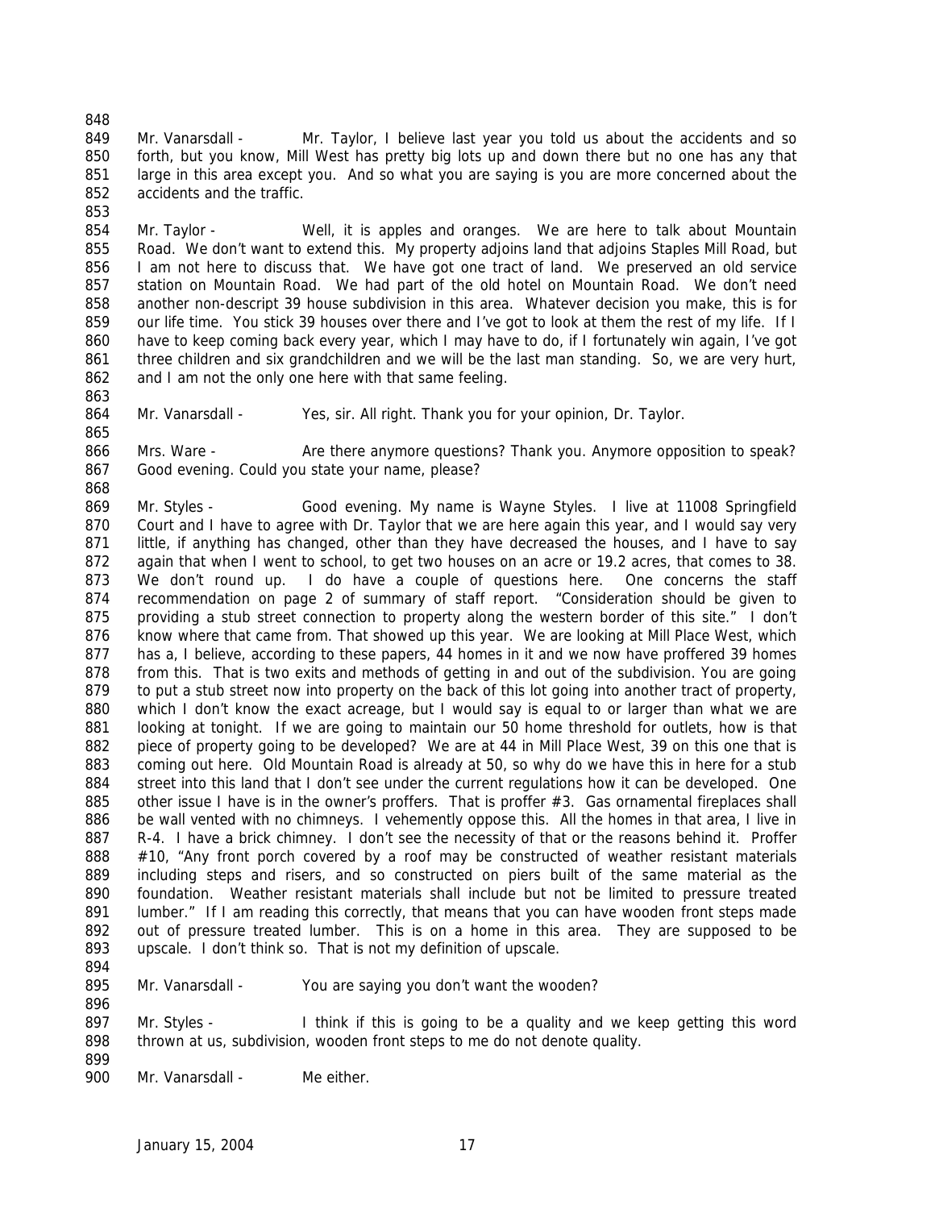Mr. Vanarsdall - Mr. Taylor, I believe last year you told us about the accidents and so forth, but you know, Mill West has pretty big lots up and down there but no one has any that large in this area except you. And so what you are saying is you are more concerned about the accidents and the traffic.

Mr. Taylor - Well, it is apples and oranges. We are here to talk about Mountain Road. We don't want to extend this. My property adjoins land that adjoins Staples Mill Road, but I am not here to discuss that. We have got one tract of land. We preserved an old service station on Mountain Road. We had part of the old hotel on Mountain Road. We don't need another non-descript 39 house subdivision in this area. Whatever decision you make, this is for our life time. You stick 39 houses over there and I've got to look at them the rest of my life. If I have to keep coming back every year, which I may have to do, if I fortunately win again, I've got three children and six grandchildren and we will be the last man standing. So, we are very hurt, and I am not the only one here with that same feeling.

Mr. Vanarsdall - Yes, sir. All right. Thank you for your opinion, Dr. Taylor.

Mrs. Ware - Are there anymore questions? Thank you. Anymore opposition to speak? Good evening. Could you state your name, please?

Mr. Styles - Good evening. My name is Wayne Styles. I live at 11008 Springfield Court and I have to agree with Dr. Taylor that we are here again this year, and I would say very little, if anything has changed, other than they have decreased the houses, and I have to say again that when I went to school, to get two houses on an acre or 19.2 acres, that comes to 38. We don't round up. I do have a couple of questions here. One concerns the staff recommendation on page 2 of summary of staff report. "Consideration should be given to providing a stub street connection to property along the western border of this site." I don't know where that came from. That showed up this year. We are looking at Mill Place West, which has a, I believe, according to these papers, 44 homes in it and we now have proffered 39 homes from this. That is two exits and methods of getting in and out of the subdivision. You are going to put a stub street now into property on the back of this lot going into another tract of property, which I don't know the exact acreage, but I would say is equal to or larger than what we are looking at tonight. If we are going to maintain our 50 home threshold for outlets, how is that piece of property going to be developed? We are at 44 in Mill Place West, 39 on this one that is coming out here. Old Mountain Road is already at 50, so why do we have this in here for a stub street into this land that I don't see under the current regulations how it can be developed. One other issue I have is in the owner's proffers. That is proffer #3. Gas ornamental fireplaces shall be wall vented with no chimneys. I vehemently oppose this. All the homes in that area, I live in R-4. I have a brick chimney. I don't see the necessity of that or the reasons behind it. Proffer #10, "Any front porch covered by a roof may be constructed of weather resistant materials including steps and risers, and so constructed on piers built of the same material as the foundation. Weather resistant materials shall include but not be limited to pressure treated lumber." If I am reading this correctly, that means that you can have wooden front steps made out of pressure treated lumber. This is on a home in this area. They are supposed to be upscale. I don't think so. That is not my definition of upscale.

Mr. Vanarsdall - You are saying you don't want the wooden?

Mr. Styles - I think if this is going to be a quality and we keep getting this word thrown at us, subdivision, wooden front steps to me do not denote quality.

Mr. Vanarsdall - Me either.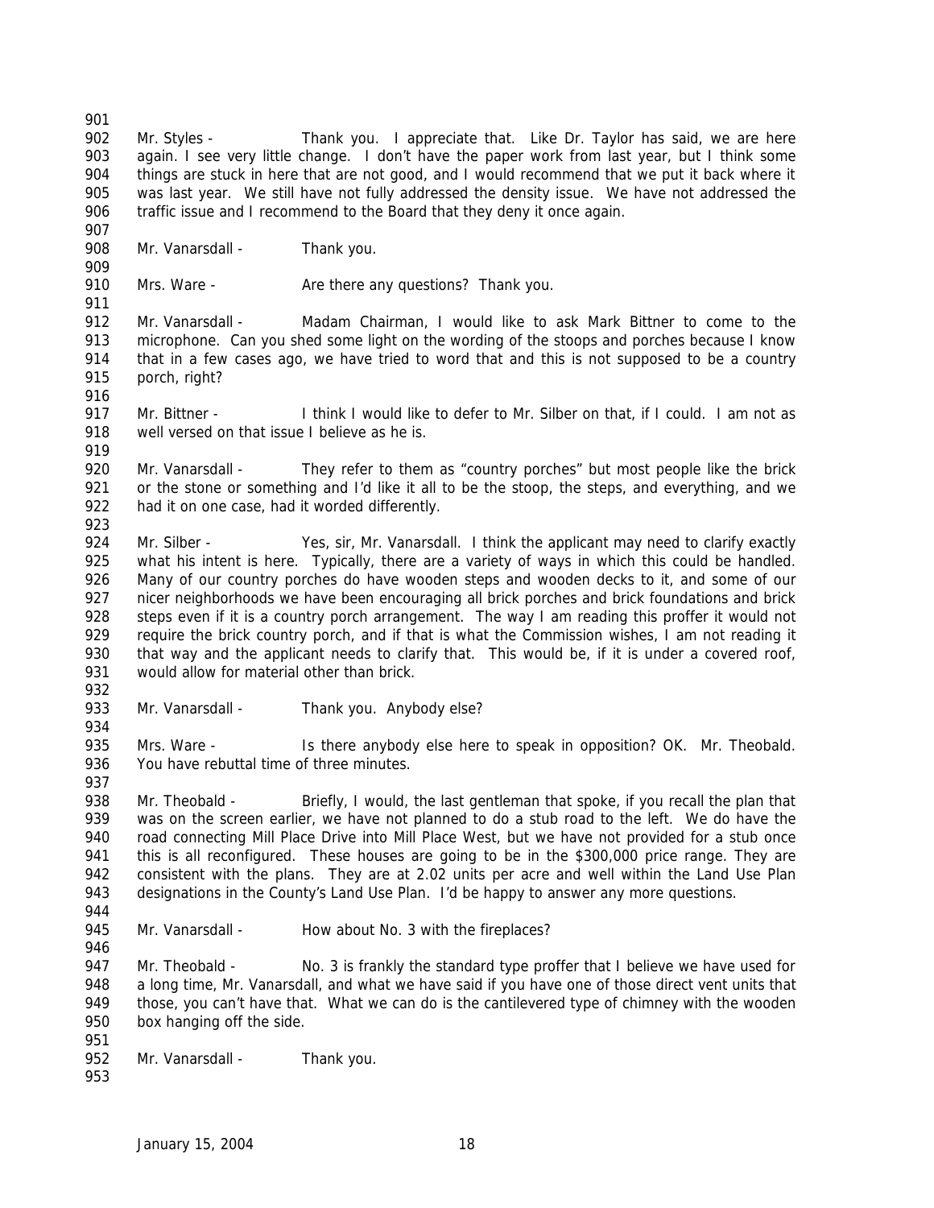Mr. Styles - Thank you. I appreciate that. Like Dr. Taylor has said, we are here again. I see very little change. I don't have the paper work from last year, but I think some things are stuck in here that are not good, and I would recommend that we put it back where it was last year. We still have not fully addressed the density issue. We have not addressed the traffic issue and I recommend to the Board that they deny it once again.

Mr. Vanarsdall - Thank you.

Mrs. Ware - Are there any questions? Thank you.

Mr. Vanarsdall - Madam Chairman, I would like to ask Mark Bittner to come to the microphone. Can you shed some light on the wording of the stoops and porches because I know that in a few cases ago, we have tried to word that and this is not supposed to be a country porch, right?

Mr. Bittner - I think I would like to defer to Mr. Silber on that, if I could. I am not as well versed on that issue I believe as he is.

Mr. Vanarsdall - They refer to them as "country porches" but most people like the brick or the stone or something and I'd like it all to be the stoop, the steps, and everything, and we had it on one case, had it worded differently.

Mr. Silber - Yes, sir, Mr. Vanarsdall. I think the applicant may need to clarify exactly what his intent is here. Typically, there are a variety of ways in which this could be handled. Many of our country porches do have wooden steps and wooden decks to it, and some of our nicer neighborhoods we have been encouraging all brick porches and brick foundations and brick steps even if it is a country porch arrangement. The way I am reading this proffer it would not require the brick country porch, and if that is what the Commission wishes, I am not reading it that way and the applicant needs to clarify that. This would be, if it is under a covered roof, would allow for material other than brick.

Mr. Vanarsdall - Thank you. Anybody else?

Mrs. Ware - Is there anybody else here to speak in opposition? OK. Mr. Theobald. You have rebuttal time of three minutes.

Mr. Theobald - Briefly, I would, the last gentleman that spoke, if you recall the plan that was on the screen earlier, we have not planned to do a stub road to the left. We do have the road connecting Mill Place Drive into Mill Place West, but we have not provided for a stub once this is all reconfigured. These houses are going to be in the $300,000 price range. They are consistent with the plans. They are at 2.02 units per acre and well within the Land Use Plan designations in the County's Land Use Plan. I'd be happy to answer any more questions.

Mr. Vanarsdall - How about No. 3 with the fireplaces?

Mr. Theobald - No. 3 is frankly the standard type proffer that I believe we have used for a long time, Mr. Vanarsdall, and what we have said if you have one of those direct vent units that those, you can't have that. What we can do is the cantilevered type of chimney with the wooden box hanging off the side.

Mr. Vanarsdall - Thank you.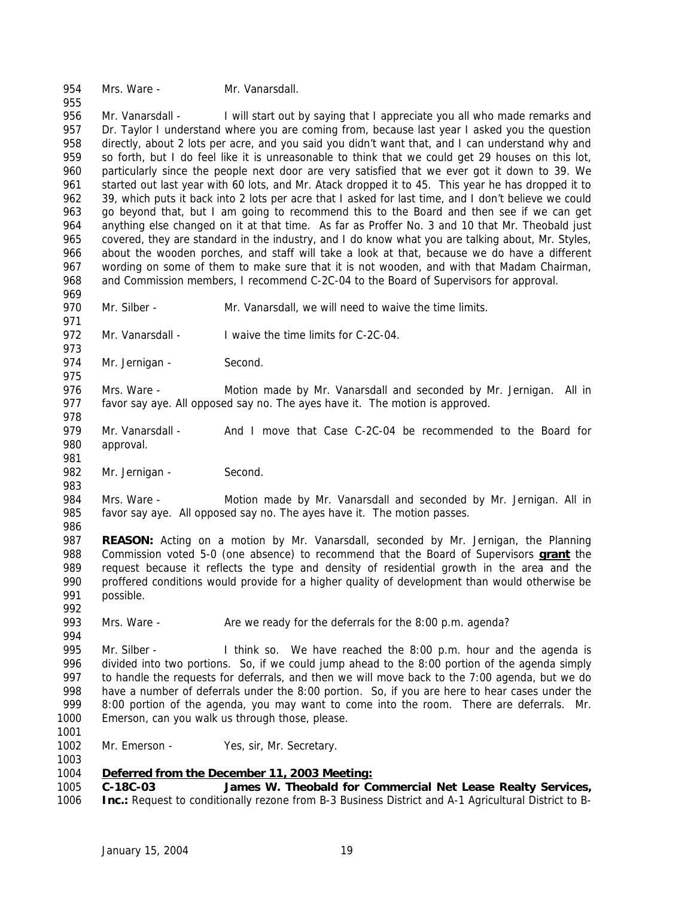Mrs. Ware - Mr. Vanarsdall.

Mr. Vanarsdall - I will start out by saying that I appreciate you all who made remarks and Dr. Taylor I understand where you are coming from, because last year I asked you the question directly, about 2 lots per acre, and you said you didn't want that, and I can understand why and so forth, but I do feel like it is unreasonable to think that we could get 29 houses on this lot, particularly since the people next door are very satisfied that we ever got it down to 39. We started out last year with 60 lots, and Mr. Atack dropped it to 45. This year he has dropped it to 39, which puts it back into 2 lots per acre that I asked for last time, and I don't believe we could go beyond that, but I am going to recommend this to the Board and then see if we can get anything else changed on it at that time. As far as Proffer No. 3 and 10 that Mr. Theobald just covered, they are standard in the industry, and I do know what you are talking about, Mr. Styles, about the wooden porches, and staff will take a look at that, because we do have a different wording on some of them to make sure that it is not wooden, and with that Madam Chairman, and Commission members, I recommend C-2C-04 to the Board of Supervisors for approval.

Mr. Silber - Mr. Vanarsdall, we will need to waive the time limits.

Mr. Vanarsdall - I waive the time limits for C-2C-04.

Mr. Jernigan - Second.

Mrs. Ware - Motion made by Mr. Vanarsdall and seconded by Mr. Jernigan. All in favor say aye. All opposed say no. The ayes have it. The motion is approved.

Mr. Vanarsdall - And I move that Case C-2C-04 be recommended to the Board for approval.

Mr. Jernigan - Second.

Mrs. Ware - Motion made by Mr. Vanarsdall and seconded by Mr. Jernigan. All in favor say aye. All opposed say no. The ayes have it. The motion passes.

**REASON:** Acting on a motion by Mr. Vanarsdall, seconded by Mr. Jernigan, the Planning Commission voted 5-0 (one absence) to recommend that the Board of Supervisors **grant** the request because it reflects the type and density of residential growth in the area and the proffered conditions would provide for a higher quality of development than would otherwise be possible.

Mrs. Ware - Are we ready for the deferrals for the 8:00 p.m. agenda?

Mr. Silber - I think so. We have reached the 8:00 p.m. hour and the agenda is divided into two portions. So, if we could jump ahead to the 8:00 portion of the agenda simply to handle the requests for deferrals, and then we will move back to the 7:00 agenda, but we do have a number of deferrals under the 8:00 portion. So, if you are here to hear cases under the 8:00 portion of the agenda, you may want to come into the room. There are deferrals. Mr. Emerson, can you walk us through those, please.

Mr. Emerson - Yes, sir, Mr. Secretary.

**Deferred from the December 11, 2003 Meeting:**

**C-18C-03 James W. Theobald for Commercial Net Lease Realty Services, Inc.:** Request to conditionally rezone from B-3 Business District and A-1 Agricultural District to B-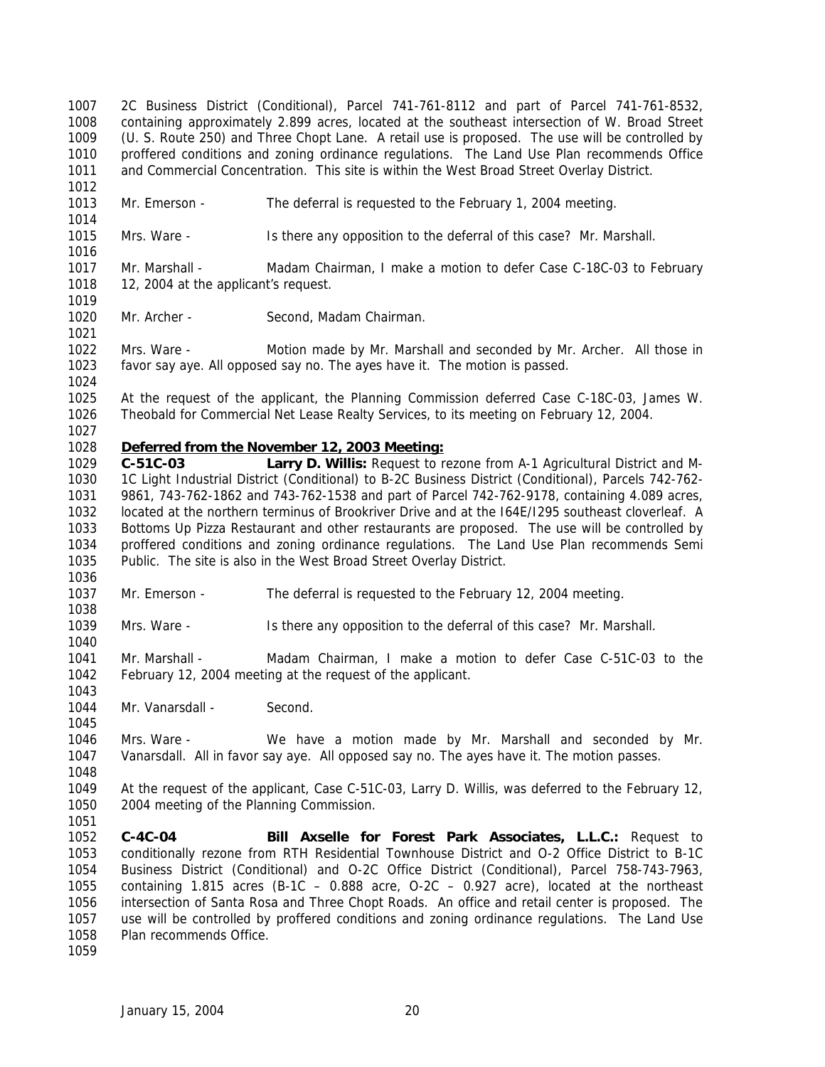2C Business District (Conditional), Parcel 741-761-8112 and part of Parcel 741-761-8532, containing approximately 2.899 acres, located at the southeast intersection of W. Broad Street (U. S. Route 250) and Three Chopt Lane. A retail use is proposed. The use will be controlled by proffered conditions and zoning ordinance regulations. The Land Use Plan recommends Office and Commercial Concentration. This site is within the West Broad Street Overlay District.

Mr. Emerson - The deferral is requested to the February 1, 2004 meeting.

Mrs. Ware - Is there any opposition to the deferral of this case? Mr. Marshall.

Mr. Marshall - Madam Chairman, I make a motion to defer Case C-18C-03 to February 12, 2004 at the applicant's request.

Mr. Archer - Second, Madam Chairman.

Mrs. Ware - Motion made by Mr. Marshall and seconded by Mr. Archer. All those in favor say aye. All opposed say no. The ayes have it. The motion is passed.

At the request of the applicant, the Planning Commission deferred Case C-18C-03, James W. Theobald for Commercial Net Lease Realty Services, to its meeting on February 12, 2004.

**Deferred from the November 12, 2003 Meeting:**

**C-51C-03 Larry D. Willis:** Request to rezone from A-1 Agricultural District and M-1C Light Industrial District (Conditional) to B-2C Business District (Conditional), Parcels 742-762-9861, 743-762-1862 and 743-762-1538 and part of Parcel 742-762-9178, containing 4.089 acres, located at the northern terminus of Brookriver Drive and at the I64E/I295 southeast cloverleaf. A Bottoms Up Pizza Restaurant and other restaurants are proposed. The use will be controlled by proffered conditions and zoning ordinance regulations. The Land Use Plan recommends Semi Public. The site is also in the West Broad Street Overlay District.

Mr. Emerson - The deferral is requested to the February 12, 2004 meeting.

Mrs. Ware - Is there any opposition to the deferral of this case? Mr. Marshall.

Mr. Marshall - Madam Chairman, I make a motion to defer Case C-51C-03 to the February 12, 2004 meeting at the request of the applicant.

Mr. Vanarsdall - Second.

Mrs. Ware - We have a motion made by Mr. Marshall and seconded by Mr. Vanarsdall. All in favor say aye. All opposed say no. The ayes have it. The motion passes.

At the request of the applicant, Case C-51C-03, Larry D. Willis, was deferred to the February 12, 2004 meeting of the Planning Commission.

**C-4C-04 Bill Axselle for Forest Park Associates, L.L.C.:** Request to conditionally rezone from RTH Residential Townhouse District and O-2 Office District to B-1C Business District (Conditional) and O-2C Office District (Conditional), Parcel 758-743-7963, containing 1.815 acres (B-1C – 0.888 acre, O-2C – 0.927 acre), located at the northeast intersection of Santa Rosa and Three Chopt Roads. An office and retail center is proposed. The use will be controlled by proffered conditions and zoning ordinance regulations. The Land Use Plan recommends Office.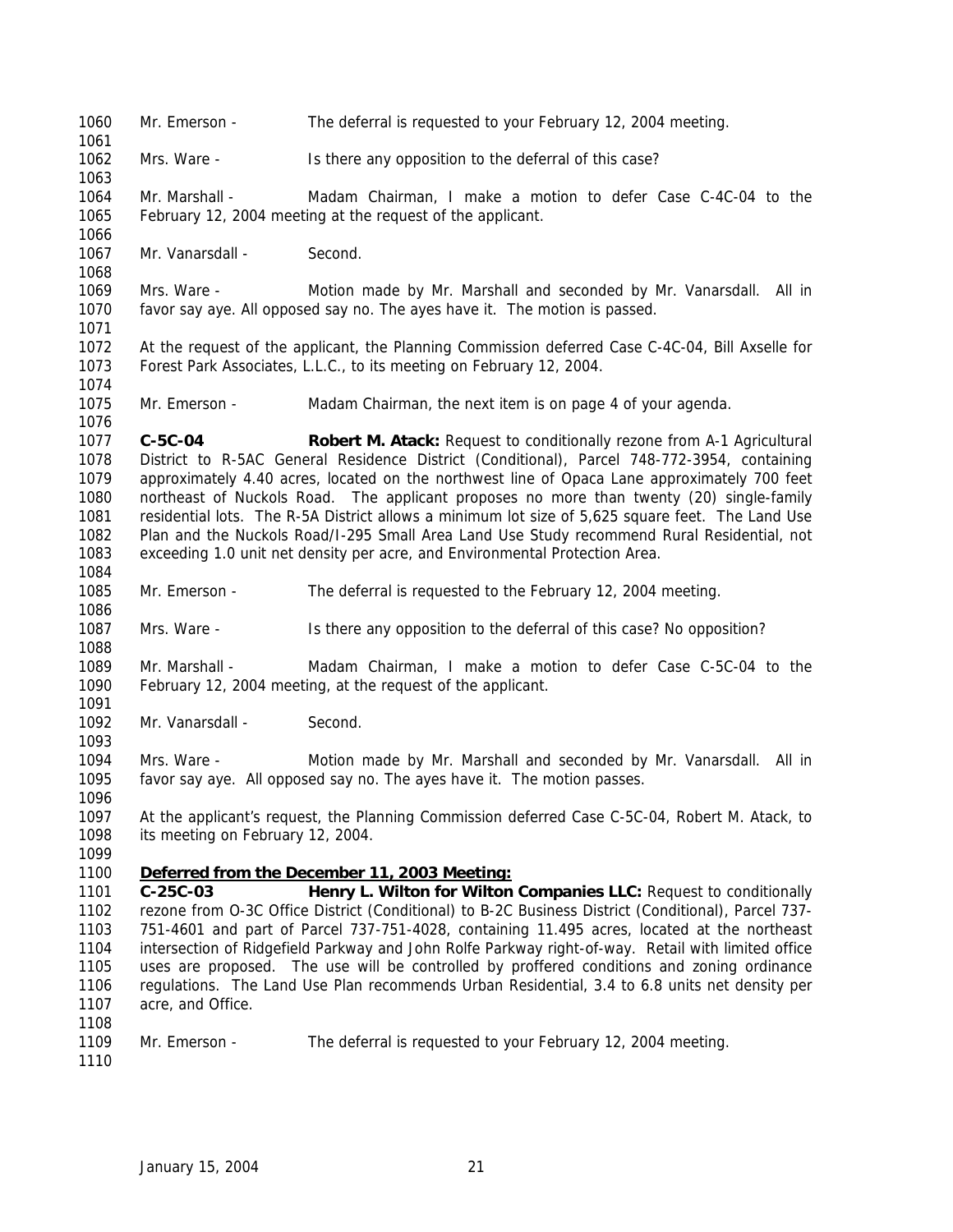Mr. Emerson - The deferral is requested to your February 12, 2004 meeting.

Mrs. Ware - Is there any opposition to the deferral of this case?

Mr. Marshall - Madam Chairman, I make a motion to defer Case C-4C-04 to the February 12, 2004 meeting at the request of the applicant.

Mr. Vanarsdall - Second.

Mrs. Ware - Motion made by Mr. Marshall and seconded by Mr. Vanarsdall. All in favor say aye. All opposed say no. The ayes have it. The motion is passed.

At the request of the applicant, the Planning Commission deferred Case C-4C-04, Bill Axselle for Forest Park Associates, L.L.C., to its meeting on February 12, 2004.

Mr. Emerson - Madam Chairman, the next item is on page 4 of your agenda.

**C-5C-04** **Robert M. Atack:** Request to conditionally rezone from A-1 Agricultural District to R-5AC General Residence District (Conditional), Parcel 748-772-3954, containing approximately 4.40 acres, located on the northwest line of Opaca Lane approximately 700 feet northeast of Nuckols Road. The applicant proposes no more than twenty (20) single-family residential lots. The R-5A District allows a minimum lot size of 5,625 square feet. The Land Use Plan and the Nuckols Road/I-295 Small Area Land Use Study recommend Rural Residential, not exceeding 1.0 unit net density per acre, and Environmental Protection Area.

Mr. Emerson - The deferral is requested to the February 12, 2004 meeting.

Mrs. Ware - Is there any opposition to the deferral of this case? No opposition?

Mr. Marshall - Madam Chairman, I make a motion to defer Case C-5C-04 to the February 12, 2004 meeting, at the request of the applicant.

Mr. Vanarsdall - Second.

Mrs. Ware - Motion made by Mr. Marshall and seconded by Mr. Vanarsdall. All in favor say aye. All opposed say no. The ayes have it. The motion passes.

At the applicant's request, the Planning Commission deferred Case C-5C-04, Robert M. Atack, to its meeting on February 12, 2004.

**Deferred from the December 11, 2003 Meeting:**

**C-25C-03** **Henry L. Wilton for Wilton Companies LLC:** Request to conditionally rezone from O-3C Office District (Conditional) to B-2C Business District (Conditional), Parcel 737-751-4601 and part of Parcel 737-751-4028, containing 11.495 acres, located at the northeast intersection of Ridgefield Parkway and John Rolfe Parkway right-of-way. Retail with limited office uses are proposed. The use will be controlled by proffered conditions and zoning ordinance regulations. The Land Use Plan recommends Urban Residential, 3.4 to 6.8 units net density per acre, and Office.

Mr. Emerson - The deferral is requested to your February 12, 2004 meeting.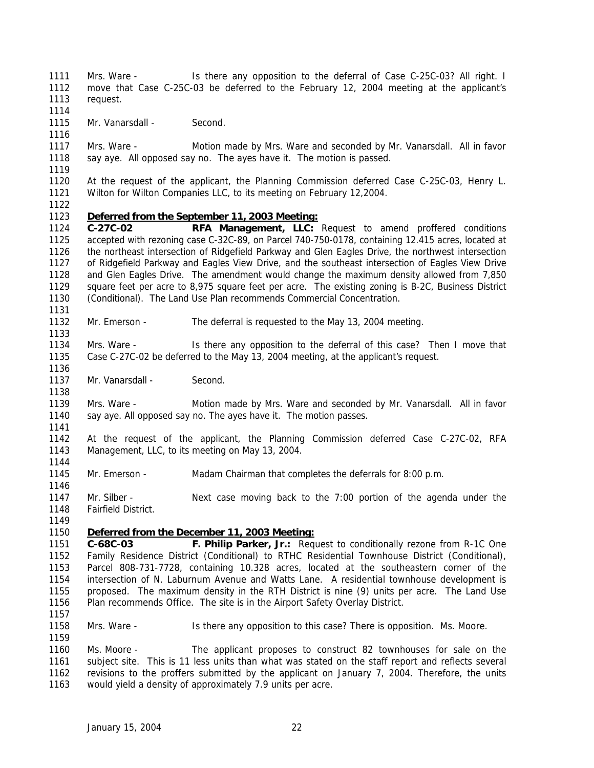Mrs. Ware - Is there any opposition to the deferral of Case C-25C-03? All right. I move that Case C-25C-03 be deferred to the February 12, 2004 meeting at the applicant's request.

Mr. Vanarsdall - Second.

Mrs. Ware - Motion made by Mrs. Ware and seconded by Mr. Vanarsdall. All in favor say aye. All opposed say no. The ayes have it. The motion is passed.

At the request of the applicant, the Planning Commission deferred Case C-25C-03, Henry L. Wilton for Wilton Companies LLC, to its meeting on February 12,2004.

**Deferred from the September 11, 2003 Meeting:**

**C-27C-02 RFA Management, LLC:** Request to amend proffered conditions accepted with rezoning case C-32C-89, on Parcel 740-750-0178, containing 12.415 acres, located at the northeast intersection of Ridgefield Parkway and Glen Eagles Drive, the northwest intersection of Ridgefield Parkway and Eagles View Drive, and the southeast intersection of Eagles View Drive and Glen Eagles Drive. The amendment would change the maximum density allowed from 7,850 square feet per acre to 8,975 square feet per acre. The existing zoning is B-2C, Business District (Conditional). The Land Use Plan recommends Commercial Concentration.

Mr. Emerson - The deferral is requested to the May 13, 2004 meeting.

Mrs. Ware - Is there any opposition to the deferral of this case? Then I move that Case C-27C-02 be deferred to the May 13, 2004 meeting, at the applicant's request.

Mr. Vanarsdall - Second.

Mrs. Ware - Motion made by Mrs. Ware and seconded by Mr. Vanarsdall. All in favor say aye. All opposed say no. The ayes have it. The motion passes.

At the request of the applicant, the Planning Commission deferred Case C-27C-02, RFA Management, LLC, to its meeting on May 13, 2004.

Mr. Emerson - Madam Chairman that completes the deferrals for 8:00 p.m.

Mr. Silber - Next case moving back to the 7:00 portion of the agenda under the Fairfield District.

**Deferred from the December 11, 2003 Meeting:**

**C-68C-03 F. Philip Parker, Jr.:** Request to conditionally rezone from R-1C One Family Residence District (Conditional) to RTHC Residential Townhouse District (Conditional), Parcel 808-731-7728, containing 10.328 acres, located at the southeastern corner of the intersection of N. Laburnum Avenue and Watts Lane. A residential townhouse development is proposed. The maximum density in the RTH District is nine (9) units per acre. The Land Use Plan recommends Office. The site is in the Airport Safety Overlay District.

Mrs. Ware - Is there any opposition to this case? There is opposition. Ms. Moore.

Ms. Moore - The applicant proposes to construct 82 townhouses for sale on the subject site. This is 11 less units than what was stated on the staff report and reflects several revisions to the proffers submitted by the applicant on January 7, 2004. Therefore, the units would yield a density of approximately 7.9 units per acre.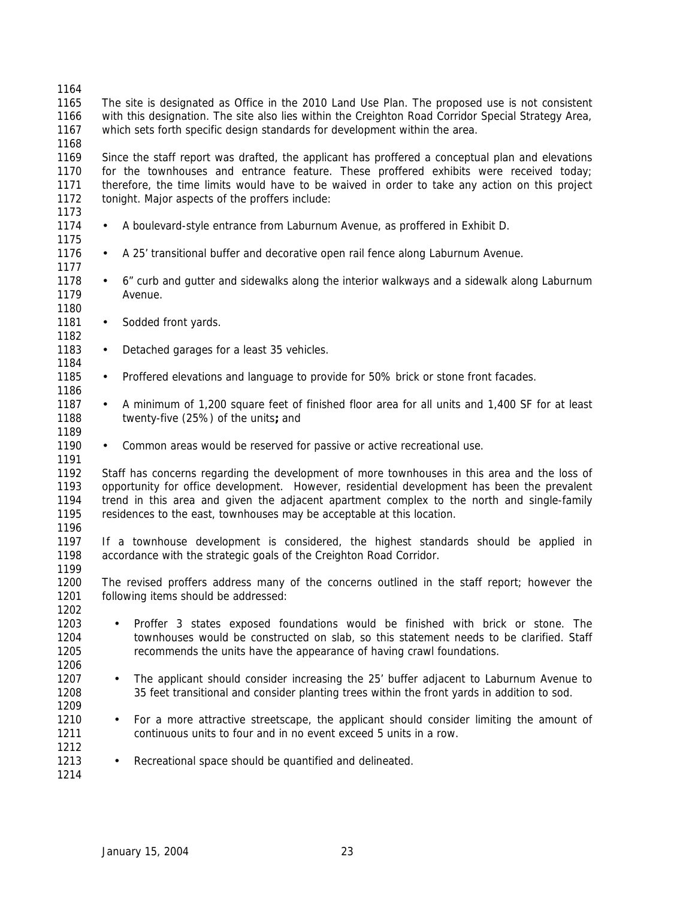The site is designated as Office in the 2010 Land Use Plan. The proposed use is not consistent with this designation. The site also lies within the Creighton Road Corridor Special Strategy Area, which sets forth specific design standards for development within the area.

Since the staff report was drafted, the applicant has proffered a conceptual plan and elevations for the townhouses and entrance feature. These proffered exhibits were received today; therefore, the time limits would have to be waived in order to take any action on this project tonight. Major aspects of the proffers include:

- A boulevard-style entrance from Laburnum Avenue, as proffered in Exhibit D.

- A 25' transitional buffer and decorative open rail fence along Laburnum Avenue.

- 6" curb and gutter and sidewalks along the interior walkways and a sidewalk along Laburnum Avenue.

- Sodded front yards.

- Detached garages for a least 35 vehicles.

- Proffered elevations and language to provide for 50% brick or stone front facades.

- A minimum of 1,200 square feet of finished floor area for all units and 1,400 SF for at least twenty-five (25%) of the units**;** and

- Common areas would be reserved for passive or active recreational use.

Staff has concerns regarding the development of more townhouses in this area and the loss of opportunity for office development. However, residential development has been the prevalent trend in this area and given the adjacent apartment complex to the north and single-family residences to the east, townhouses may be acceptable at this location.

If a townhouse development is considered, the highest standards should be applied in accordance with the strategic goals of the Creighton Road Corridor.

The revised proffers address many of the concerns outlined in the staff report; however the following items should be addressed:

- Proffer 3 states exposed foundations would be finished with brick or stone. The townhouses would be constructed on slab, so this statement needs to be clarified. Staff recommends the units have the appearance of having crawl foundations.

- The applicant should consider increasing the 25' buffer adjacent to Laburnum Avenue to 35 feet transitional and consider planting trees within the front yards in addition to sod.

- For a more attractive streetscape, the applicant should consider limiting the amount of continuous units to four and in no event exceed 5 units in a row.

- Recreational space should be quantified and delineated.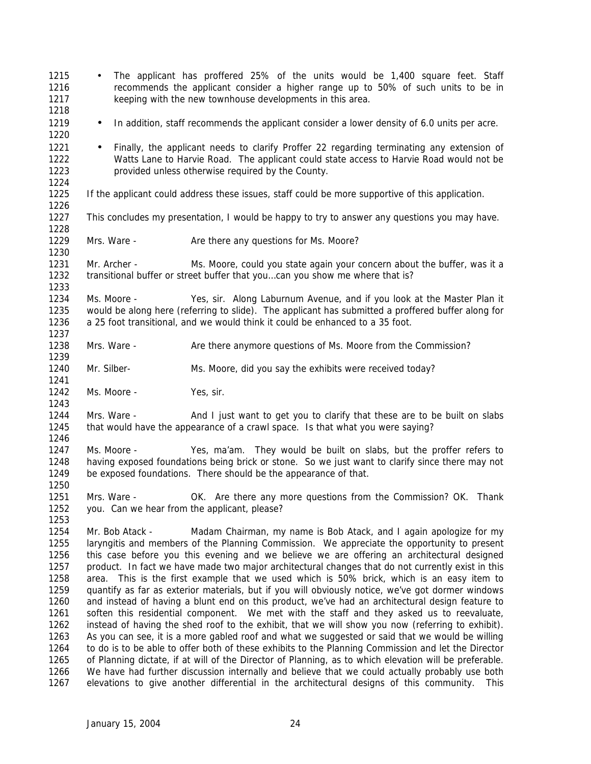- The applicant has proffered 25% of the units would be 1,400 square feet. Staff recommends the applicant consider a higher range up to 50% of such units to be in keeping with the new townhouse developments in this area.

- In addition, staff recommends the applicant consider a lower density of 6.0 units per acre.

- Finally, the applicant needs to clarify Proffer 22 regarding terminating any extension of Watts Lane to Harvie Road. The applicant could state access to Harvie Road would not be provided unless otherwise required by the County.

If the applicant could address these issues, staff could be more supportive of this application.

This concludes my presentation, I would be happy to try to answer any questions you may have.

Mrs. Ware - Are there any questions for Ms. Moore?

Mr. Archer - Ms. Moore, could you state again your concern about the buffer, was it a transitional buffer or street buffer that you…can you show me where that is?

Ms. Moore - Yes, sir. Along Laburnum Avenue, and if you look at the Master Plan it would be along here (referring to slide). The applicant has submitted a proffered buffer along for a 25 foot transitional, and we would think it could be enhanced to a 35 foot.

Mrs. Ware - Are there anymore questions of Ms. Moore from the Commission?

Mr. Silber- Ms. Moore, did you say the exhibits were received today?

Ms. Moore - Yes, sir.

Mrs. Ware - And I just want to get you to clarify that these are to be built on slabs that would have the appearance of a crawl space. Is that what you were saying?

Ms. Moore - Yes, ma'am. They would be built on slabs, but the proffer refers to having exposed foundations being brick or stone. So we just want to clarify since there may not be exposed foundations. There should be the appearance of that.

Mrs. Ware - OK. Are there any more questions from the Commission? OK. Thank you. Can we hear from the applicant, please?

Mr. Bob Atack - Madam Chairman, my name is Bob Atack, and I again apologize for my laryngitis and members of the Planning Commission. We appreciate the opportunity to present this case before you this evening and we believe we are offering an architectural designed product. In fact we have made two major architectural changes that do not currently exist in this area. This is the first example that we used which is 50% brick, which is an easy item to quantify as far as exterior materials, but if you will obviously notice, we've got dormer windows and instead of having a blunt end on this product, we've had an architectural design feature to soften this residential component. We met with the staff and they asked us to reevaluate, instead of having the shed roof to the exhibit, that we will show you now (referring to exhibit). As you can see, it is a more gabled roof and what we suggested or said that we would be willing to do is to be able to offer both of these exhibits to the Planning Commission and let the Director of Planning dictate, if at will of the Director of Planning, as to which elevation will be preferable. We have had further discussion internally and believe that we could actually probably use both elevations to give another differential in the architectural designs of this community. This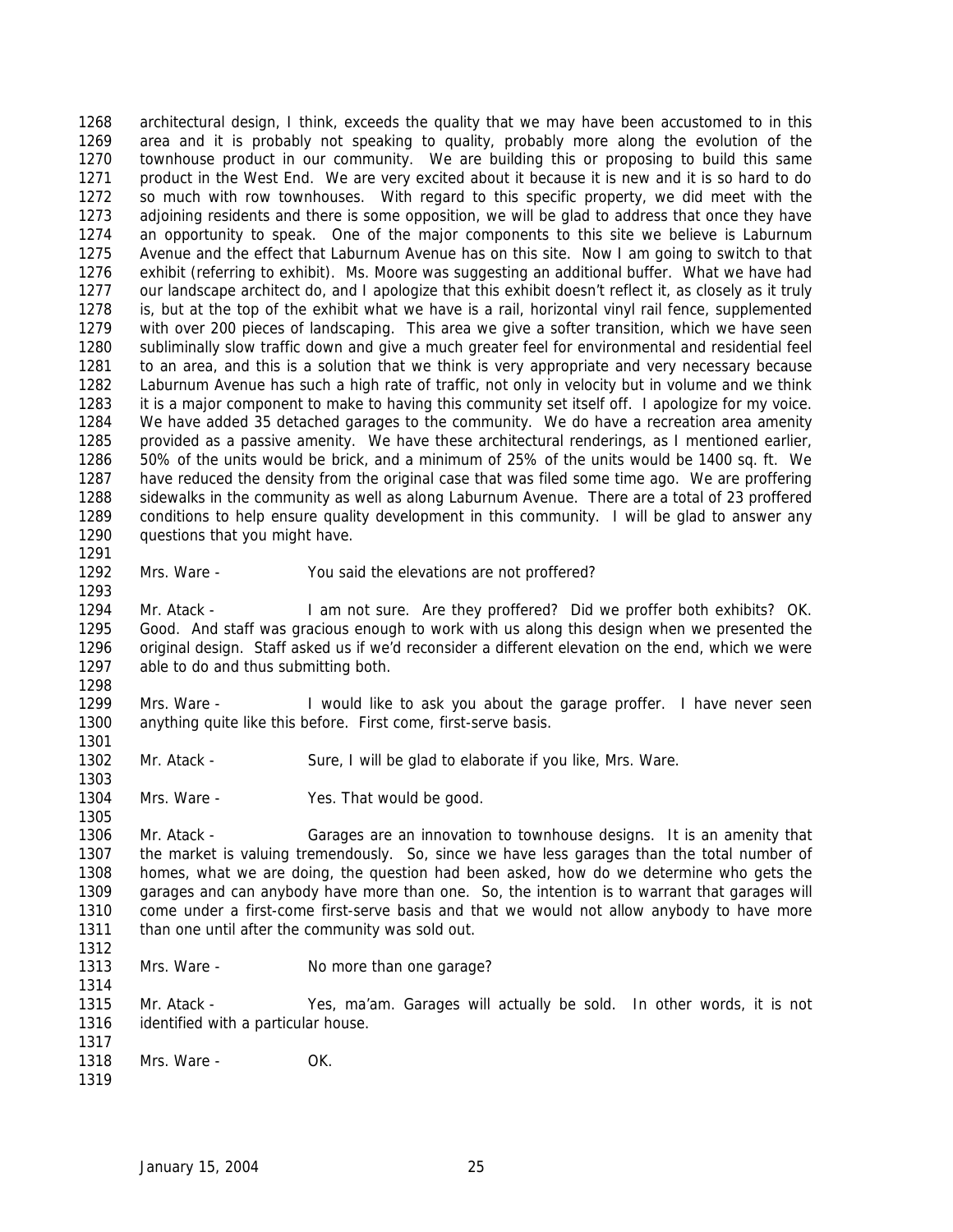architectural design, I think, exceeds the quality that we may have been accustomed to in this area and it is probably not speaking to quality, probably more along the evolution of the townhouse product in our community. We are building this or proposing to build this same product in the West End. We are very excited about it because it is new and it is so hard to do so much with row townhouses. With regard to this specific property, we did meet with the adjoining residents and there is some opposition, we will be glad to address that once they have an opportunity to speak. One of the major components to this site we believe is Laburnum Avenue and the effect that Laburnum Avenue has on this site. Now I am going to switch to that exhibit (referring to exhibit). Ms. Moore was suggesting an additional buffer. What we have had our landscape architect do, and I apologize that this exhibit doesn't reflect it, as closely as it truly is, but at the top of the exhibit what we have is a rail, horizontal vinyl rail fence, supplemented with over 200 pieces of landscaping. This area we give a softer transition, which we have seen subliminally slow traffic down and give a much greater feel for environmental and residential feel to an area, and this is a solution that we think is very appropriate and very necessary because Laburnum Avenue has such a high rate of traffic, not only in velocity but in volume and we think it is a major component to make to having this community set itself off. I apologize for my voice. We have added 35 detached garages to the community. We do have a recreation area amenity provided as a passive amenity. We have these architectural renderings, as I mentioned earlier, 50% of the units would be brick, and a minimum of 25% of the units would be 1400 sq. ft. We have reduced the density from the original case that was filed some time ago. We are proffering sidewalks in the community as well as along Laburnum Avenue. There are a total of 23 proffered conditions to help ensure quality development in this community. I will be glad to answer any questions that you might have.

Mrs. Ware - You said the elevations are not proffered?

Mr. Atack - I am not sure. Are they proffered? Did we proffer both exhibits? OK. Good. And staff was gracious enough to work with us along this design when we presented the original design. Staff asked us if we'd reconsider a different elevation on the end, which we were able to do and thus submitting both.

Mrs. Ware - I would like to ask you about the garage proffer. I have never seen anything quite like this before. First come, first-serve basis.

Mr. Atack - Sure, I will be glad to elaborate if you like, Mrs. Ware.

Mrs. Ware - Yes. That would be good.

Mr. Atack - Garages are an innovation to townhouse designs. It is an amenity that the market is valuing tremendously. So, since we have less garages than the total number of homes, what we are doing, the question had been asked, how do we determine who gets the garages and can anybody have more than one. So, the intention is to warrant that garages will come under a first-come first-serve basis and that we would not allow anybody to have more than one until after the community was sold out.

Mrs. Ware - No more than one garage?

Mr. Atack - Yes, ma'am. Garages will actually be sold. In other words, it is not identified with a particular house.

Mrs. Ware - OK.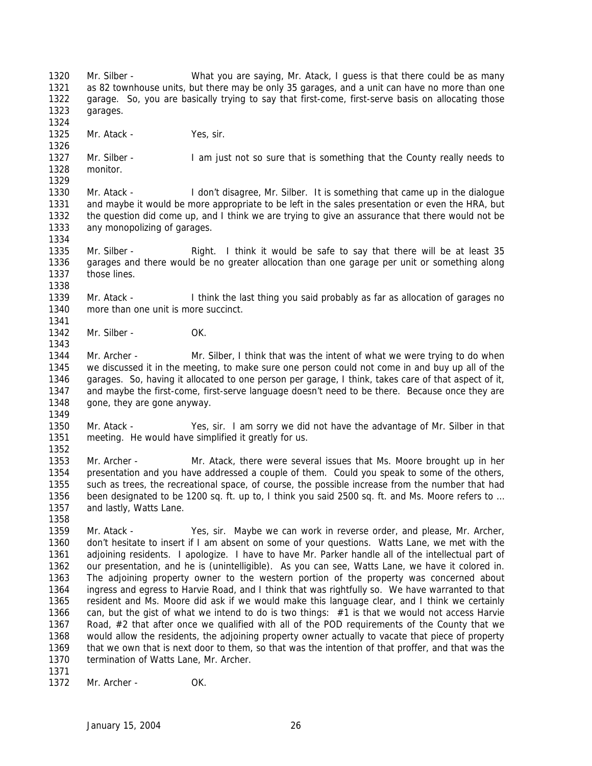1320 Mr. Silber - What you are saying, Mr. Atack, I guess is that there could be as many
1321 as 82 townhouse units, but there may be only 35 garages, and a unit can have no more than one
1322 garage. So, you are basically trying to say that first-come, first-serve basis on allocating those
1323 garages.

1324

1325 Mr. Atack - Yes, sir.

1326

1327 Mr. Silber - I am just not so sure that is something that the County really needs to
1328 monitor.

1329

1330 Mr. Atack - I don't disagree, Mr. Silber. It is something that came up in the dialogue
1331 and maybe it would be more appropriate to be left in the sales presentation or even the HRA, but
1332 the question did come up, and I think we are trying to give an assurance that there would not be
1333 any monopolizing of garages.

1334

1335 Mr. Silber - Right. I think it would be safe to say that there will be at least 35
1336 garages and there would be no greater allocation than one garage per unit or something along
1337 those lines.

1338

1339 Mr. Atack - I think the last thing you said probably as far as allocation of garages no
1340 more than one unit is more succinct.

1341

1342 Mr. Silber - OK.

1343

1344 Mr. Archer - Mr. Silber, I think that was the intent of what we were trying to do when
1345 we discussed it in the meeting, to make sure one person could not come in and buy up all of the
1346 garages. So, having it allocated to one person per garage, I think, takes care of that aspect of it,
1347 and maybe the first-come, first-serve language doesn't need to be there. Because once they are
1348 gone, they are gone anyway.

1349

1350 Mr. Atack - Yes, sir. I am sorry we did not have the advantage of Mr. Silber in that
1351 meeting. He would have simplified it greatly for us.

1352

1353 Mr. Archer - Mr. Atack, there were several issues that Ms. Moore brought up in her
1354 presentation and you have addressed a couple of them. Could you speak to some of the others,
1355 such as trees, the recreational space, of course, the possible increase from the number that had
1356 been designated to be 1200 sq. ft. up to, I think you said 2500 sq. ft. and Ms. Moore refers to ...
1357 and lastly, Watts Lane.

1358

1359 Mr. Atack - Yes, sir. Maybe we can work in reverse order, and please, Mr. Archer,
1360 don't hesitate to insert if I am absent on some of your questions. Watts Lane, we met with the
1361 adjoining residents. I apologize. I have to have Mr. Parker handle all of the intellectual part of
1362 our presentation, and he is (unintelligible). As you can see, Watts Lane, we have it colored in.
1363 The adjoining property owner to the western portion of the property was concerned about
1364 ingress and egress to Harvie Road, and I think that was rightfully so. We have warranted to that
1365 resident and Ms. Moore did ask if we would make this language clear, and I think we certainly
1366 can, but the gist of what we intend to do is two things: #1 is that we would not access Harvie
1367 Road, #2 that after once we qualified with all of the POD requirements of the County that we
1368 would allow the residents, the adjoining property owner actually to vacate that piece of property
1369 that we own that is next door to them, so that was the intention of that proffer, and that was the
1370 termination of Watts Lane, Mr. Archer.

1371

1372 Mr. Archer - OK.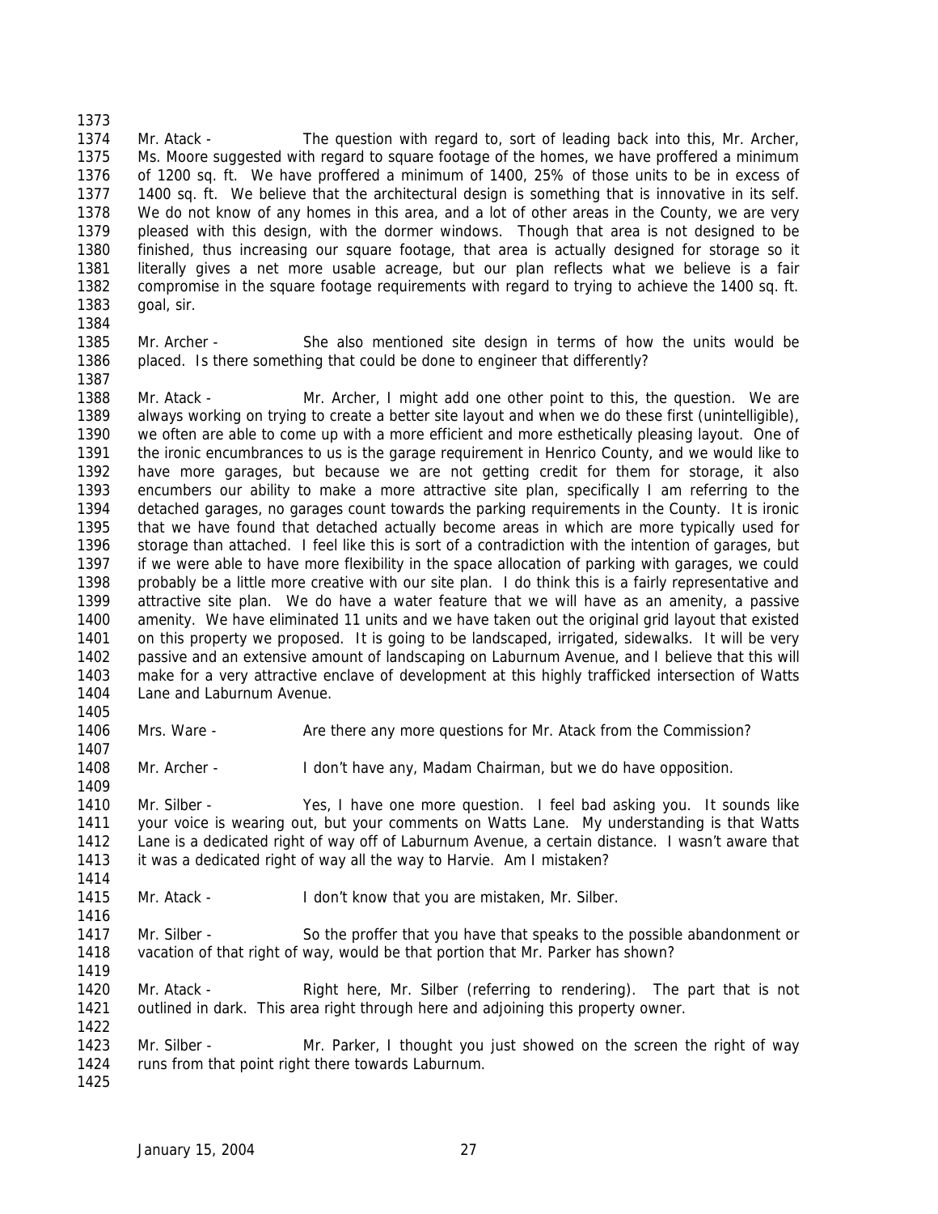Mr. Atack - The question with regard to, sort of leading back into this, Mr. Archer, Ms. Moore suggested with regard to square footage of the homes, we have proffered a minimum of 1200 sq. ft. We have proffered a minimum of 1400, 25% of those units to be in excess of 1400 sq. ft. We believe that the architectural design is something that is innovative in its self. We do not know of any homes in this area, and a lot of other areas in the County, we are very pleased with this design, with the dormer windows. Though that area is not designed to be finished, thus increasing our square footage, that area is actually designed for storage so it literally gives a net more usable acreage, but our plan reflects what we believe is a fair compromise in the square footage requirements with regard to trying to achieve the 1400 sq. ft. goal, sir.

Mr. Archer - She also mentioned site design in terms of how the units would be placed. Is there something that could be done to engineer that differently?

Mr. Atack - Mr. Archer, I might add one other point to this, the question. We are always working on trying to create a better site layout and when we do these first (unintelligible), we often are able to come up with a more efficient and more esthetically pleasing layout. One of the ironic encumbrances to us is the garage requirement in Henrico County, and we would like to have more garages, but because we are not getting credit for them for storage, it also encumbers our ability to make a more attractive site plan, specifically I am referring to the detached garages, no garages count towards the parking requirements in the County. It is ironic that we have found that detached actually become areas in which are more typically used for storage than attached. I feel like this is sort of a contradiction with the intention of garages, but if we were able to have more flexibility in the space allocation of parking with garages, we could probably be a little more creative with our site plan. I do think this is a fairly representative and attractive site plan. We do have a water feature that we will have as an amenity, a passive amenity. We have eliminated 11 units and we have taken out the original grid layout that existed on this property we proposed. It is going to be landscaped, irrigated, sidewalks. It will be very passive and an extensive amount of landscaping on Laburnum Avenue, and I believe that this will make for a very attractive enclave of development at this highly trafficked intersection of Watts Lane and Laburnum Avenue.

Mrs. Ware - Are there any more questions for Mr. Atack from the Commission?

Mr. Archer - I don't have any, Madam Chairman, but we do have opposition.

Mr. Silber - Yes, I have one more question. I feel bad asking you. It sounds like your voice is wearing out, but your comments on Watts Lane. My understanding is that Watts Lane is a dedicated right of way off of Laburnum Avenue, a certain distance. I wasn't aware that it was a dedicated right of way all the way to Harvie. Am I mistaken?

Mr. Atack - I don't know that you are mistaken, Mr. Silber.

Mr. Silber - So the proffer that you have that speaks to the possible abandonment or vacation of that right of way, would be that portion that Mr. Parker has shown?

Mr. Atack - Right here, Mr. Silber (referring to rendering). The part that is not outlined in dark. This area right through here and adjoining this property owner.

Mr. Silber - Mr. Parker, I thought you just showed on the screen the right of way runs from that point right there towards Laburnum.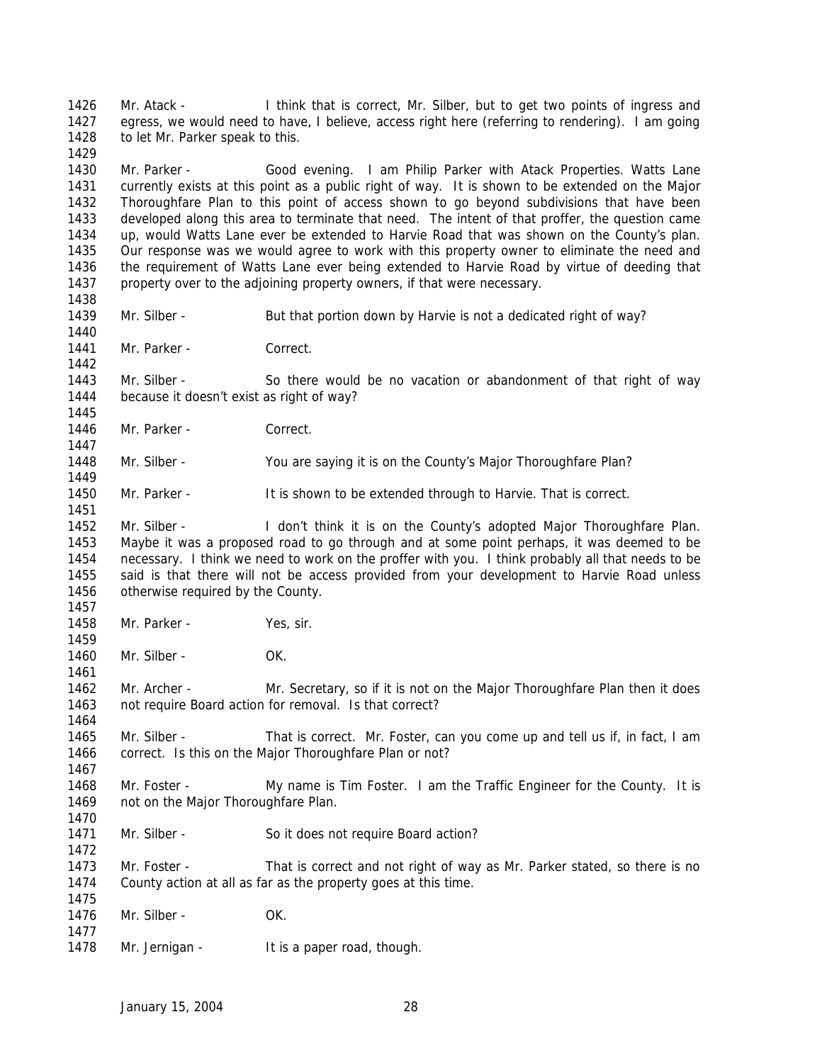1426 Mr. Atack - I think that is correct, Mr. Silber, but to get two points of ingress and
1427 egress, we would need to have, I believe, access right here (referring to rendering). I am going
1428 to let Mr. Parker speak to this.
1429
1430 Mr. Parker - Good evening. I am Philip Parker with Atack Properties. Watts Lane
1431 currently exists at this point as a public right of way. It is shown to be extended on the Major
1432 Thoroughfare Plan to this point of access shown to go beyond subdivisions that have been
1433 developed along this area to terminate that need. The intent of that proffer, the question came
1434 up, would Watts Lane ever be extended to Harvie Road that was shown on the County's plan.
1435 Our response was we would agree to work with this property owner to eliminate the need and
1436 the requirement of Watts Lane ever being extended to Harvie Road by virtue of deeding that
1437 property over to the adjoining property owners, if that were necessary.
1438
1439 Mr. Silber - But that portion down by Harvie is not a dedicated right of way?
1440
1441 Mr. Parker - Correct.
1442
1443 Mr. Silber - So there would be no vacation or abandonment of that right of way
1444 because it doesn't exist as right of way?
1445
1446 Mr. Parker - Correct.
1447
1448 Mr. Silber - You are saying it is on the County's Major Thoroughfare Plan?
1449
1450 Mr. Parker - It is shown to be extended through to Harvie. That is correct.
1451
1452 Mr. Silber - I don't think it is on the County's adopted Major Thoroughfare Plan.
1453 Maybe it was a proposed road to go through and at some point perhaps, it was deemed to be
1454 necessary. I think we need to work on the proffer with you. I think probably all that needs to be
1455 said is that there will not be access provided from your development to Harvie Road unless
1456 otherwise required by the County.
1457
1458 Mr. Parker - Yes, sir.
1459
1460 Mr. Silber - OK.
1461
1462 Mr. Archer - Mr. Secretary, so if it is not on the Major Thoroughfare Plan then it does
1463 not require Board action for removal. Is that correct?
1464
1465 Mr. Silber - That is correct. Mr. Foster, can you come up and tell us if, in fact, I am
1466 correct. Is this on the Major Thoroughfare Plan or not?
1467
1468 Mr. Foster - My name is Tim Foster. I am the Traffic Engineer for the County. It is
1469 not on the Major Thoroughfare Plan.
1470
1471 Mr. Silber - So it does not require Board action?
1472
1473 Mr. Foster - That is correct and not right of way as Mr. Parker stated, so there is no
1474 County action at all as far as the property goes at this time.
1475
1476 Mr. Silber - OK.
1477
1478 Mr. Jernigan - It is a paper road, though.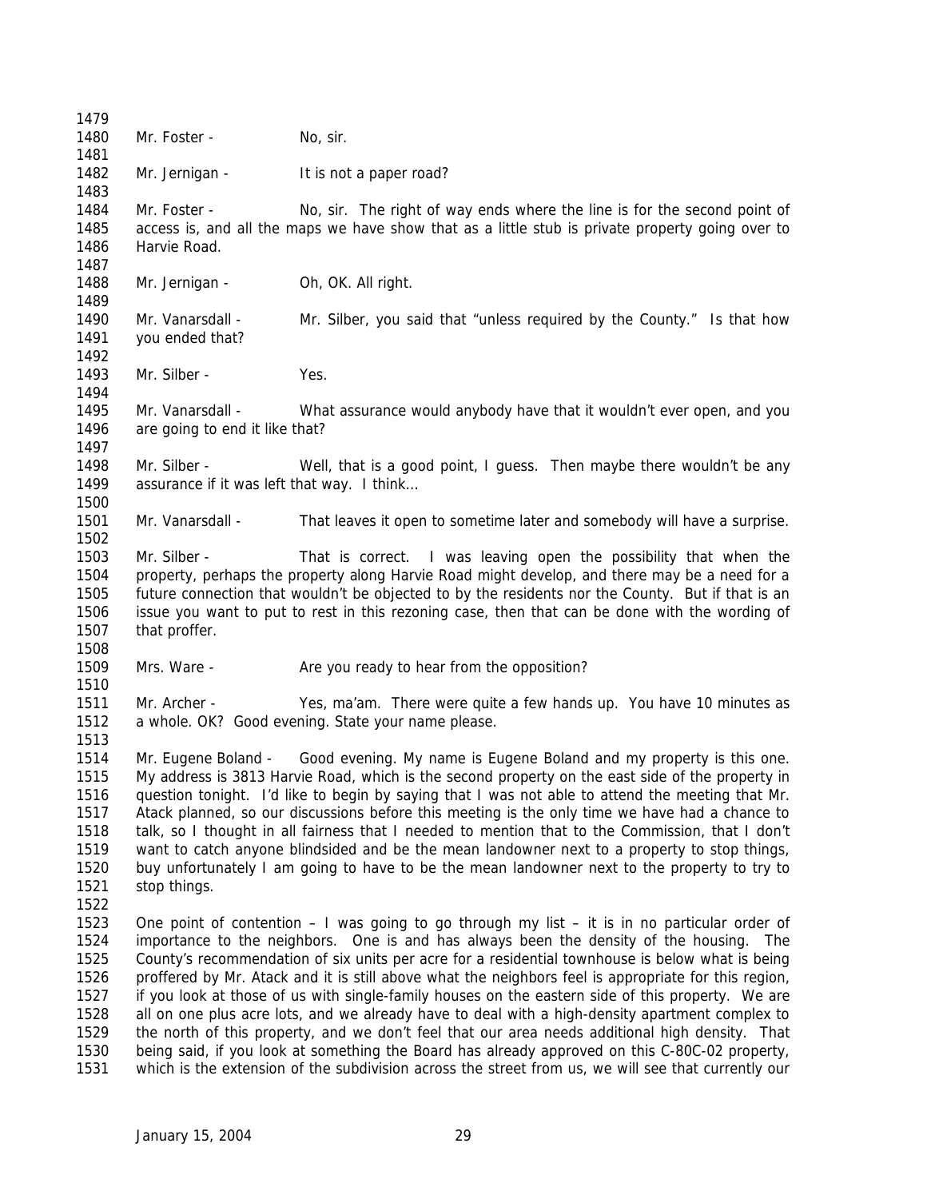Mr. Foster - No, sir.

Mr. Jernigan - It is not a paper road?

Mr. Foster - No, sir. The right of way ends where the line is for the second point of access is, and all the maps we have show that as a little stub is private property going over to Harvie Road.

Mr. Jernigan - Oh, OK. All right.

Mr. Vanarsdall - Mr. Silber, you said that "unless required by the County." Is that how you ended that?

Mr. Silber - Yes.

Mr. Vanarsdall - What assurance would anybody have that it wouldn't ever open, and you are going to end it like that?

Mr. Silber - Well, that is a good point, I guess. Then maybe there wouldn't be any assurance if it was left that way. I think…

Mr. Vanarsdall - That leaves it open to sometime later and somebody will have a surprise.

Mr. Silber - That is correct. I was leaving open the possibility that when the property, perhaps the property along Harvie Road might develop, and there may be a need for a future connection that wouldn't be objected to by the residents nor the County. But if that is an issue you want to put to rest in this rezoning case, then that can be done with the wording of that proffer.

Mrs. Ware - Are you ready to hear from the opposition?

Mr. Archer - Yes, ma'am. There were quite a few hands up. You have 10 minutes as a whole. OK? Good evening. State your name please.

Mr. Eugene Boland - Good evening. My name is Eugene Boland and my property is this one. My address is 3813 Harvie Road, which is the second property on the east side of the property in question tonight. I'd like to begin by saying that I was not able to attend the meeting that Mr. Atack planned, so our discussions before this meeting is the only time we have had a chance to talk, so I thought in all fairness that I needed to mention that to the Commission, that I don't want to catch anyone blindsided and be the mean landowner next to a property to stop things, buy unfortunately I am going to have to be the mean landowner next to the property to try to stop things.

One point of contention – I was going to go through my list – it is in no particular order of importance to the neighbors. One is and has always been the density of the housing. The County's recommendation of six units per acre for a residential townhouse is below what is being proffered by Mr. Atack and it is still above what the neighbors feel is appropriate for this region, if you look at those of us with single-family houses on the eastern side of this property. We are all on one plus acre lots, and we already have to deal with a high-density apartment complex to the north of this property, and we don't feel that our area needs additional high density. That being said, if you look at something the Board has already approved on this C-80C-02 property, which is the extension of the subdivision across the street from us, we will see that currently our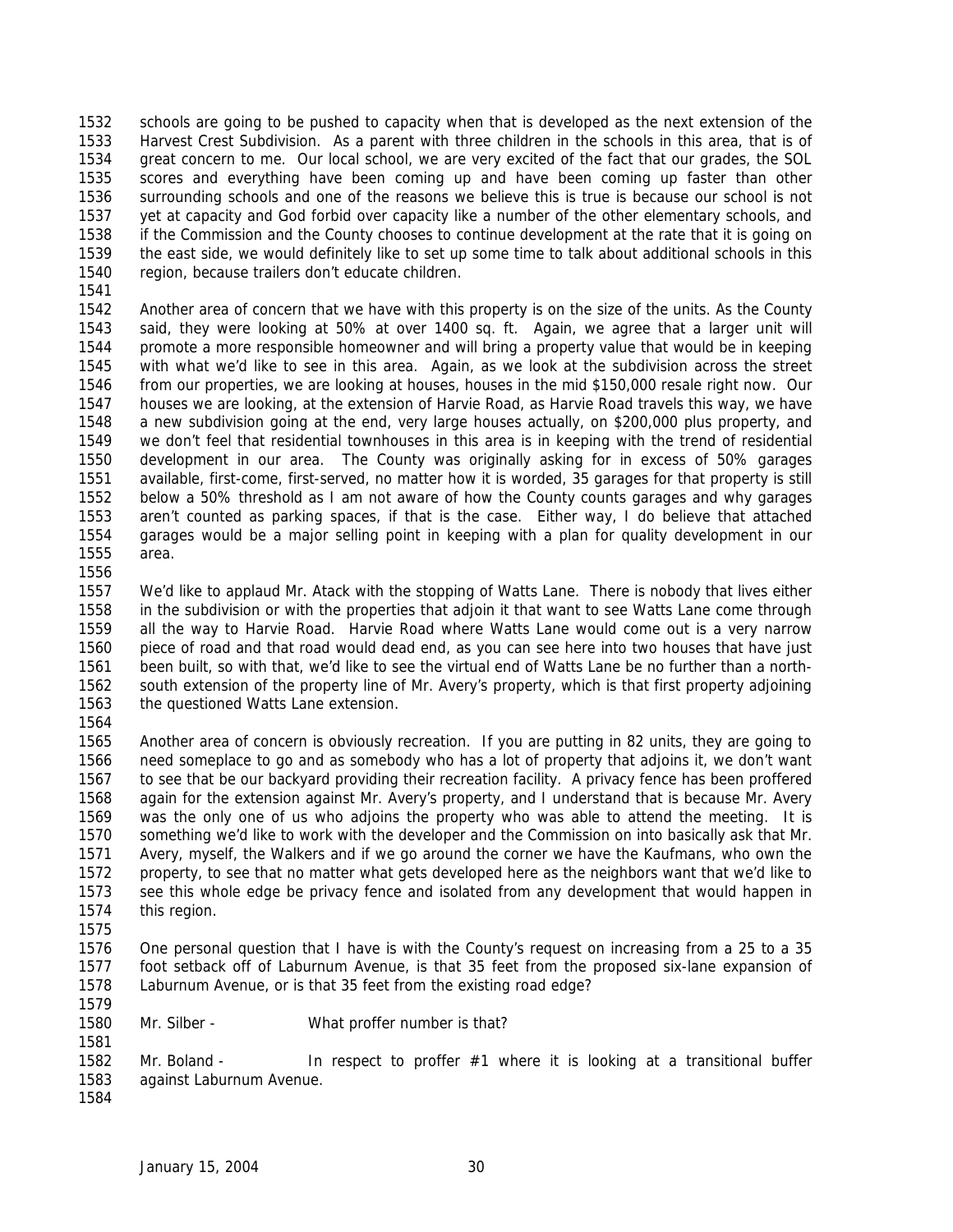schools are going to be pushed to capacity when that is developed as the next extension of the Harvest Crest Subdivision. As a parent with three children in the schools in this area, that is of great concern to me. Our local school, we are very excited of the fact that our grades, the SOL scores and everything have been coming up and have been coming up faster than other surrounding schools and one of the reasons we believe this is true is because our school is not yet at capacity and God forbid over capacity like a number of the other elementary schools, and if the Commission and the County chooses to continue development at the rate that it is going on the east side, we would definitely like to set up some time to talk about additional schools in this region, because trailers don't educate children.

Another area of concern that we have with this property is on the size of the units. As the County said, they were looking at 50% at over 1400 sq. ft. Again, we agree that a larger unit will promote a more responsible homeowner and will bring a property value that would be in keeping with what we'd like to see in this area. Again, as we look at the subdivision across the street from our properties, we are looking at houses, houses in the mid $150,000 resale right now. Our houses we are looking, at the extension of Harvie Road, as Harvie Road travels this way, we have a new subdivision going at the end, very large houses actually, on $200,000 plus property, and we don't feel that residential townhouses in this area is in keeping with the trend of residential development in our area. The County was originally asking for in excess of 50% garages available, first-come, first-served, no matter how it is worded, 35 garages for that property is still below a 50% threshold as I am not aware of how the County counts garages and why garages aren't counted as parking spaces, if that is the case. Either way, I do believe that attached garages would be a major selling point in keeping with a plan for quality development in our area.

We'd like to applaud Mr. Atack with the stopping of Watts Lane. There is nobody that lives either in the subdivision or with the properties that adjoin it that want to see Watts Lane come through all the way to Harvie Road. Harvie Road where Watts Lane would come out is a very narrow piece of road and that road would dead end, as you can see here into two houses that have just been built, so with that, we'd like to see the virtual end of Watts Lane be no further than a north-south extension of the property line of Mr. Avery's property, which is that first property adjoining the questioned Watts Lane extension.

Another area of concern is obviously recreation. If you are putting in 82 units, they are going to need someplace to go and as somebody who has a lot of property that adjoins it, we don't want to see that be our backyard providing their recreation facility. A privacy fence has been proffered again for the extension against Mr. Avery's property, and I understand that is because Mr. Avery was the only one of us who adjoins the property who was able to attend the meeting. It is something we'd like to work with the developer and the Commission on into basically ask that Mr. Avery, myself, the Walkers and if we go around the corner we have the Kaufmans, who own the property, to see that no matter what gets developed here as the neighbors want that we'd like to see this whole edge be privacy fence and isolated from any development that would happen in this region.

One personal question that I have is with the County's request on increasing from a 25 to a 35 foot setback off of Laburnum Avenue, is that 35 feet from the proposed six-lane expansion of Laburnum Avenue, or is that 35 feet from the existing road edge?

Mr. Silber - What proffer number is that?

Mr. Boland - In respect to proffer #1 where it is looking at a transitional buffer against Laburnum Avenue.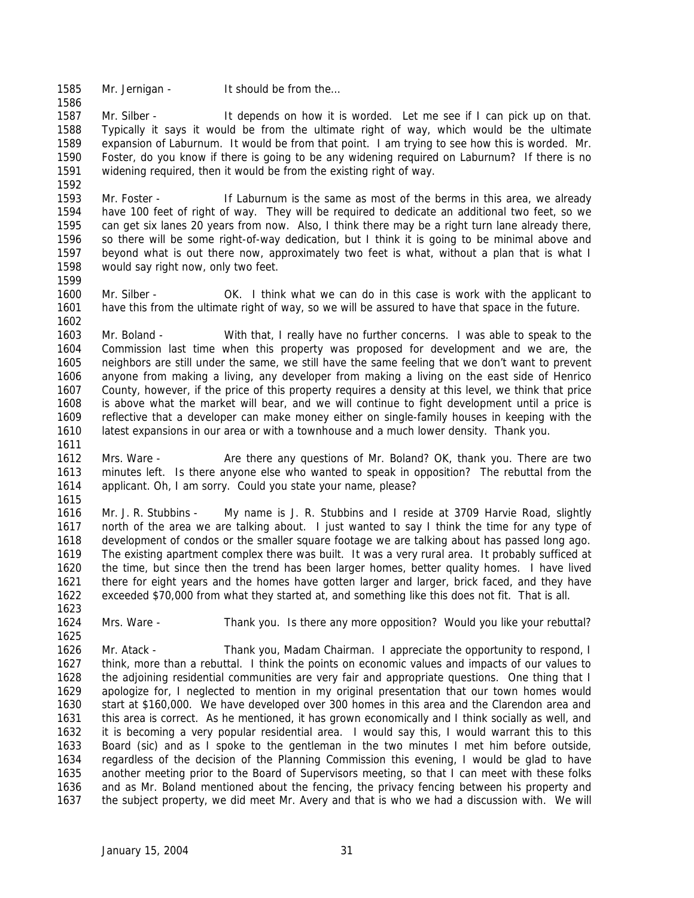Mr. Jernigan - It should be from the…

Mr. Silber - It depends on how it is worded. Let me see if I can pick up on that. Typically it says it would be from the ultimate right of way, which would be the ultimate expansion of Laburnum. It would be from that point. I am trying to see how this is worded. Mr. Foster, do you know if there is going to be any widening required on Laburnum? If there is no widening required, then it would be from the existing right of way.

Mr. Foster - If Laburnum is the same as most of the berms in this area, we already have 100 feet of right of way. They will be required to dedicate an additional two feet, so we can get six lanes 20 years from now. Also, I think there may be a right turn lane already there, so there will be some right-of-way dedication, but I think it is going to be minimal above and beyond what is out there now, approximately two feet is what, without a plan that is what I would say right now, only two feet.

Mr. Silber - OK. I think what we can do in this case is work with the applicant to have this from the ultimate right of way, so we will be assured to have that space in the future.

Mr. Boland - With that, I really have no further concerns. I was able to speak to the Commission last time when this property was proposed for development and we are, the neighbors are still under the same, we still have the same feeling that we don't want to prevent anyone from making a living, any developer from making a living on the east side of Henrico County, however, if the price of this property requires a density at this level, we think that price is above what the market will bear, and we will continue to fight development until a price is reflective that a developer can make money either on single-family houses in keeping with the latest expansions in our area or with a townhouse and a much lower density. Thank you.

Mrs. Ware - Are there any questions of Mr. Boland? OK, thank you. There are two minutes left. Is there anyone else who wanted to speak in opposition? The rebuttal from the applicant. Oh, I am sorry. Could you state your name, please?

Mr. J. R. Stubbins - My name is J. R. Stubbins and I reside at 3709 Harvie Road, slightly north of the area we are talking about. I just wanted to say I think the time for any type of development of condos or the smaller square footage we are talking about has passed long ago. The existing apartment complex there was built. It was a very rural area. It probably sufficed at the time, but since then the trend has been larger homes, better quality homes. I have lived there for eight years and the homes have gotten larger and larger, brick faced, and they have exceeded $70,000 from what they started at, and something like this does not fit. That is all.

Mrs. Ware - Thank you. Is there any more opposition? Would you like your rebuttal?

Mr. Atack - Thank you, Madam Chairman. I appreciate the opportunity to respond, I think, more than a rebuttal. I think the points on economic values and impacts of our values to the adjoining residential communities are very fair and appropriate questions. One thing that I apologize for, I neglected to mention in my original presentation that our town homes would start at $160,000. We have developed over 300 homes in this area and the Clarendon area and this area is correct. As he mentioned, it has grown economically and I think socially as well, and it is becoming a very popular residential area. I would say this, I would warrant this to this Board (sic) and as I spoke to the gentleman in the two minutes I met him before outside, regardless of the decision of the Planning Commission this evening, I would be glad to have another meeting prior to the Board of Supervisors meeting, so that I can meet with these folks and as Mr. Boland mentioned about the fencing, the privacy fencing between his property and the subject property, we did meet Mr. Avery and that is who we had a discussion with. We will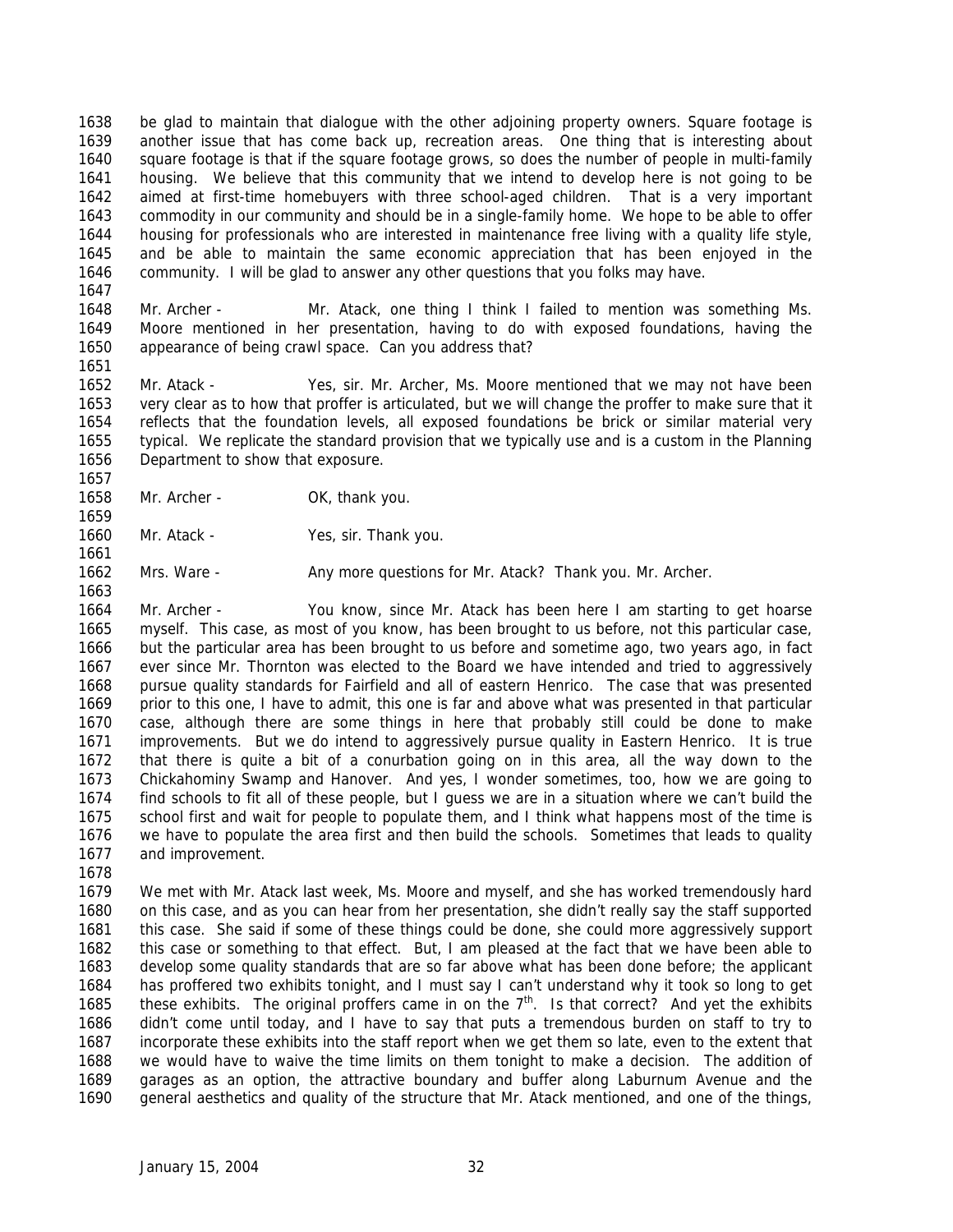be glad to maintain that dialogue with the other adjoining property owners. Square footage is another issue that has come back up, recreation areas. One thing that is interesting about square footage is that if the square footage grows, so does the number of people in multi-family housing. We believe that this community that we intend to develop here is not going to be aimed at first-time homebuyers with three school-aged children. That is a very important commodity in our community and should be in a single-family home. We hope to be able to offer housing for professionals who are interested in maintenance free living with a quality life style, and be able to maintain the same economic appreciation that has been enjoyed in the community. I will be glad to answer any other questions that you folks may have.

Mr. Archer - Mr. Atack, one thing I think I failed to mention was something Ms. Moore mentioned in her presentation, having to do with exposed foundations, having the appearance of being crawl space. Can you address that?

Mr. Atack - Yes, sir. Mr. Archer, Ms. Moore mentioned that we may not have been very clear as to how that proffer is articulated, but we will change the proffer to make sure that it reflects that the foundation levels, all exposed foundations be brick or similar material very typical. We replicate the standard provision that we typically use and is a custom in the Planning Department to show that exposure.

Mr. Archer - OK, thank you.

Mr. Atack - Yes, sir. Thank you.

Mrs. Ware - Any more questions for Mr. Atack? Thank you. Mr. Archer.

Mr. Archer - You know, since Mr. Atack has been here I am starting to get hoarse myself. This case, as most of you know, has been brought to us before, not this particular case, but the particular area has been brought to us before and sometime ago, two years ago, in fact ever since Mr. Thornton was elected to the Board we have intended and tried to aggressively pursue quality standards for Fairfield and all of eastern Henrico. The case that was presented prior to this one, I have to admit, this one is far and above what was presented in that particular case, although there are some things in here that probably still could be done to make improvements. But we do intend to aggressively pursue quality in Eastern Henrico. It is true that there is quite a bit of a conurbation going on in this area, all the way down to the Chickahominy Swamp and Hanover. And yes, I wonder sometimes, too, how we are going to find schools to fit all of these people, but I guess we are in a situation where we can't build the school first and wait for people to populate them, and I think what happens most of the time is we have to populate the area first and then build the schools. Sometimes that leads to quality and improvement.

We met with Mr. Atack last week, Ms. Moore and myself, and she has worked tremendously hard on this case, and as you can hear from her presentation, she didn't really say the staff supported this case. She said if some of these things could be done, she could more aggressively support this case or something to that effect. But, I am pleased at the fact that we have been able to develop some quality standards that are so far above what has been done before; the applicant has proffered two exhibits tonight, and I must say I can't understand why it took so long to get these exhibits. The original proffers came in on the 7th. Is that correct? And yet the exhibits didn't come until today, and I have to say that puts a tremendous burden on staff to try to incorporate these exhibits into the staff report when we get them so late, even to the extent that we would have to waive the time limits on them tonight to make a decision. The addition of garages as an option, the attractive boundary and buffer along Laburnum Avenue and the general aesthetics and quality of the structure that Mr. Atack mentioned, and one of the things,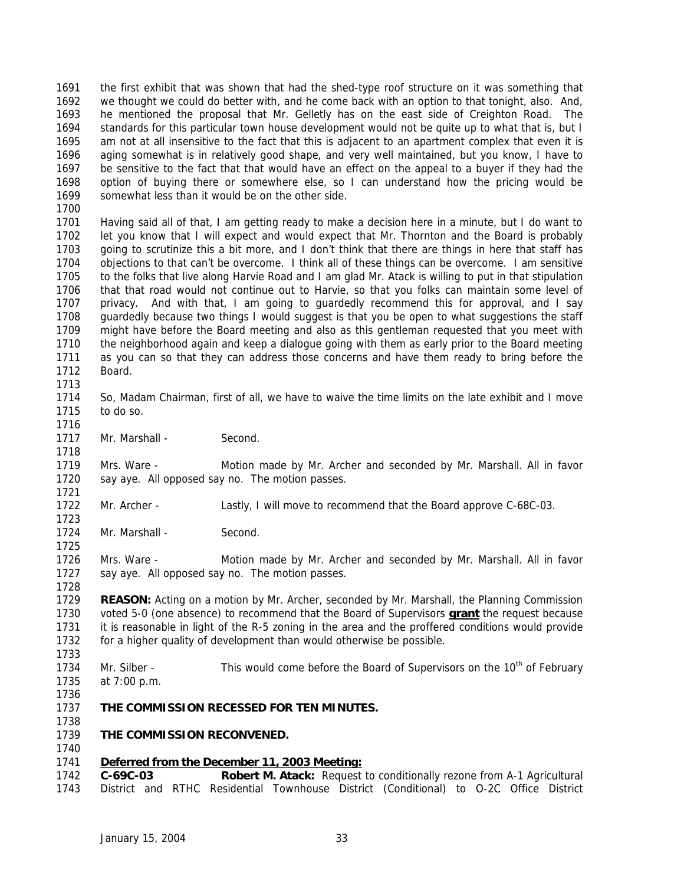the first exhibit that was shown that had the shed-type roof structure on it was something that we thought we could do better with, and he come back with an option to that tonight, also. And, he mentioned the proposal that Mr. Gelletly has on the east side of Creighton Road. The standards for this particular town house development would not be quite up to what that is, but I am not at all insensitive to the fact that this is adjacent to an apartment complex that even it is aging somewhat is in relatively good shape, and very well maintained, but you know, I have to be sensitive to the fact that that would have an effect on the appeal to a buyer if they had the option of buying there or somewhere else, so I can understand how the pricing would be somewhat less than it would be on the other side.

Having said all of that, I am getting ready to make a decision here in a minute, but I do want to let you know that I will expect and would expect that Mr. Thornton and the Board is probably going to scrutinize this a bit more, and I don't think that there are things in here that staff has objections to that can't be overcome. I think all of these things can be overcome. I am sensitive to the folks that live along Harvie Road and I am glad Mr. Atack is willing to put in that stipulation that that road would not continue out to Harvie, so that you folks can maintain some level of privacy. And with that, I am going to guardedly recommend this for approval, and I say guardedly because two things I would suggest is that you be open to what suggestions the staff might have before the Board meeting and also as this gentleman requested that you meet with the neighborhood again and keep a dialogue going with them as early prior to the Board meeting as you can so that they can address those concerns and have them ready to bring before the Board.

So, Madam Chairman, first of all, we have to waive the time limits on the late exhibit and I move to do so.

Mr. Marshall - Second.

Mrs. Ware - Motion made by Mr. Archer and seconded by Mr. Marshall. All in favor say aye. All opposed say no. The motion passes.

Mr. Archer - Lastly, I will move to recommend that the Board approve C-68C-03.

Mr. Marshall - Second.

Mrs. Ware - Motion made by Mr. Archer and seconded by Mr. Marshall. All in favor say aye. All opposed say no. The motion passes.

**REASON:** Acting on a motion by Mr. Archer, seconded by Mr. Marshall, the Planning Commission voted 5-0 (one absence) to recommend that the Board of Supervisors **grant** the request because it is reasonable in light of the R-5 zoning in the area and the proffered conditions would provide for a higher quality of development than would otherwise be possible.

Mr. Silber - This would come before the Board of Supervisors on the 10th of February at 7:00 p.m.

**THE COMMISSION RECESSED FOR TEN MINUTES.**

**THE COMMISSION RECONVENED.**

**Deferred from the December 11, 2003 Meeting:**
**C-69C-03** **Robert M. Atack:** Request to conditionally rezone from A-1 Agricultural District and RTHC Residential Townhouse District (Conditional) to O-2C Office District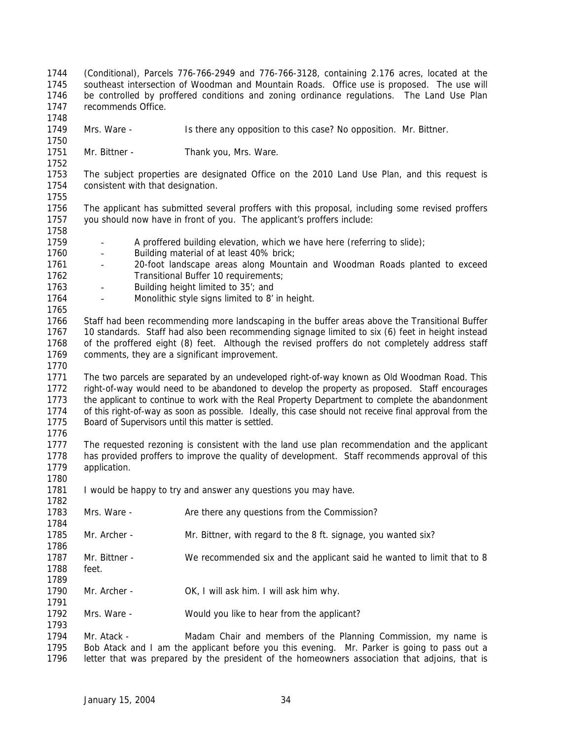(Conditional), Parcels 776-766-2949 and 776-766-3128, containing 2.176 acres, located at the southeast intersection of Woodman and Mountain Roads. Office use is proposed. The use will be controlled by proffered conditions and zoning ordinance regulations. The Land Use Plan recommends Office.

Mrs. Ware - Is there any opposition to this case? No opposition. Mr. Bittner.

Mr. Bittner - Thank you, Mrs. Ware.

The subject properties are designated Office on the 2010 Land Use Plan, and this request is consistent with that designation.

The applicant has submitted several proffers with this proposal, including some revised proffers you should now have in front of you. The applicant's proffers include:

- A proffered building elevation, which we have here (referring to slide);
- Building material of at least 40% brick;
- 20-foot landscape areas along Mountain and Woodman Roads planted to exceed Transitional Buffer 10 requirements;
- Building height limited to 35'; and
- Monolithic style signs limited to 8' in height.

Staff had been recommending more landscaping in the buffer areas above the Transitional Buffer 10 standards. Staff had also been recommending signage limited to six (6) feet in height instead of the proffered eight (8) feet. Although the revised proffers do not completely address staff comments, they are a significant improvement.

The two parcels are separated by an undeveloped right-of-way known as Old Woodman Road. This right-of-way would need to be abandoned to develop the property as proposed. Staff encourages the applicant to continue to work with the Real Property Department to complete the abandonment of this right-of-way as soon as possible. Ideally, this case should not receive final approval from the Board of Supervisors until this matter is settled.

The requested rezoning is consistent with the land use plan recommendation and the applicant has provided proffers to improve the quality of development. Staff recommends approval of this application.

I would be happy to try and answer any questions you may have.

Mrs. Ware - Are there any questions from the Commission?

Mr. Archer - Mr. Bittner, with regard to the 8 ft. signage, you wanted six?

Mr. Bittner - We recommended six and the applicant said he wanted to limit that to 8 feet.

Mr. Archer - OK, I will ask him. I will ask him why.

Mrs. Ware - Would you like to hear from the applicant?

Mr. Atack - Madam Chair and members of the Planning Commission, my name is Bob Atack and I am the applicant before you this evening. Mr. Parker is going to pass out a letter that was prepared by the president of the homeowners association that adjoins, that is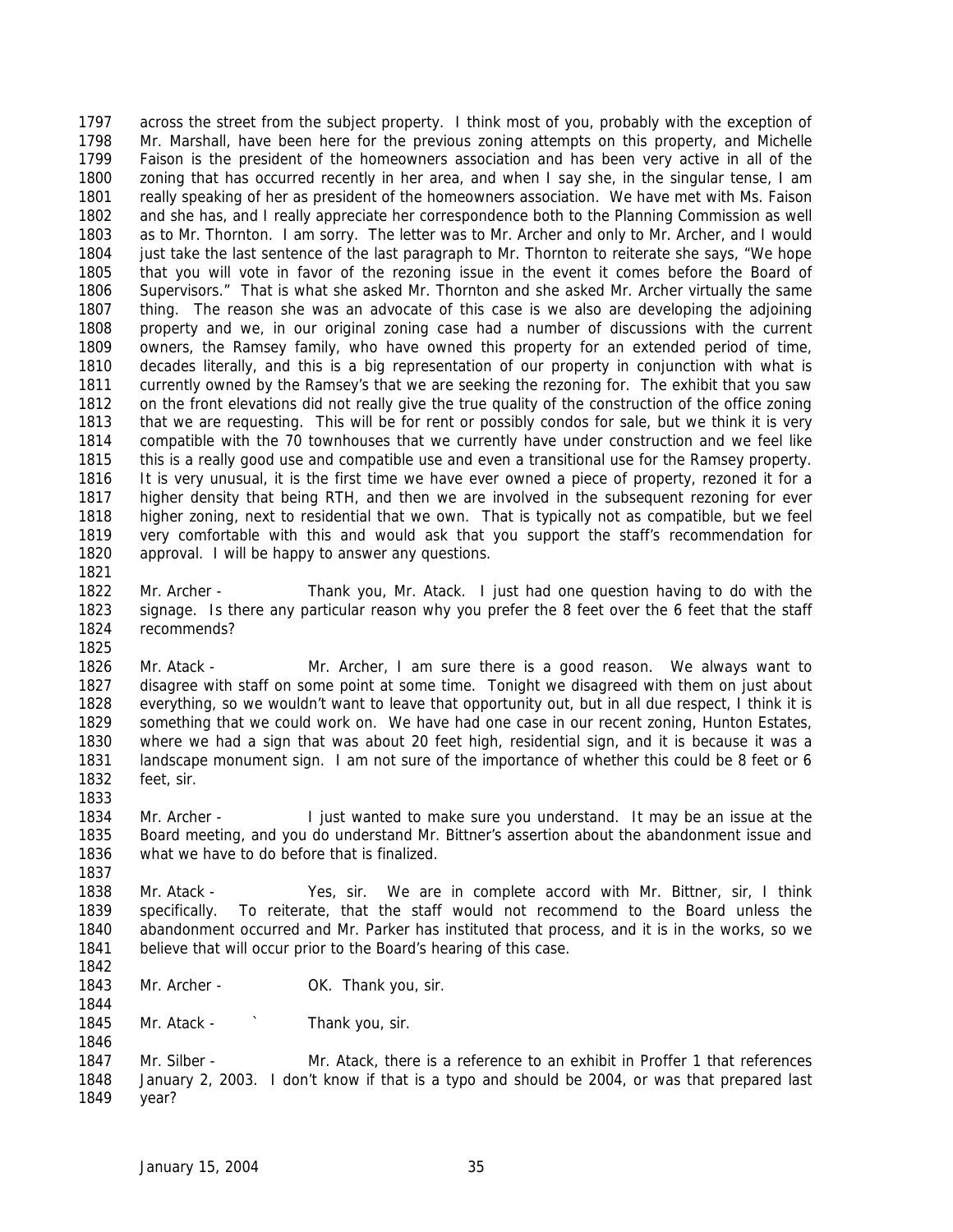across the street from the subject property. I think most of you, probably with the exception of Mr. Marshall, have been here for the previous zoning attempts on this property, and Michelle Faison is the president of the homeowners association and has been very active in all of the zoning that has occurred recently in her area, and when I say she, in the singular tense, I am really speaking of her as president of the homeowners association. We have met with Ms. Faison and she has, and I really appreciate her correspondence both to the Planning Commission as well as to Mr. Thornton. I am sorry. The letter was to Mr. Archer and only to Mr. Archer, and I would just take the last sentence of the last paragraph to Mr. Thornton to reiterate she says, "We hope that you will vote in favor of the rezoning issue in the event it comes before the Board of Supervisors." That is what she asked Mr. Thornton and she asked Mr. Archer virtually the same thing. The reason she was an advocate of this case is we also are developing the adjoining property and we, in our original zoning case had a number of discussions with the current owners, the Ramsey family, who have owned this property for an extended period of time, decades literally, and this is a big representation of our property in conjunction with what is currently owned by the Ramsey's that we are seeking the rezoning for. The exhibit that you saw on the front elevations did not really give the true quality of the construction of the office zoning that we are requesting. This will be for rent or possibly condos for sale, but we think it is very compatible with the 70 townhouses that we currently have under construction and we feel like this is a really good use and compatible use and even a transitional use for the Ramsey property. It is very unusual, it is the first time we have ever owned a piece of property, rezoned it for a higher density that being RTH, and then we are involved in the subsequent rezoning for ever higher zoning, next to residential that we own. That is typically not as compatible, but we feel very comfortable with this and would ask that you support the staff's recommendation for approval. I will be happy to answer any questions.

Mr. Archer - Thank you, Mr. Atack. I just had one question having to do with the signage. Is there any particular reason why you prefer the 8 feet over the 6 feet that the staff recommends?

Mr. Atack - Mr. Archer, I am sure there is a good reason. We always want to disagree with staff on some point at some time. Tonight we disagreed with them on just about everything, so we wouldn't want to leave that opportunity out, but in all due respect, I think it is something that we could work on. We have had one case in our recent zoning, Hunton Estates, where we had a sign that was about 20 feet high, residential sign, and it is because it was a landscape monument sign. I am not sure of the importance of whether this could be 8 feet or 6 feet, sir.

Mr. Archer - I just wanted to make sure you understand. It may be an issue at the Board meeting, and you do understand Mr. Bittner's assertion about the abandonment issue and what we have to do before that is finalized.

Mr. Atack - Yes, sir. We are in complete accord with Mr. Bittner, sir, I think specifically. To reiterate, that the staff would not recommend to the Board unless the abandonment occurred and Mr. Parker has instituted that process, and it is in the works, so we believe that will occur prior to the Board's hearing of this case.

Mr. Archer - OK. Thank you, sir.

Mr. Atack - ` Thank you, sir.

Mr. Silber - Mr. Atack, there is a reference to an exhibit in Proffer 1 that references January 2, 2003. I don't know if that is a typo and should be 2004, or was that prepared last year?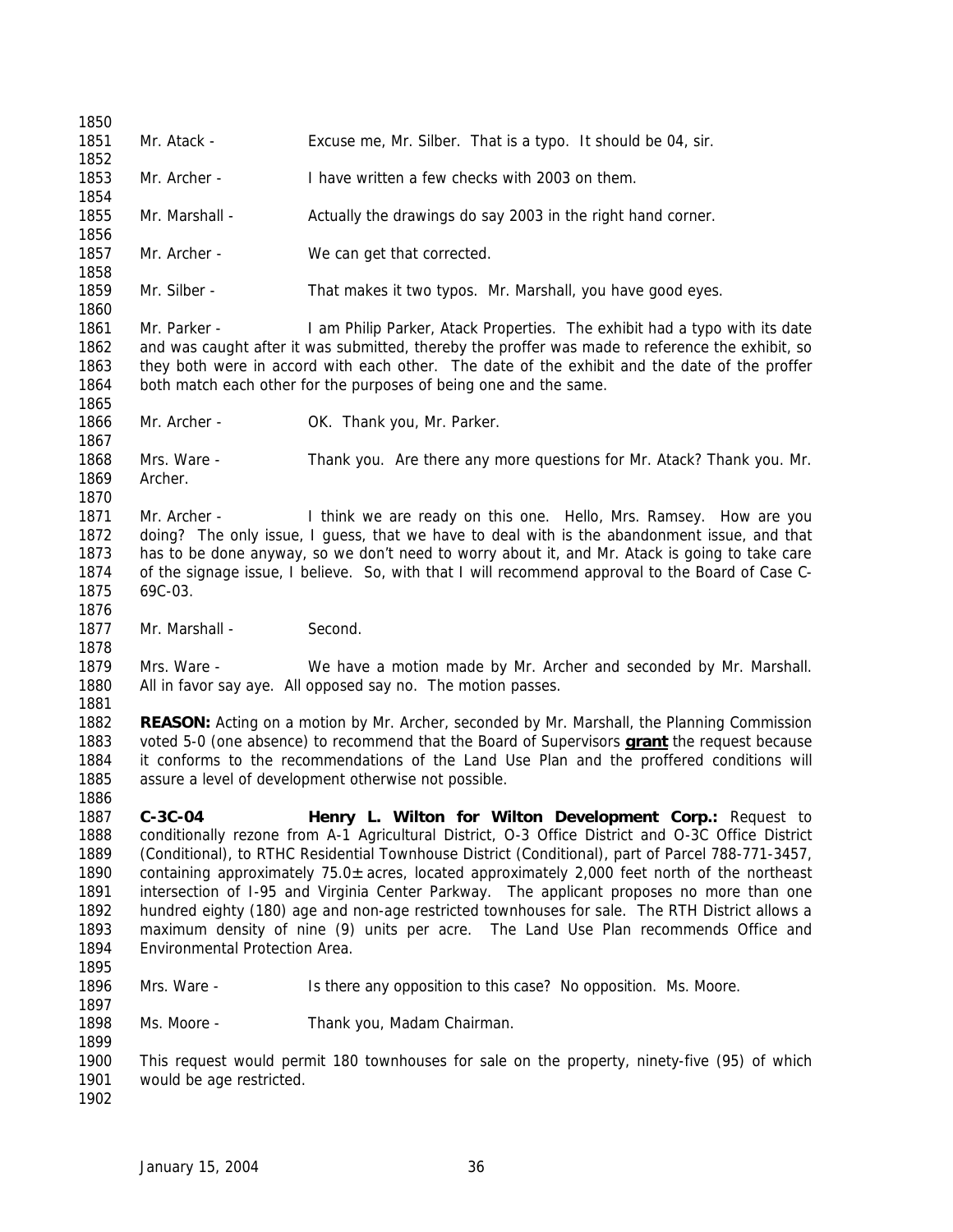Mr. Atack - Excuse me, Mr. Silber. That is a typo. It should be 04, sir.

Mr. Archer - I have written a few checks with 2003 on them.

Mr. Marshall - Actually the drawings do say 2003 in the right hand corner.

Mr. Archer - We can get that corrected.

Mr. Silber - That makes it two typos. Mr. Marshall, you have good eyes.

Mr. Parker - I am Philip Parker, Atack Properties. The exhibit had a typo with its date and was caught after it was submitted, thereby the proffer was made to reference the exhibit, so they both were in accord with each other. The date of the exhibit and the date of the proffer both match each other for the purposes of being one and the same.

Mr. Archer - OK. Thank you, Mr. Parker.

Mrs. Ware - Thank you. Are there any more questions for Mr. Atack? Thank you. Mr. Archer.

Mr. Archer - I think we are ready on this one. Hello, Mrs. Ramsey. How are you doing? The only issue, I guess, that we have to deal with is the abandonment issue, and that has to be done anyway, so we don't need to worry about it, and Mr. Atack is going to take care of the signage issue, I believe. So, with that I will recommend approval to the Board of Case C-69C-03.

Mr. Marshall - Second.

Mrs. Ware - We have a motion made by Mr. Archer and seconded by Mr. Marshall. All in favor say aye. All opposed say no. The motion passes.

**REASON:** Acting on a motion by Mr. Archer, seconded by Mr. Marshall, the Planning Commission voted 5-0 (one absence) to recommend that the Board of Supervisors **grant** the request because it conforms to the recommendations of the Land Use Plan and the proffered conditions will assure a level of development otherwise not possible.

**C-3C-04 Henry L. Wilton for Wilton Development Corp.:** Request to conditionally rezone from A-1 Agricultural District, O-3 Office District and O-3C Office District (Conditional), to RTHC Residential Townhouse District (Conditional), part of Parcel 788-771-3457, containing approximately 75.0± acres, located approximately 2,000 feet north of the northeast intersection of I-95 and Virginia Center Parkway. The applicant proposes no more than one hundred eighty (180) age and non-age restricted townhouses for sale. The RTH District allows a maximum density of nine (9) units per acre. The Land Use Plan recommends Office and Environmental Protection Area.

Mrs. Ware - Is there any opposition to this case? No opposition. Ms. Moore.

Ms. Moore - Thank you, Madam Chairman.

This request would permit 180 townhouses for sale on the property, ninety-five (95) of which would be age restricted.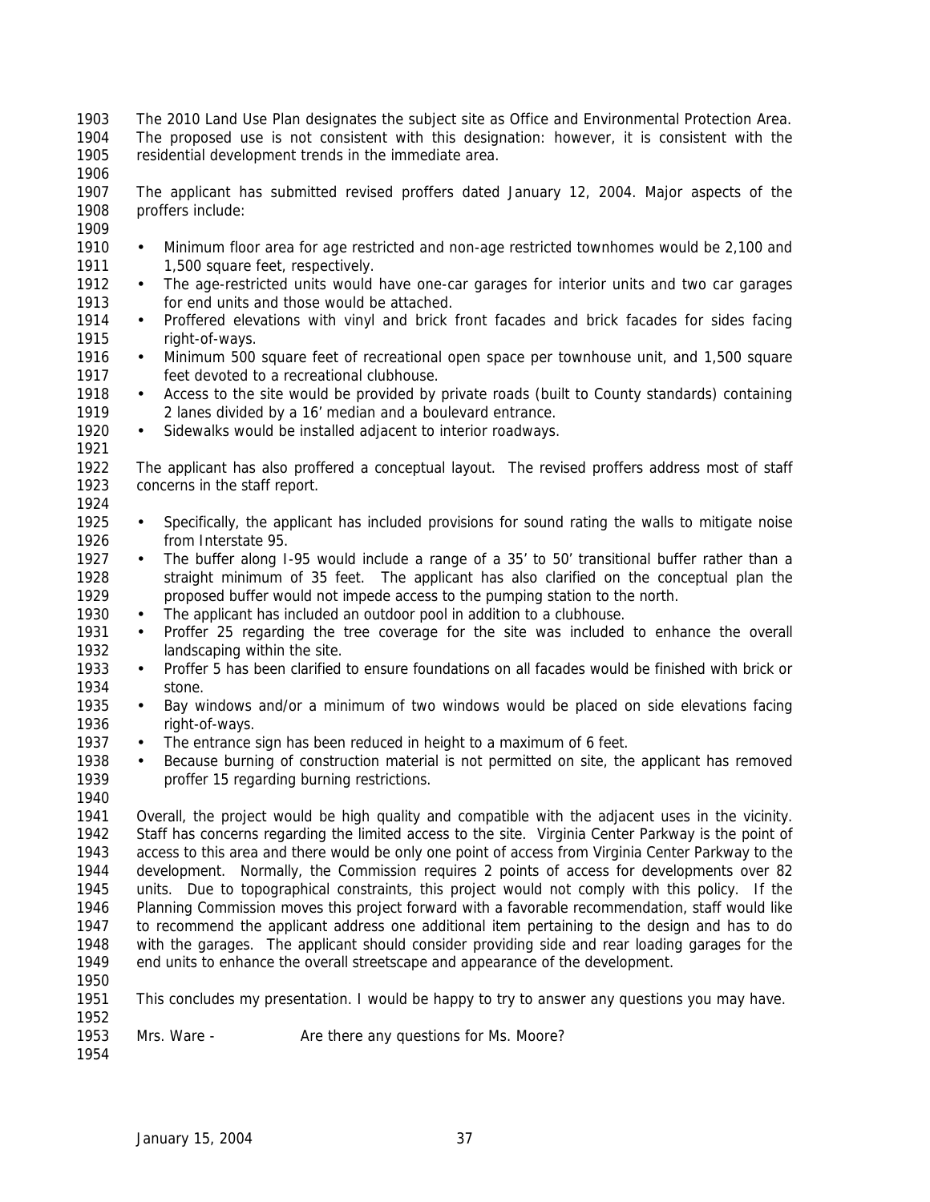The 2010 Land Use Plan designates the subject site as Office and Environmental Protection Area. The proposed use is not consistent with this designation: however, it is consistent with the residential development trends in the immediate area.

The applicant has submitted revised proffers dated January 12, 2004. Major aspects of the proffers include:

- Minimum floor area for age restricted and non-age restricted townhomes would be 2,100 and 1,500 square feet, respectively.
- The age-restricted units would have one-car garages for interior units and two car garages for end units and those would be attached.
- Proffered elevations with vinyl and brick front facades and brick facades for sides facing right-of-ways.
- Minimum 500 square feet of recreational open space per townhouse unit, and 1,500 square feet devoted to a recreational clubhouse.
- Access to the site would be provided by private roads (built to County standards) containing 2 lanes divided by a 16' median and a boulevard entrance.
- Sidewalks would be installed adjacent to interior roadways.

The applicant has also proffered a conceptual layout. The revised proffers address most of staff concerns in the staff report.

- Specifically, the applicant has included provisions for sound rating the walls to mitigate noise from Interstate 95.
- The buffer along I-95 would include a range of a 35' to 50' transitional buffer rather than a straight minimum of 35 feet. The applicant has also clarified on the conceptual plan the proposed buffer would not impede access to the pumping station to the north.
- The applicant has included an outdoor pool in addition to a clubhouse.
- Proffer 25 regarding the tree coverage for the site was included to enhance the overall landscaping within the site.
- Proffer 5 has been clarified to ensure foundations on all facades would be finished with brick or stone.
- Bay windows and/or a minimum of two windows would be placed on side elevations facing right-of-ways.
- The entrance sign has been reduced in height to a maximum of 6 feet.
- Because burning of construction material is not permitted on site, the applicant has removed proffer 15 regarding burning restrictions.

Overall, the project would be high quality and compatible with the adjacent uses in the vicinity. Staff has concerns regarding the limited access to the site. Virginia Center Parkway is the point of access to this area and there would be only one point of access from Virginia Center Parkway to the development. Normally, the Commission requires 2 points of access for developments over 82 units. Due to topographical constraints, this project would not comply with this policy. If the Planning Commission moves this project forward with a favorable recommendation, staff would like to recommend the applicant address one additional item pertaining to the design and has to do with the garages. The applicant should consider providing side and rear loading garages for the end units to enhance the overall streetscape and appearance of the development.

This concludes my presentation. I would be happy to try to answer any questions you may have.

Mrs. Ware - Are there any questions for Ms. Moore?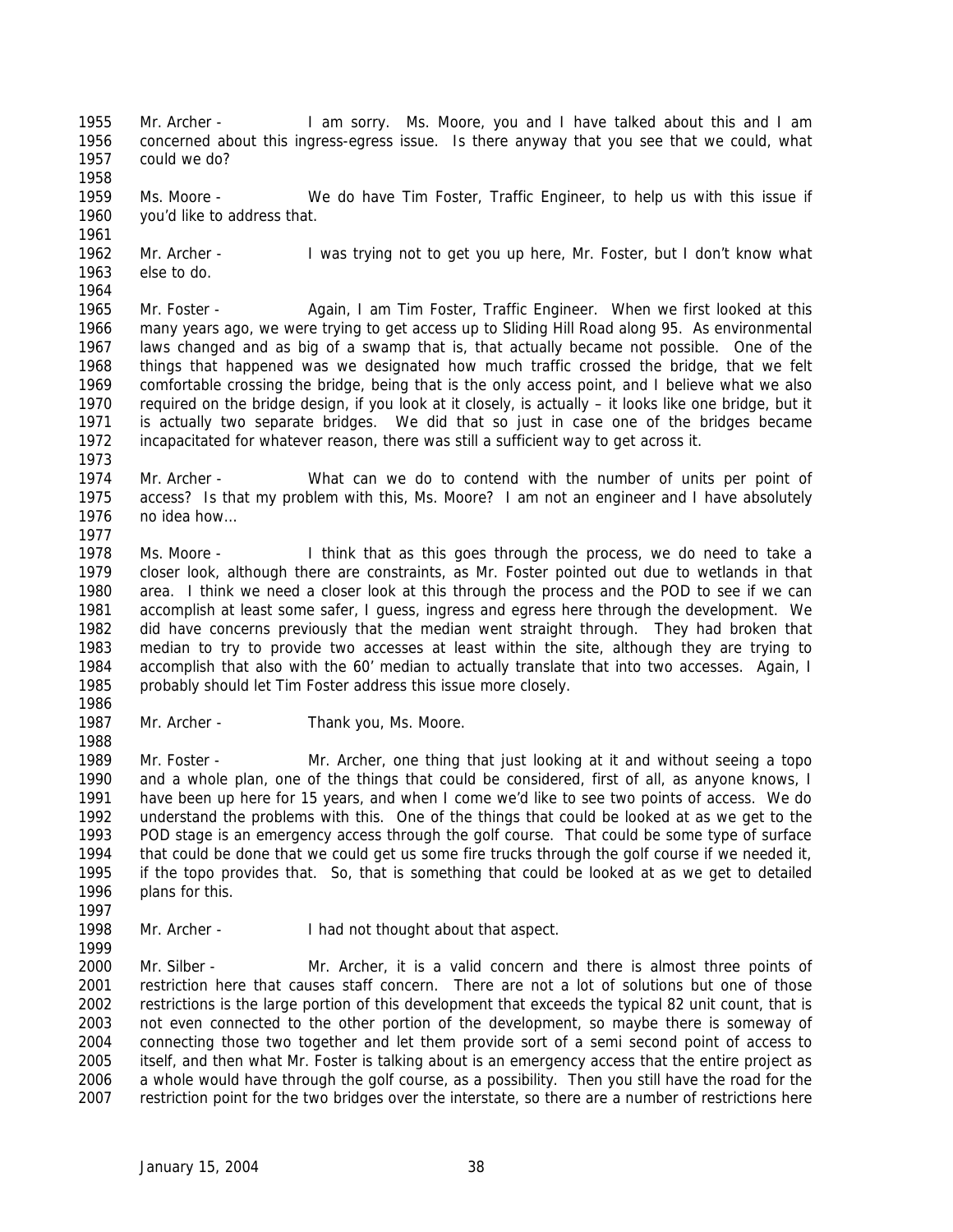Mr. Archer - I am sorry. Ms. Moore, you and I have talked about this and I am concerned about this ingress-egress issue. Is there anyway that you see that we could, what could we do?

Ms. Moore - We do have Tim Foster, Traffic Engineer, to help us with this issue if you'd like to address that.

Mr. Archer - I was trying not to get you up here, Mr. Foster, but I don't know what else to do.

Mr. Foster - Again, I am Tim Foster, Traffic Engineer. When we first looked at this many years ago, we were trying to get access up to Sliding Hill Road along 95. As environmental laws changed and as big of a swamp that is, that actually became not possible. One of the things that happened was we designated how much traffic crossed the bridge, that we felt comfortable crossing the bridge, being that is the only access point, and I believe what we also required on the bridge design, if you look at it closely, is actually – it looks like one bridge, but it is actually two separate bridges. We did that so just in case one of the bridges became incapacitated for whatever reason, there was still a sufficient way to get across it.

Mr. Archer - What can we do to contend with the number of units per point of access? Is that my problem with this, Ms. Moore? I am not an engineer and I have absolutely no idea how…

Ms. Moore - I think that as this goes through the process, we do need to take a closer look, although there are constraints, as Mr. Foster pointed out due to wetlands in that area. I think we need a closer look at this through the process and the POD to see if we can accomplish at least some safer, I guess, ingress and egress here through the development. We did have concerns previously that the median went straight through. They had broken that median to try to provide two accesses at least within the site, although they are trying to accomplish that also with the 60' median to actually translate that into two accesses. Again, I probably should let Tim Foster address this issue more closely.

Mr. Archer - Thank you, Ms. Moore.

Mr. Foster - Mr. Archer, one thing that just looking at it and without seeing a topo and a whole plan, one of the things that could be considered, first of all, as anyone knows, I have been up here for 15 years, and when I come we'd like to see two points of access. We do understand the problems with this. One of the things that could be looked at as we get to the POD stage is an emergency access through the golf course. That could be some type of surface that could be done that we could get us some fire trucks through the golf course if we needed it, if the topo provides that. So, that is something that could be looked at as we get to detailed plans for this.

Mr. Archer - I had not thought about that aspect.

Mr. Silber - Mr. Archer, it is a valid concern and there is almost three points of restriction here that causes staff concern. There are not a lot of solutions but one of those restrictions is the large portion of this development that exceeds the typical 82 unit count, that is not even connected to the other portion of the development, so maybe there is someway of connecting those two together and let them provide sort of a semi second point of access to itself, and then what Mr. Foster is talking about is an emergency access that the entire project as a whole would have through the golf course, as a possibility. Then you still have the road for the restriction point for the two bridges over the interstate, so there are a number of restrictions here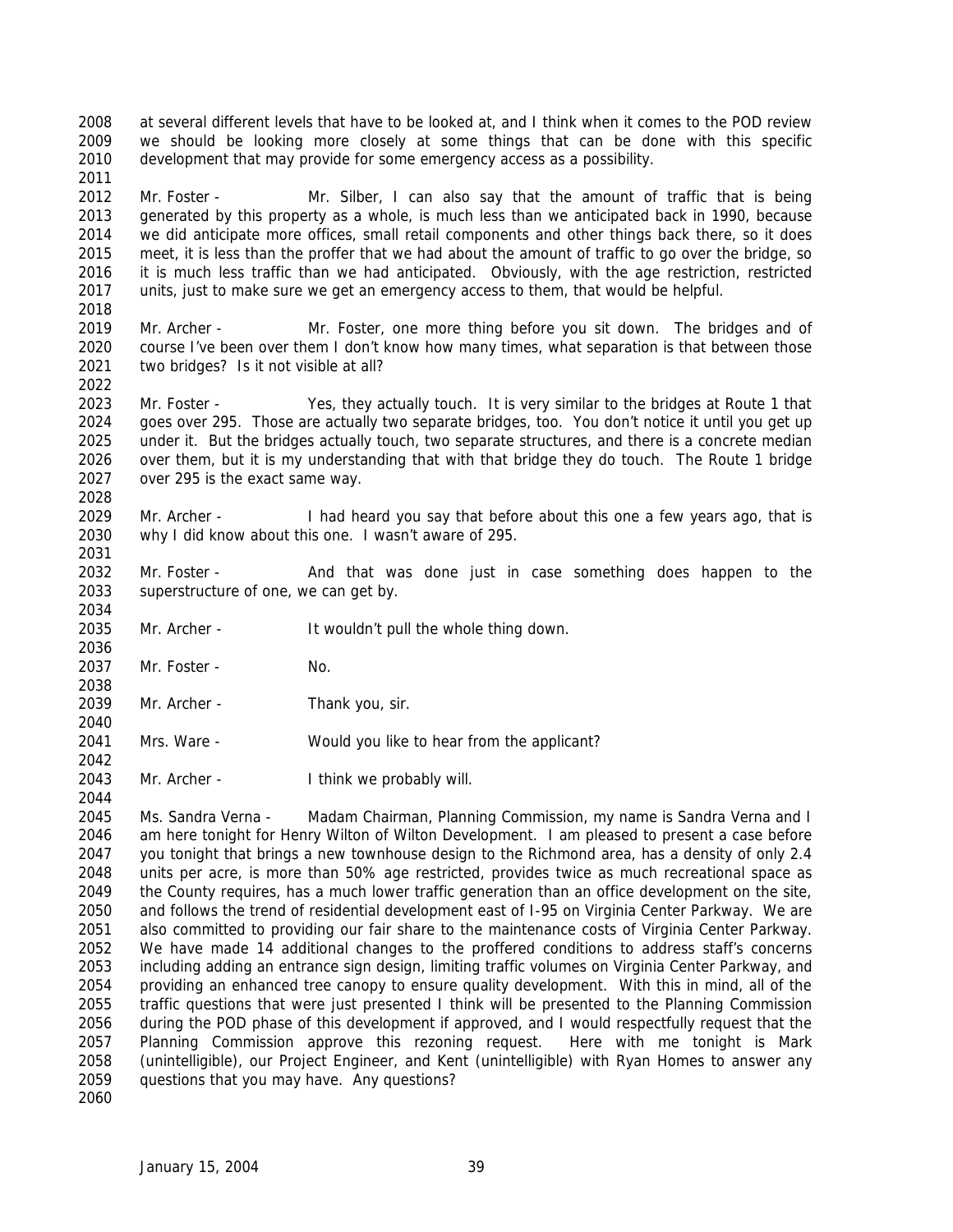at several different levels that have to be looked at, and I think when it comes to the POD review we should be looking more closely at some things that can be done with this specific development that may provide for some emergency access as a possibility.

Mr. Foster - Mr. Silber, I can also say that the amount of traffic that is being generated by this property as a whole, is much less than we anticipated back in 1990, because we did anticipate more offices, small retail components and other things back there, so it does meet, it is less than the proffer that we had about the amount of traffic to go over the bridge, so it is much less traffic than we had anticipated. Obviously, with the age restriction, restricted units, just to make sure we get an emergency access to them, that would be helpful.

Mr. Archer - Mr. Foster, one more thing before you sit down. The bridges and of course I've been over them I don't know how many times, what separation is that between those two bridges? Is it not visible at all?

Mr. Foster - Yes, they actually touch. It is very similar to the bridges at Route 1 that goes over 295. Those are actually two separate bridges, too. You don't notice it until you get up under it. But the bridges actually touch, two separate structures, and there is a concrete median over them, but it is my understanding that with that bridge they do touch. The Route 1 bridge over 295 is the exact same way.

Mr. Archer - I had heard you say that before about this one a few years ago, that is why I did know about this one. I wasn't aware of 295.

Mr. Foster - And that was done just in case something does happen to the superstructure of one, we can get by.

Mr. Archer - It wouldn't pull the whole thing down.

Mr. Foster - No.

Mr. Archer - Thank you, sir.

Mrs. Ware - Would you like to hear from the applicant?

Mr. Archer - I think we probably will.

Ms. Sandra Verna - Madam Chairman, Planning Commission, my name is Sandra Verna and I am here tonight for Henry Wilton of Wilton Development. I am pleased to present a case before you tonight that brings a new townhouse design to the Richmond area, has a density of only 2.4 units per acre, is more than 50% age restricted, provides twice as much recreational space as the County requires, has a much lower traffic generation than an office development on the site, and follows the trend of residential development east of I-95 on Virginia Center Parkway. We are also committed to providing our fair share to the maintenance costs of Virginia Center Parkway. We have made 14 additional changes to the proffered conditions to address staff's concerns including adding an entrance sign design, limiting traffic volumes on Virginia Center Parkway, and providing an enhanced tree canopy to ensure quality development. With this in mind, all of the traffic questions that were just presented I think will be presented to the Planning Commission during the POD phase of this development if approved, and I would respectfully request that the Planning Commission approve this rezoning request. Here with me tonight is Mark (unintelligible), our Project Engineer, and Kent (unintelligible) with Ryan Homes to answer any questions that you may have. Any questions?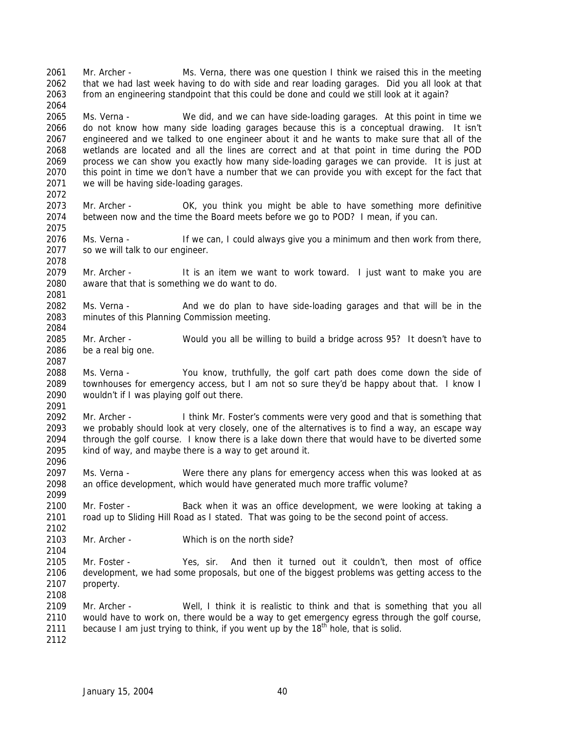Mr. Archer - Ms. Verna, there was one question I think we raised this in the meeting that we had last week having to do with side and rear loading garages. Did you all look at that from an engineering standpoint that this could be done and could we still look at it again?

Ms. Verna - We did, and we can have side-loading garages. At this point in time we do not know how many side loading garages because this is a conceptual drawing. It isn't engineered and we talked to one engineer about it and he wants to make sure that all of the wetlands are located and all the lines are correct and at that point in time during the POD process we can show you exactly how many side-loading garages we can provide. It is just at this point in time we don't have a number that we can provide you with except for the fact that we will be having side-loading garages.

Mr. Archer - OK, you think you might be able to have something more definitive between now and the time the Board meets before we go to POD? I mean, if you can.

Ms. Verna - If we can, I could always give you a minimum and then work from there, so we will talk to our engineer.

Mr. Archer - It is an item we want to work toward. I just want to make you are aware that that is something we do want to do.

Ms. Verna - And we do plan to have side-loading garages and that will be in the minutes of this Planning Commission meeting.

Mr. Archer - Would you all be willing to build a bridge across 95? It doesn't have to be a real big one.

Ms. Verna - You know, truthfully, the golf cart path does come down the side of townhouses for emergency access, but I am not so sure they'd be happy about that. I know I wouldn't if I was playing golf out there.

Mr. Archer - I think Mr. Foster's comments were very good and that is something that we probably should look at very closely, one of the alternatives is to find a way, an escape way through the golf course. I know there is a lake down there that would have to be diverted some kind of way, and maybe there is a way to get around it.

Ms. Verna - Were there any plans for emergency access when this was looked at as an office development, which would have generated much more traffic volume?

Mr. Foster - Back when it was an office development, we were looking at taking a road up to Sliding Hill Road as I stated. That was going to be the second point of access.

Mr. Archer - Which is on the north side?

Mr. Foster - Yes, sir. And then it turned out it couldn't, then most of office development, we had some proposals, but one of the biggest problems was getting access to the property.

Mr. Archer - Well, I think it is realistic to think and that is something that you all would have to work on, there would be a way to get emergency egress through the golf course, because I am just trying to think, if you went up by the 18th hole, that is solid.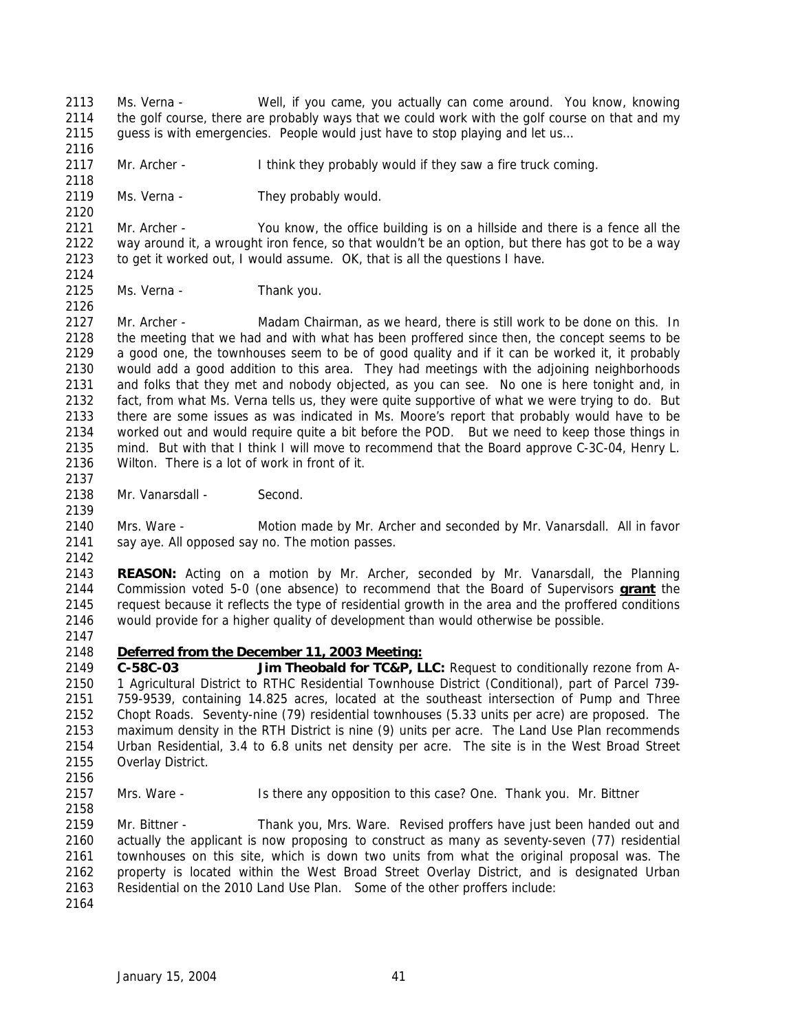Ms. Verna - Well, if you came, you actually can come around. You know, knowing the golf course, there are probably ways that we could work with the golf course on that and my guess is with emergencies. People would just have to stop playing and let us…

Mr. Archer - I think they probably would if they saw a fire truck coming.

Ms. Verna - They probably would.

Mr. Archer - You know, the office building is on a hillside and there is a fence all the way around it, a wrought iron fence, so that wouldn't be an option, but there has got to be a way to get it worked out, I would assume. OK, that is all the questions I have.

Ms. Verna - Thank you.

Mr. Archer - Madam Chairman, as we heard, there is still work to be done on this. In the meeting that we had and with what has been proffered since then, the concept seems to be a good one, the townhouses seem to be of good quality and if it can be worked it, it probably would add a good addition to this area. They had meetings with the adjoining neighborhoods and folks that they met and nobody objected, as you can see. No one is here tonight and, in fact, from what Ms. Verna tells us, they were quite supportive of what we were trying to do. But there are some issues as was indicated in Ms. Moore's report that probably would have to be worked out and would require quite a bit before the POD. But we need to keep those things in mind. But with that I think I will move to recommend that the Board approve C-3C-04, Henry L. Wilton. There is a lot of work in front of it.

Mr. Vanarsdall - Second.

Mrs. Ware - Motion made by Mr. Archer and seconded by Mr. Vanarsdall. All in favor say aye. All opposed say no. The motion passes.

**REASON:** Acting on a motion by Mr. Archer, seconded by Mr. Vanarsdall, the Planning Commission voted 5-0 (one absence) to recommend that the Board of Supervisors **grant** the request because it reflects the type of residential growth in the area and the proffered conditions would provide for a higher quality of development than would otherwise be possible.

**Deferred from the December 11, 2003 Meeting:**

**C-58C-03 Jim Theobald for TC&P, LLC:** Request to conditionally rezone from A-1 Agricultural District to RTHC Residential Townhouse District (Conditional), part of Parcel 739-759-9539, containing 14.825 acres, located at the southeast intersection of Pump and Three Chopt Roads. Seventy-nine (79) residential townhouses (5.33 units per acre) are proposed. The maximum density in the RTH District is nine (9) units per acre. The Land Use Plan recommends Urban Residential, 3.4 to 6.8 units net density per acre. The site is in the West Broad Street Overlay District.

Mrs. Ware - Is there any opposition to this case? One. Thank you. Mr. Bittner

Mr. Bittner - Thank you, Mrs. Ware. Revised proffers have just been handed out and actually the applicant is now proposing to construct as many as seventy-seven (77) residential townhouses on this site, which is down two units from what the original proposal was. The property is located within the West Broad Street Overlay District, and is designated Urban Residential on the 2010 Land Use Plan. Some of the other proffers include: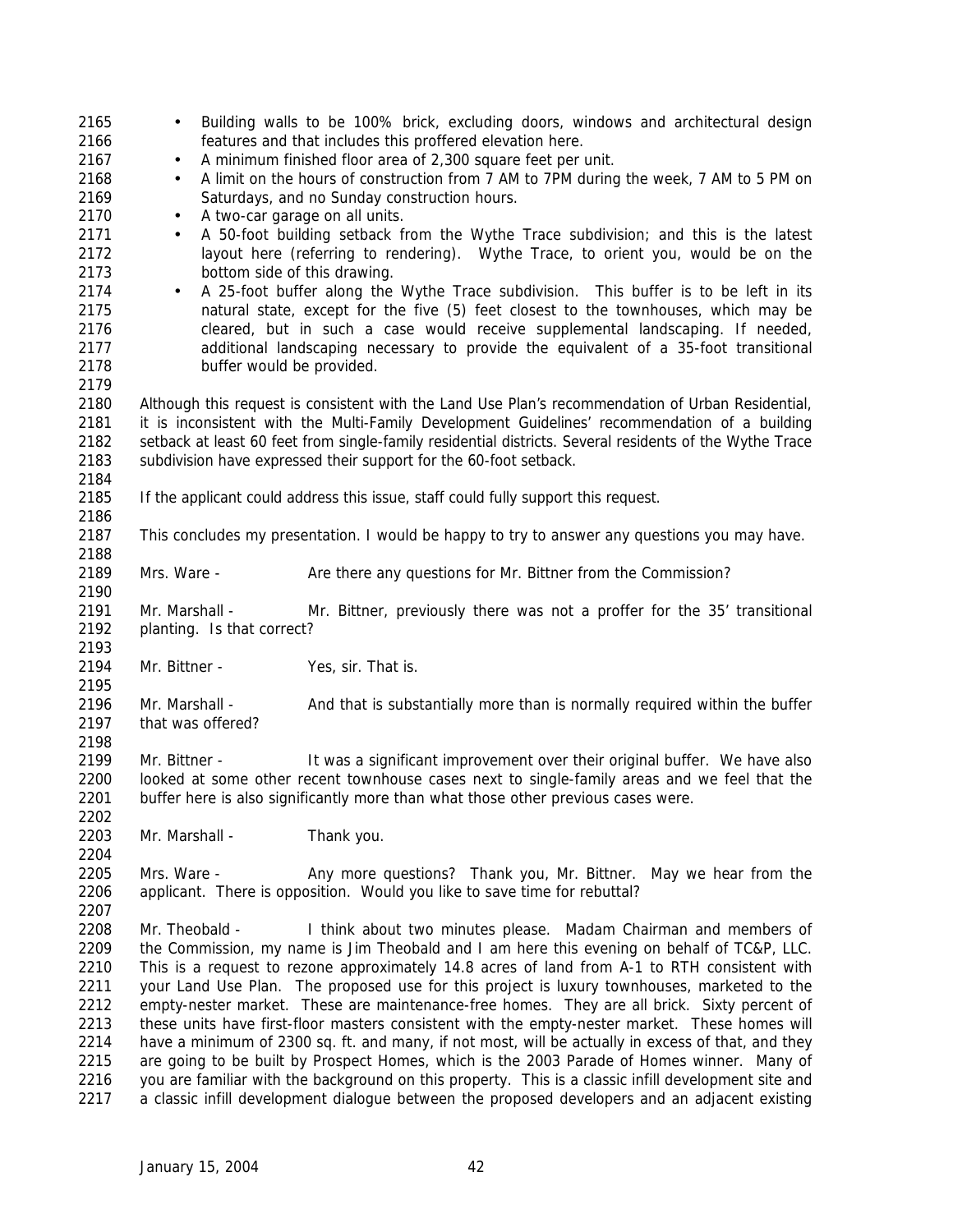- Building walls to be 100% brick, excluding doors, windows and architectural design features and that includes this proffered elevation here.
- A minimum finished floor area of 2,300 square feet per unit.
- A limit on the hours of construction from 7 AM to 7PM during the week, 7 AM to 5 PM on Saturdays, and no Sunday construction hours.
- A two-car garage on all units.
- A 50-foot building setback from the Wythe Trace subdivision; and this is the latest layout here (referring to rendering). Wythe Trace, to orient you, would be on the bottom side of this drawing.
- A 25-foot buffer along the Wythe Trace subdivision. This buffer is to be left in its natural state, except for the five (5) feet closest to the townhouses, which may be cleared, but in such a case would receive supplemental landscaping. If needed, additional landscaping necessary to provide the equivalent of a 35-foot transitional buffer would be provided.

Although this request is consistent with the Land Use Plan's recommendation of Urban Residential, it is inconsistent with the Multi-Family Development Guidelines' recommendation of a building setback at least 60 feet from single-family residential districts. Several residents of the Wythe Trace subdivision have expressed their support for the 60-foot setback.

If the applicant could address this issue, staff could fully support this request.

This concludes my presentation. I would be happy to try to answer any questions you may have.

Mrs. Ware - Are there any questions for Mr. Bittner from the Commission?

Mr. Marshall - Mr. Bittner, previously there was not a proffer for the 35' transitional planting. Is that correct?

Mr. Bittner - Yes, sir. That is.

Mr. Marshall - And that is substantially more than is normally required within the buffer that was offered?

Mr. Bittner - It was a significant improvement over their original buffer. We have also looked at some other recent townhouse cases next to single-family areas and we feel that the buffer here is also significantly more than what those other previous cases were.

Mr. Marshall - Thank you.

Mrs. Ware - Any more questions? Thank you, Mr. Bittner. May we hear from the applicant. There is opposition. Would you like to save time for rebuttal?

Mr. Theobald - I think about two minutes please. Madam Chairman and members of the Commission, my name is Jim Theobald and I am here this evening on behalf of TC&P, LLC. This is a request to rezone approximately 14.8 acres of land from A-1 to RTH consistent with your Land Use Plan. The proposed use for this project is luxury townhouses, marketed to the empty-nester market. These are maintenance-free homes. They are all brick. Sixty percent of these units have first-floor masters consistent with the empty-nester market. These homes will have a minimum of 2300 sq. ft. and many, if not most, will be actually in excess of that, and they are going to be built by Prospect Homes, which is the 2003 Parade of Homes winner. Many of you are familiar with the background on this property. This is a classic infill development site and a classic infill development dialogue between the proposed developers and an adjacent existing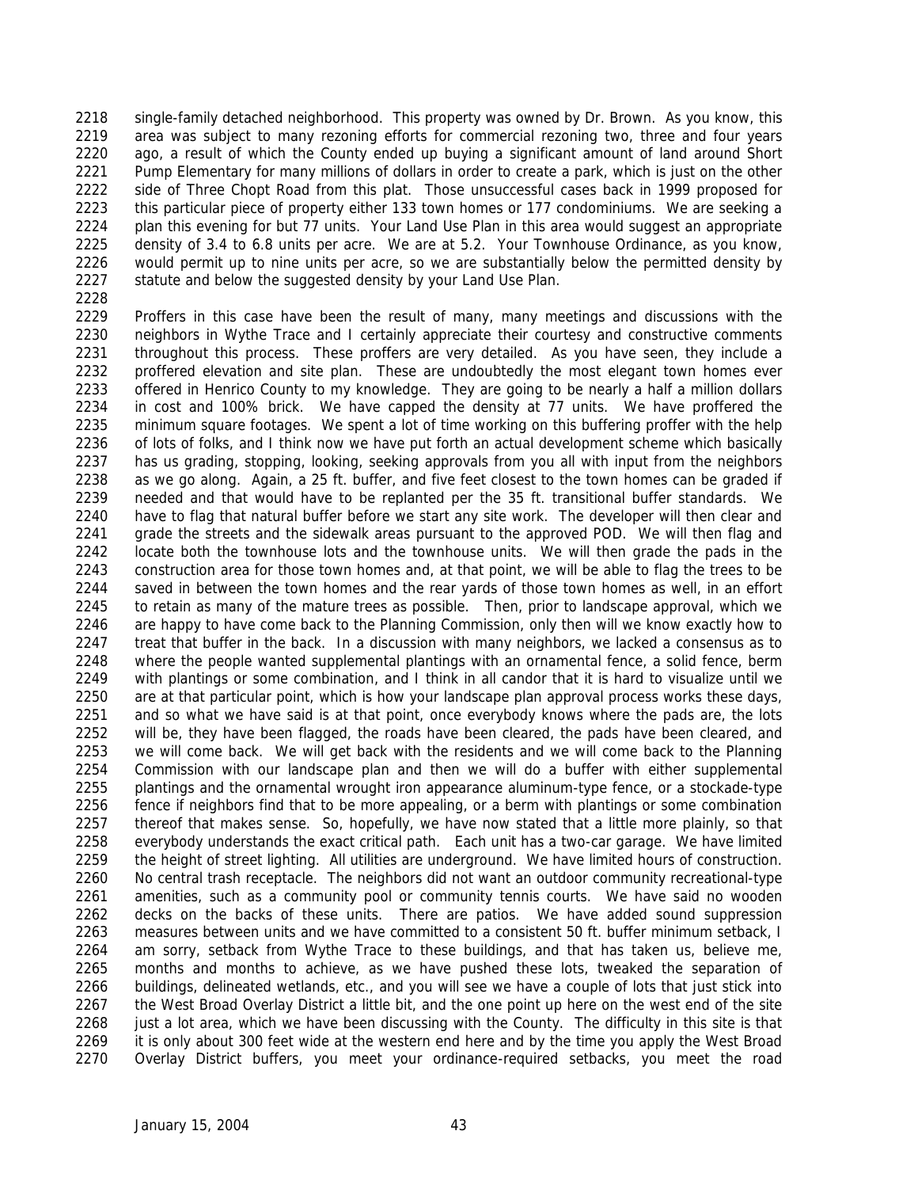single-family detached neighborhood. This property was owned by Dr. Brown. As you know, this area was subject to many rezoning efforts for commercial rezoning two, three and four years ago, a result of which the County ended up buying a significant amount of land around Short Pump Elementary for many millions of dollars in order to create a park, which is just on the other side of Three Chopt Road from this plat. Those unsuccessful cases back in 1999 proposed for this particular piece of property either 133 town homes or 177 condominiums. We are seeking a plan this evening for but 77 units. Your Land Use Plan in this area would suggest an appropriate density of 3.4 to 6.8 units per acre. We are at 5.2. Your Townhouse Ordinance, as you know, would permit up to nine units per acre, so we are substantially below the permitted density by statute and below the suggested density by your Land Use Plan.

Proffers in this case have been the result of many, many meetings and discussions with the neighbors in Wythe Trace and I certainly appreciate their courtesy and constructive comments throughout this process. These proffers are very detailed. As you have seen, they include a proffered elevation and site plan. These are undoubtedly the most elegant town homes ever offered in Henrico County to my knowledge. They are going to be nearly a half a million dollars in cost and 100% brick. We have capped the density at 77 units. We have proffered the minimum square footages. We spent a lot of time working on this buffering proffer with the help of lots of folks, and I think now we have put forth an actual development scheme which basically has us grading, stopping, looking, seeking approvals from you all with input from the neighbors as we go along. Again, a 25 ft. buffer, and five feet closest to the town homes can be graded if needed and that would have to be replanted per the 35 ft. transitional buffer standards. We have to flag that natural buffer before we start any site work. The developer will then clear and grade the streets and the sidewalk areas pursuant to the approved POD. We will then flag and locate both the townhouse lots and the townhouse units. We will then grade the pads in the construction area for those town homes and, at that point, we will be able to flag the trees to be saved in between the town homes and the rear yards of those town homes as well, in an effort to retain as many of the mature trees as possible. Then, prior to landscape approval, which we are happy to have come back to the Planning Commission, only then will we know exactly how to treat that buffer in the back. In a discussion with many neighbors, we lacked a consensus as to where the people wanted supplemental plantings with an ornamental fence, a solid fence, berm with plantings or some combination, and I think in all candor that it is hard to visualize until we are at that particular point, which is how your landscape plan approval process works these days, and so what we have said is at that point, once everybody knows where the pads are, the lots will be, they have been flagged, the roads have been cleared, the pads have been cleared, and we will come back. We will get back with the residents and we will come back to the Planning Commission with our landscape plan and then we will do a buffer with either supplemental plantings and the ornamental wrought iron appearance aluminum-type fence, or a stockade-type fence if neighbors find that to be more appealing, or a berm with plantings or some combination thereof that makes sense. So, hopefully, we have now stated that a little more plainly, so that everybody understands the exact critical path. Each unit has a two-car garage. We have limited the height of street lighting. All utilities are underground. We have limited hours of construction. No central trash receptacle. The neighbors did not want an outdoor community recreational-type amenities, such as a community pool or community tennis courts. We have said no wooden decks on the backs of these units. There are patios. We have added sound suppression measures between units and we have committed to a consistent 50 ft. buffer minimum setback, I am sorry, setback from Wythe Trace to these buildings, and that has taken us, believe me, months and months to achieve, as we have pushed these lots, tweaked the separation of buildings, delineated wetlands, etc., and you will see we have a couple of lots that just stick into the West Broad Overlay District a little bit, and the one point up here on the west end of the site just a lot area, which we have been discussing with the County. The difficulty in this site is that it is only about 300 feet wide at the western end here and by the time you apply the West Broad Overlay District buffers, you meet your ordinance-required setbacks, you meet the road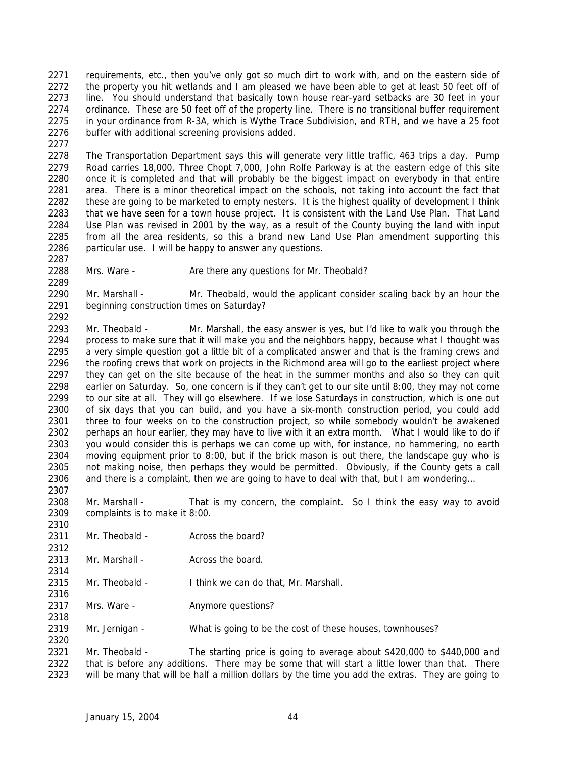requirements, etc., then you've only got so much dirt to work with, and on the eastern side of the property you hit wetlands and I am pleased we have been able to get at least 50 feet off of line. You should understand that basically town house rear-yard setbacks are 30 feet in your ordinance. These are 50 feet off of the property line. There is no transitional buffer requirement in your ordinance from R-3A, which is Wythe Trace Subdivision, and RTH, and we have a 25 foot buffer with additional screening provisions added.

The Transportation Department says this will generate very little traffic, 463 trips a day. Pump Road carries 18,000, Three Chopt 7,000, John Rolfe Parkway is at the eastern edge of this site once it is completed and that will probably be the biggest impact on everybody in that entire area. There is a minor theoretical impact on the schools, not taking into account the fact that these are going to be marketed to empty nesters. It is the highest quality of development I think that we have seen for a town house project. It is consistent with the Land Use Plan. That Land Use Plan was revised in 2001 by the way, as a result of the County buying the land with input from all the area residents, so this a brand new Land Use Plan amendment supporting this particular use. I will be happy to answer any questions.

Mrs. Ware - Are there any questions for Mr. Theobald?

Mr. Marshall - Mr. Theobald, would the applicant consider scaling back by an hour the beginning construction times on Saturday?

Mr. Theobald - Mr. Marshall, the easy answer is yes, but I'd like to walk you through the process to make sure that it will make you and the neighbors happy, because what I thought was a very simple question got a little bit of a complicated answer and that is the framing crews and the roofing crews that work on projects in the Richmond area will go to the earliest project where they can get on the site because of the heat in the summer months and also so they can quit earlier on Saturday. So, one concern is if they can't get to our site until 8:00, they may not come to our site at all. They will go elsewhere. If we lose Saturdays in construction, which is one out of six days that you can build, and you have a six-month construction period, you could add three to four weeks on to the construction project, so while somebody wouldn't be awakened perhaps an hour earlier, they may have to live with it an extra month. What I would like to do if you would consider this is perhaps we can come up with, for instance, no hammering, no earth moving equipment prior to 8:00, but if the brick mason is out there, the landscape guy who is not making noise, then perhaps they would be permitted. Obviously, if the County gets a call and there is a complaint, then we are going to have to deal with that, but I am wondering…

Mr. Marshall - That is my concern, the complaint. So I think the easy way to avoid complaints is to make it 8:00.

Mr. Theobald - Across the board?

Mr. Marshall - Across the board.

Mr. Theobald - I think we can do that, Mr. Marshall.

Mrs. Ware - Anymore questions?

Mr. Jernigan - What is going to be the cost of these houses, townhouses?

Mr. Theobald - The starting price is going to average about $420,000 to $440,000 and that is before any additions. There may be some that will start a little lower than that. There will be many that will be half a million dollars by the time you add the extras. They are going to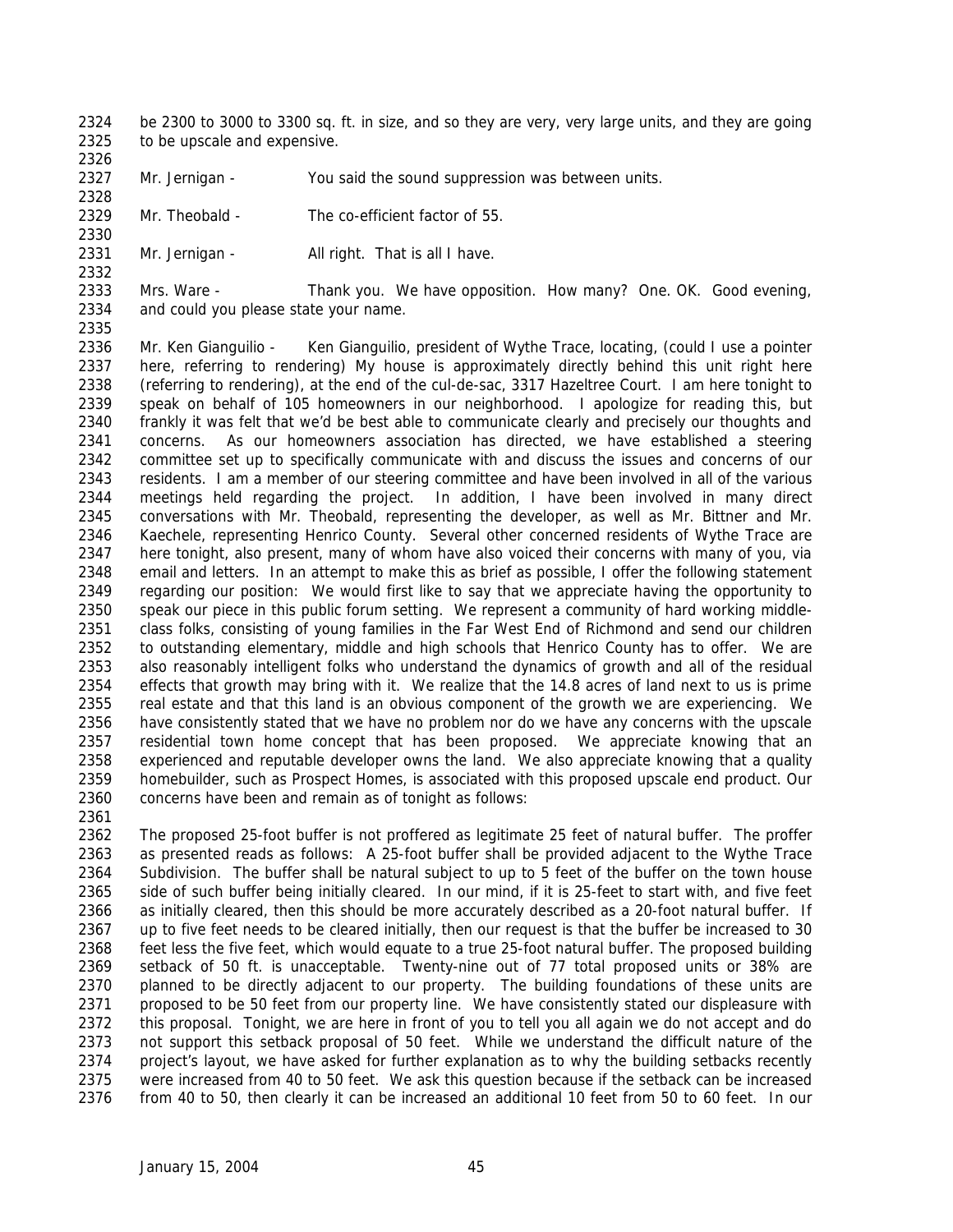be 2300 to 3000 to 3300 sq. ft. in size, and so they are very, very large units, and they are going to be upscale and expensive.

Mr. Jernigan - You said the sound suppression was between units.

Mr. Theobald - The co-efficient factor of 55.

Mr. Jernigan - All right. That is all I have.

Mrs. Ware - Thank you. We have opposition. How many? One. OK. Good evening, and could you please state your name.

Mr. Ken Gianguilio - Ken Gianguilio, president of Wythe Trace, locating, (could I use a pointer here, referring to rendering) My house is approximately directly behind this unit right here (referring to rendering), at the end of the cul-de-sac, 3317 Hazeltree Court. I am here tonight to speak on behalf of 105 homeowners in our neighborhood. I apologize for reading this, but frankly it was felt that we'd be best able to communicate clearly and precisely our thoughts and concerns. As our homeowners association has directed, we have established a steering committee set up to specifically communicate with and discuss the issues and concerns of our residents. I am a member of our steering committee and have been involved in all of the various meetings held regarding the project. In addition, I have been involved in many direct conversations with Mr. Theobald, representing the developer, as well as Mr. Bittner and Mr. Kaechele, representing Henrico County. Several other concerned residents of Wythe Trace are here tonight, also present, many of whom have also voiced their concerns with many of you, via email and letters. In an attempt to make this as brief as possible, I offer the following statement regarding our position: We would first like to say that we appreciate having the opportunity to speak our piece in this public forum setting. We represent a community of hard working middle-class folks, consisting of young families in the Far West End of Richmond and send our children to outstanding elementary, middle and high schools that Henrico County has to offer. We are also reasonably intelligent folks who understand the dynamics of growth and all of the residual effects that growth may bring with it. We realize that the 14.8 acres of land next to us is prime real estate and that this land is an obvious component of the growth we are experiencing. We have consistently stated that we have no problem nor do we have any concerns with the upscale residential town home concept that has been proposed. We appreciate knowing that an experienced and reputable developer owns the land. We also appreciate knowing that a quality homebuilder, such as Prospect Homes, is associated with this proposed upscale end product. Our concerns have been and remain as of tonight as follows:

The proposed 25-foot buffer is not proffered as legitimate 25 feet of natural buffer. The proffer as presented reads as follows: A 25-foot buffer shall be provided adjacent to the Wythe Trace Subdivision. The buffer shall be natural subject to up to 5 feet of the buffer on the town house side of such buffer being initially cleared. In our mind, if it is 25-feet to start with, and five feet as initially cleared, then this should be more accurately described as a 20-foot natural buffer. If up to five feet needs to be cleared initially, then our request is that the buffer be increased to 30 feet less the five feet, which would equate to a true 25-foot natural buffer. The proposed building setback of 50 ft. is unacceptable. Twenty-nine out of 77 total proposed units or 38% are planned to be directly adjacent to our property. The building foundations of these units are proposed to be 50 feet from our property line. We have consistently stated our displeasure with this proposal. Tonight, we are here in front of you to tell you all again we do not accept and do not support this setback proposal of 50 feet. While we understand the difficult nature of the project's layout, we have asked for further explanation as to why the building setbacks recently were increased from 40 to 50 feet. We ask this question because if the setback can be increased from 40 to 50, then clearly it can be increased an additional 10 feet from 50 to 60 feet. In our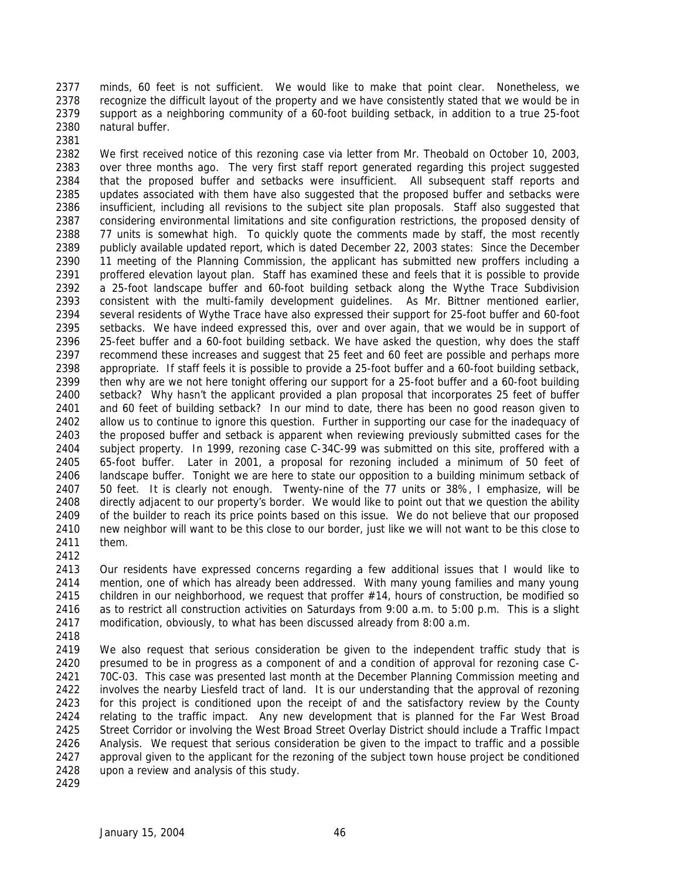minds, 60 feet is not sufficient. We would like to make that point clear. Nonetheless, we recognize the difficult layout of the property and we have consistently stated that we would be in support as a neighboring community of a 60-foot building setback, in addition to a true 25-foot natural buffer.

We first received notice of this rezoning case via letter from Mr. Theobald on October 10, 2003, over three months ago. The very first staff report generated regarding this project suggested that the proposed buffer and setbacks were insufficient. All subsequent staff reports and updates associated with them have also suggested that the proposed buffer and setbacks were insufficient, including all revisions to the subject site plan proposals. Staff also suggested that considering environmental limitations and site configuration restrictions, the proposed density of 77 units is somewhat high. To quickly quote the comments made by staff, the most recently publicly available updated report, which is dated December 22, 2003 states: Since the December 11 meeting of the Planning Commission, the applicant has submitted new proffers including a proffered elevation layout plan. Staff has examined these and feels that it is possible to provide a 25-foot landscape buffer and 60-foot building setback along the Wythe Trace Subdivision consistent with the multi-family development guidelines. As Mr. Bittner mentioned earlier, several residents of Wythe Trace have also expressed their support for 25-foot buffer and 60-foot setbacks. We have indeed expressed this, over and over again, that we would be in support of 25-feet buffer and a 60-foot building setback. We have asked the question, why does the staff recommend these increases and suggest that 25 feet and 60 feet are possible and perhaps more appropriate. If staff feels it is possible to provide a 25-foot buffer and a 60-foot building setback, then why are we not here tonight offering our support for a 25-foot buffer and a 60-foot building setback? Why hasn't the applicant provided a plan proposal that incorporates 25 feet of buffer and 60 feet of building setback? In our mind to date, there has been no good reason given to allow us to continue to ignore this question. Further in supporting our case for the inadequacy of the proposed buffer and setback is apparent when reviewing previously submitted cases for the subject property. In 1999, rezoning case C-34C-99 was submitted on this site, proffered with a 65-foot buffer. Later in 2001, a proposal for rezoning included a minimum of 50 feet of landscape buffer. Tonight we are here to state our opposition to a building minimum setback of 50 feet. It is clearly not enough. Twenty-nine of the 77 units or 38%, I emphasize, will be directly adjacent to our property's border. We would like to point out that we question the ability of the builder to reach its price points based on this issue. We do not believe that our proposed new neighbor will want to be this close to our border, just like we will not want to be this close to them.

Our residents have expressed concerns regarding a few additional issues that I would like to mention, one of which has already been addressed. With many young families and many young children in our neighborhood, we request that proffer #14, hours of construction, be modified so as to restrict all construction activities on Saturdays from 9:00 a.m. to 5:00 p.m. This is a slight modification, obviously, to what has been discussed already from 8:00 a.m.

We also request that serious consideration be given to the independent traffic study that is presumed to be in progress as a component of and a condition of approval for rezoning case C-70C-03. This case was presented last month at the December Planning Commission meeting and involves the nearby Liesfeld tract of land. It is our understanding that the approval of rezoning for this project is conditioned upon the receipt of and the satisfactory review by the County relating to the traffic impact. Any new development that is planned for the Far West Broad Street Corridor or involving the West Broad Street Overlay District should include a Traffic Impact Analysis. We request that serious consideration be given to the impact to traffic and a possible approval given to the applicant for the rezoning of the subject town house project be conditioned upon a review and analysis of this study.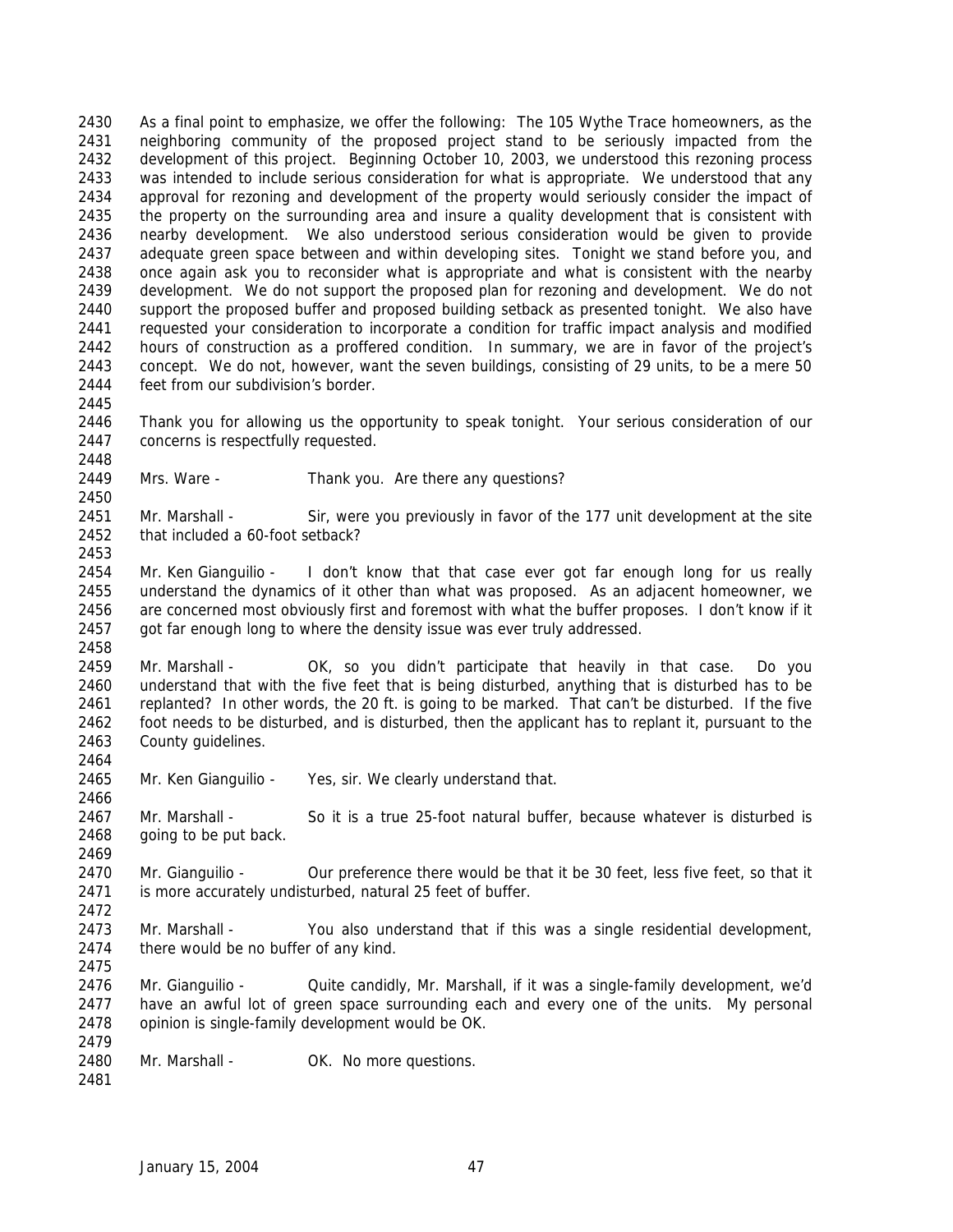As a final point to emphasize, we offer the following: The 105 Wythe Trace homeowners, as the neighboring community of the proposed project stand to be seriously impacted from the development of this project. Beginning October 10, 2003, we understood this rezoning process was intended to include serious consideration for what is appropriate. We understood that any approval for rezoning and development of the property would seriously consider the impact of the property on the surrounding area and insure a quality development that is consistent with nearby development. We also understood serious consideration would be given to provide adequate green space between and within developing sites. Tonight we stand before you, and once again ask you to reconsider what is appropriate and what is consistent with the nearby development. We do not support the proposed plan for rezoning and development. We do not support the proposed buffer and proposed building setback as presented tonight. We also have requested your consideration to incorporate a condition for traffic impact analysis and modified hours of construction as a proffered condition. In summary, we are in favor of the project's concept. We do not, however, want the seven buildings, consisting of 29 units, to be a mere 50 feet from our subdivision's border.

Thank you for allowing us the opportunity to speak tonight. Your serious consideration of our concerns is respectfully requested.

Mrs. Ware - Thank you. Are there any questions?

Mr. Marshall - Sir, were you previously in favor of the 177 unit development at the site that included a 60-foot setback?

Mr. Ken Gianguilio - I don't know that that case ever got far enough long for us really understand the dynamics of it other than what was proposed. As an adjacent homeowner, we are concerned most obviously first and foremost with what the buffer proposes. I don't know if it got far enough long to where the density issue was ever truly addressed.

Mr. Marshall - OK, so you didn't participate that heavily in that case. Do you understand that with the five feet that is being disturbed, anything that is disturbed has to be replanted? In other words, the 20 ft. is going to be marked. That can't be disturbed. If the five foot needs to be disturbed, and is disturbed, then the applicant has to replant it, pursuant to the County guidelines.

Mr. Ken Gianguilio - Yes, sir. We clearly understand that.

Mr. Marshall - So it is a true 25-foot natural buffer, because whatever is disturbed is going to be put back.

Mr. Gianguilio - Our preference there would be that it be 30 feet, less five feet, so that it is more accurately undisturbed, natural 25 feet of buffer.

Mr. Marshall - You also understand that if this was a single residential development, there would be no buffer of any kind.

Mr. Gianguilio - Quite candidly, Mr. Marshall, if it was a single-family development, we'd have an awful lot of green space surrounding each and every one of the units. My personal opinion is single-family development would be OK.

Mr. Marshall - OK. No more questions.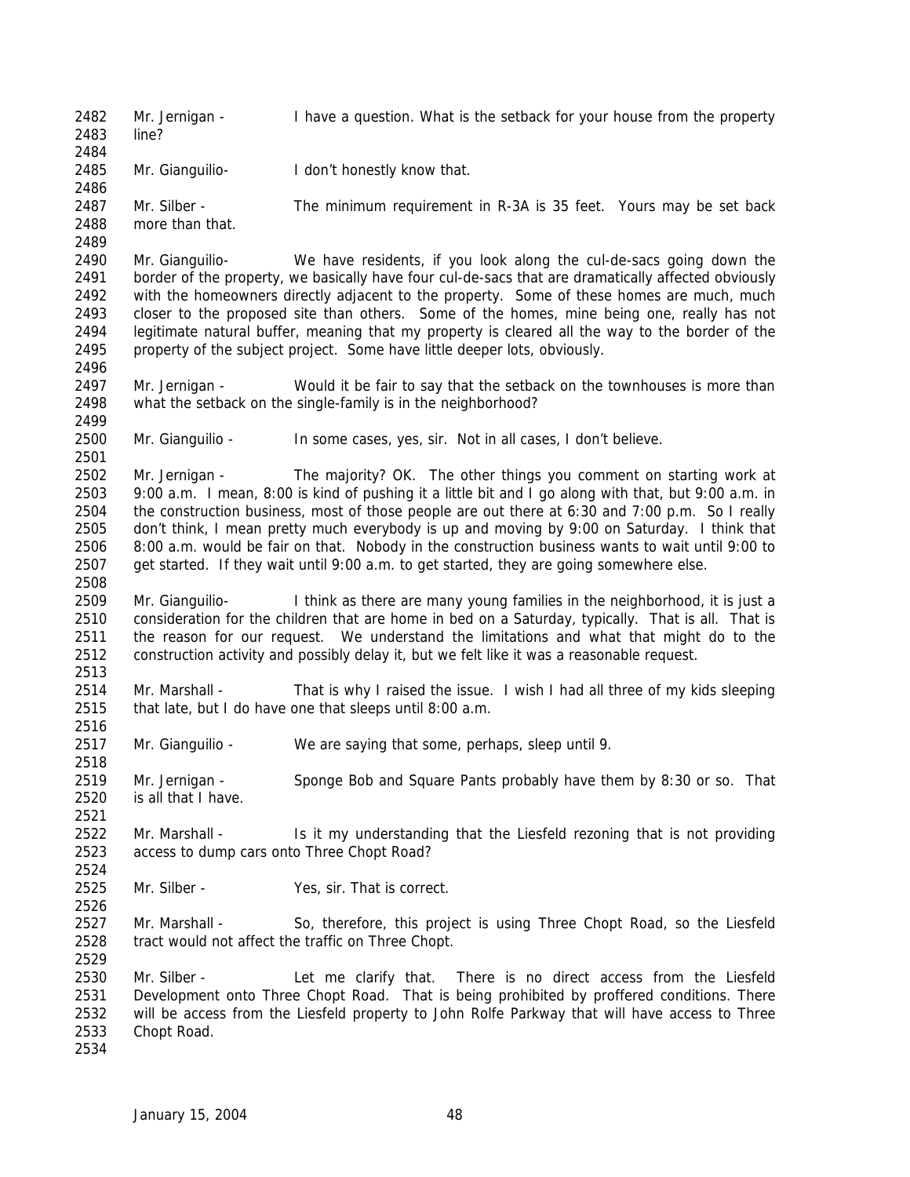Mr. Jernigan - I have a question. What is the setback for your house from the property line?

Mr. Gianguilio- I don't honestly know that.

Mr. Silber - The minimum requirement in R-3A is 35 feet. Yours may be set back more than that.

Mr. Gianguilio- We have residents, if you look along the cul-de-sacs going down the border of the property, we basically have four cul-de-sacs that are dramatically affected obviously with the homeowners directly adjacent to the property. Some of these homes are much, much closer to the proposed site than others. Some of the homes, mine being one, really has not legitimate natural buffer, meaning that my property is cleared all the way to the border of the property of the subject project. Some have little deeper lots, obviously.

Mr. Jernigan - Would it be fair to say that the setback on the townhouses is more than what the setback on the single-family is in the neighborhood?

Mr. Gianguilio - In some cases, yes, sir. Not in all cases, I don't believe.

Mr. Jernigan - The majority? OK. The other things you comment on starting work at 9:00 a.m. I mean, 8:00 is kind of pushing it a little bit and I go along with that, but 9:00 a.m. in the construction business, most of those people are out there at 6:30 and 7:00 p.m. So I really don't think, I mean pretty much everybody is up and moving by 9:00 on Saturday. I think that 8:00 a.m. would be fair on that. Nobody in the construction business wants to wait until 9:00 to get started. If they wait until 9:00 a.m. to get started, they are going somewhere else.

Mr. Gianguilio- I think as there are many young families in the neighborhood, it is just a consideration for the children that are home in bed on a Saturday, typically. That is all. That is the reason for our request. We understand the limitations and what that might do to the construction activity and possibly delay it, but we felt like it was a reasonable request.

Mr. Marshall - That is why I raised the issue. I wish I had all three of my kids sleeping that late, but I do have one that sleeps until 8:00 a.m.

Mr. Gianguilio - We are saying that some, perhaps, sleep until 9.

Mr. Jernigan - Sponge Bob and Square Pants probably have them by 8:30 or so. That is all that I have.

Mr. Marshall - Is it my understanding that the Liesfeld rezoning that is not providing access to dump cars onto Three Chopt Road?

Mr. Silber - Yes, sir. That is correct.

Mr. Marshall - So, therefore, this project is using Three Chopt Road, so the Liesfeld tract would not affect the traffic on Three Chopt.

Mr. Silber - Let me clarify that. There is no direct access from the Liesfeld Development onto Three Chopt Road. That is being prohibited by proffered conditions. There will be access from the Liesfeld property to John Rolfe Parkway that will have access to Three Chopt Road.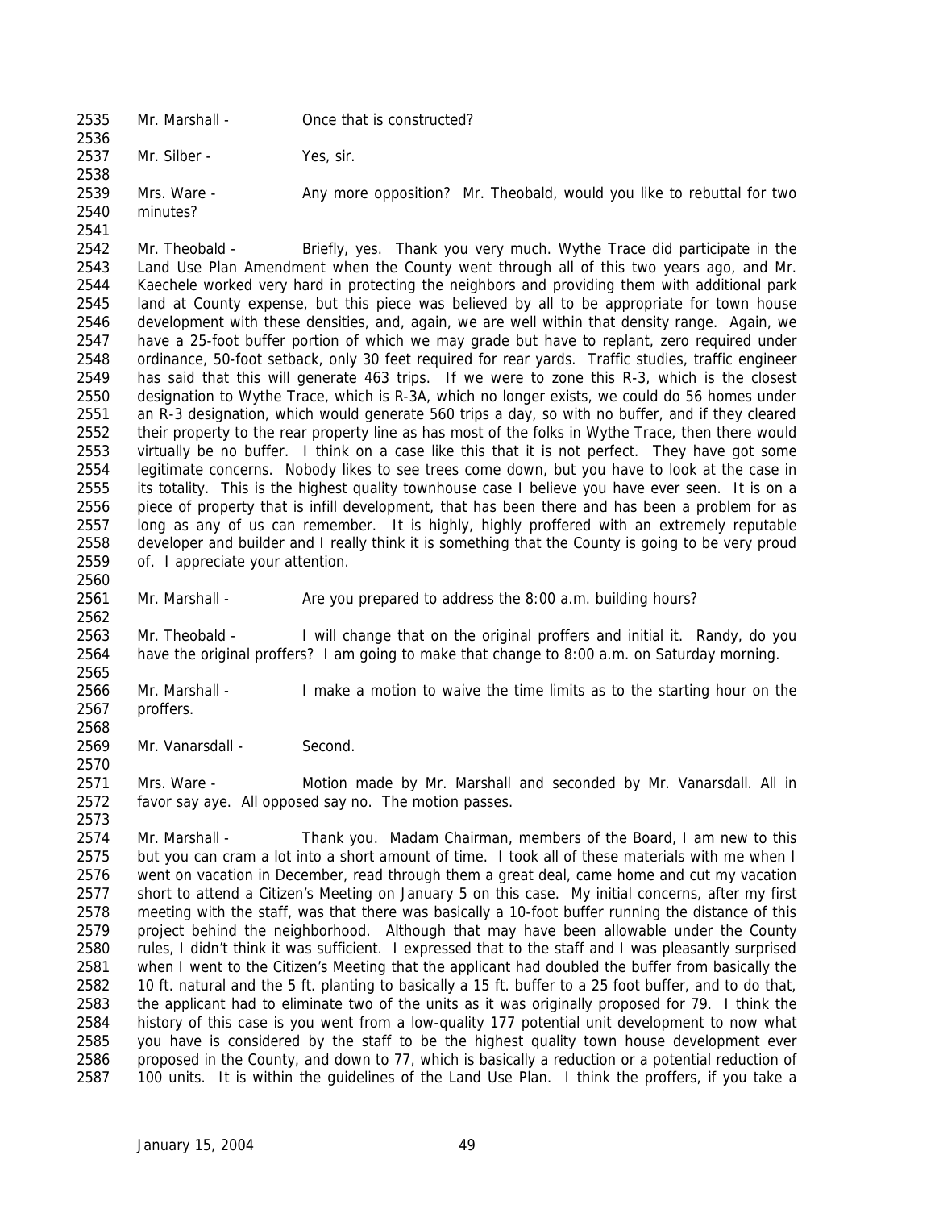2535 Mr. Marshall - Once that is constructed?

2537 Mr. Silber - Yes, sir.

2539 Mrs. Ware - Any more opposition? Mr. Theobald, would you like to rebuttal for two
2540 minutes?

2542 Mr. Theobald - Briefly, yes. Thank you very much. Wythe Trace did participate in the
2543 Land Use Plan Amendment when the County went through all of this two years ago, and Mr.
2544 Kaechele worked very hard in protecting the neighbors and providing them with additional park
2545 land at County expense, but this piece was believed by all to be appropriate for town house
2546 development with these densities, and, again, we are well within that density range. Again, we
2547 have a 25-foot buffer portion of which we may grade but have to replant, zero required under
2548 ordinance, 50-foot setback, only 30 feet required for rear yards. Traffic studies, traffic engineer
2549 has said that this will generate 463 trips. If we were to zone this R-3, which is the closest
2550 designation to Wythe Trace, which is R-3A, which no longer exists, we could do 56 homes under
2551 an R-3 designation, which would generate 560 trips a day, so with no buffer, and if they cleared
2552 their property to the rear property line as has most of the folks in Wythe Trace, then there would
2553 virtually be no buffer. I think on a case like this that it is not perfect. They have got some
2554 legitimate concerns. Nobody likes to see trees come down, but you have to look at the case in
2555 its totality. This is the highest quality townhouse case I believe you have ever seen. It is on a
2556 piece of property that is infill development, that has been there and has been a problem for as
2557 long as any of us can remember. It is highly, highly proffered with an extremely reputable
2558 developer and builder and I really think it is something that the County is going to be very proud
2559 of. I appreciate your attention.

2561 Mr. Marshall - Are you prepared to address the 8:00 a.m. building hours?

2563 Mr. Theobald - I will change that on the original proffers and initial it. Randy, do you
2564 have the original proffers? I am going to make that change to 8:00 a.m. on Saturday morning.

2566 Mr. Marshall - I make a motion to waive the time limits as to the starting hour on the
2567 proffers.

2569 Mr. Vanarsdall - Second.

2571 Mrs. Ware - Motion made by Mr. Marshall and seconded by Mr. Vanarsdall. All in
2572 favor say aye. All opposed say no. The motion passes.

2574 Mr. Marshall - Thank you. Madam Chairman, members of the Board, I am new to this
2575 but you can cram a lot into a short amount of time. I took all of these materials with me when I
2576 went on vacation in December, read through them a great deal, came home and cut my vacation
2577 short to attend a Citizen's Meeting on January 5 on this case. My initial concerns, after my first
2578 meeting with the staff, was that there was basically a 10-foot buffer running the distance of this
2579 project behind the neighborhood. Although that may have been allowable under the County
2580 rules, I didn't think it was sufficient. I expressed that to the staff and I was pleasantly surprised
2581 when I went to the Citizen's Meeting that the applicant had doubled the buffer from basically the
2582 10 ft. natural and the 5 ft. planting to basically a 15 ft. buffer to a 25 foot buffer, and to do that,
2583 the applicant had to eliminate two of the units as it was originally proposed for 79. I think the
2584 history of this case is you went from a low-quality 177 potential unit development to now what
2585 you have is considered by the staff to be the highest quality town house development ever
2586 proposed in the County, and down to 77, which is basically a reduction or a potential reduction of
2587 100 units. It is within the guidelines of the Land Use Plan. I think the proffers, if you take a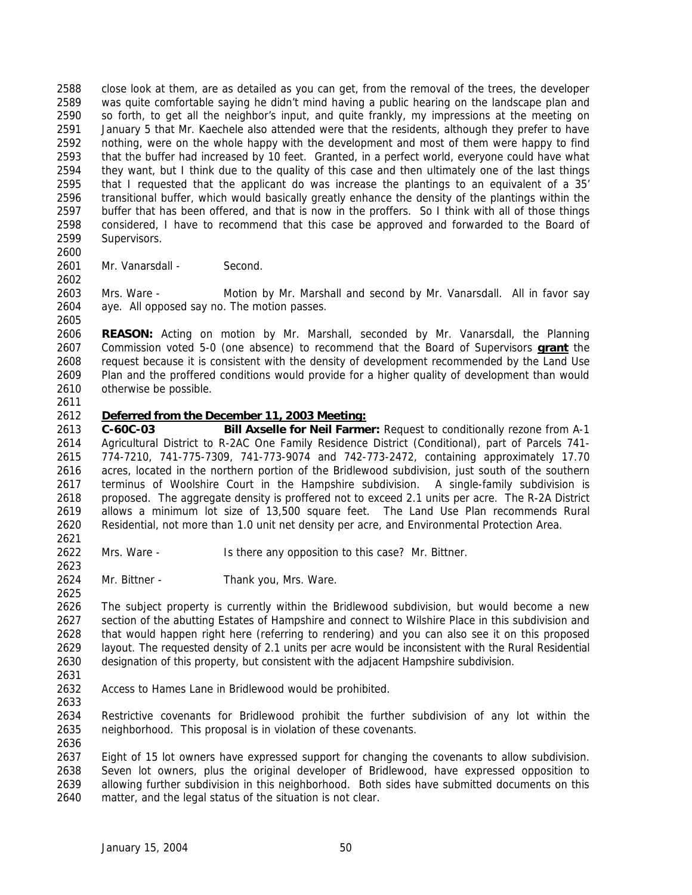close look at them, are as detailed as you can get, from the removal of the trees, the developer was quite comfortable saying he didn't mind having a public hearing on the landscape plan and so forth, to get all the neighbor's input, and quite frankly, my impressions at the meeting on January 5 that Mr. Kaechele also attended were that the residents, although they prefer to have nothing, were on the whole happy with the development and most of them were happy to find that the buffer had increased by 10 feet. Granted, in a perfect world, everyone could have what they want, but I think due to the quality of this case and then ultimately one of the last things that I requested that the applicant do was increase the plantings to an equivalent of a 35' transitional buffer, which would basically greatly enhance the density of the plantings within the buffer that has been offered, and that is now in the proffers. So I think with all of those things considered, I have to recommend that this case be approved and forwarded to the Board of Supervisors.

Mr. Vanarsdall - Second.

Mrs. Ware - Motion by Mr. Marshall and second by Mr. Vanarsdall. All in favor say aye. All opposed say no. The motion passes.

**REASON:** Acting on motion by Mr. Marshall, seconded by Mr. Vanarsdall, the Planning Commission voted 5-0 (one absence) to recommend that the Board of Supervisors **grant** the request because it is consistent with the density of development recommended by the Land Use Plan and the proffered conditions would provide for a higher quality of development than would otherwise be possible.

**Deferred from the December 11, 2003 Meeting:**

**C-60C-03** **Bill Axselle for Neil Farmer:** Request to conditionally rezone from A-1 Agricultural District to R-2AC One Family Residence District (Conditional), part of Parcels 741-774-7210, 741-775-7309, 741-773-9074 and 742-773-2472, containing approximately 17.70 acres, located in the northern portion of the Bridlewood subdivision, just south of the southern terminus of Woolshire Court in the Hampshire subdivision. A single-family subdivision is proposed. The aggregate density is proffered not to exceed 2.1 units per acre. The R-2A District allows a minimum lot size of 13,500 square feet. The Land Use Plan recommends Rural Residential, not more than 1.0 unit net density per acre, and Environmental Protection Area.

Mrs. Ware - Is there any opposition to this case? Mr. Bittner.

Mr. Bittner - Thank you, Mrs. Ware.

The subject property is currently within the Bridlewood subdivision, but would become a new section of the abutting Estates of Hampshire and connect to Wilshire Place in this subdivision and that would happen right here (referring to rendering) and you can also see it on this proposed layout. The requested density of 2.1 units per acre would be inconsistent with the Rural Residential designation of this property, but consistent with the adjacent Hampshire subdivision.

Access to Hames Lane in Bridlewood would be prohibited.

Restrictive covenants for Bridlewood prohibit the further subdivision of any lot within the neighborhood. This proposal is in violation of these covenants.

Eight of 15 lot owners have expressed support for changing the covenants to allow subdivision. Seven lot owners, plus the original developer of Bridlewood, have expressed opposition to allowing further subdivision in this neighborhood. Both sides have submitted documents on this matter, and the legal status of the situation is not clear.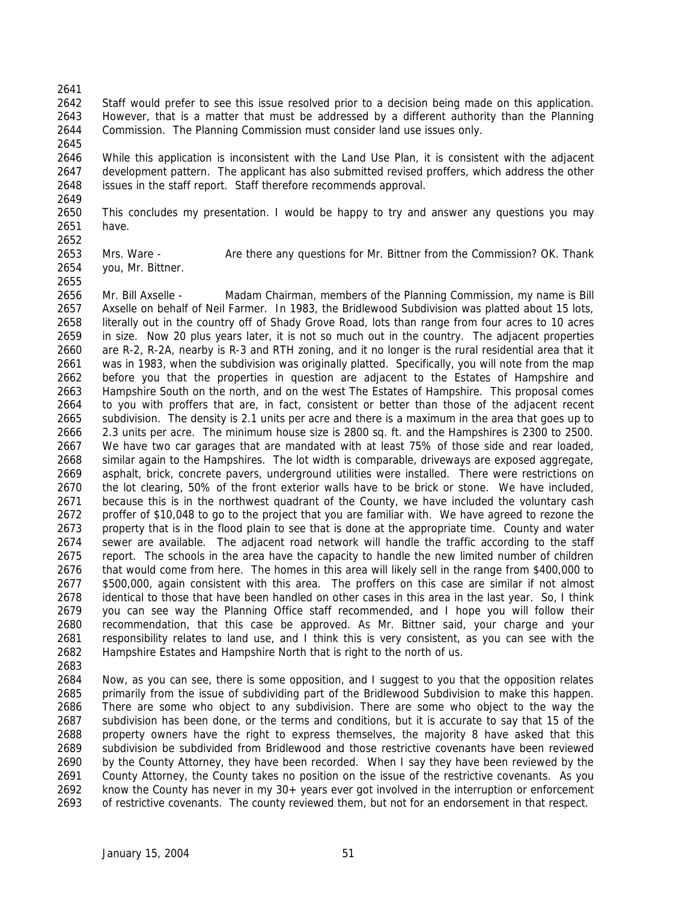Staff would prefer to see this issue resolved prior to a decision being made on this application. However, that is a matter that must be addressed by a different authority than the Planning Commission. The Planning Commission must consider land use issues only.

While this application is inconsistent with the Land Use Plan, it is consistent with the adjacent development pattern. The applicant has also submitted revised proffers, which address the other issues in the staff report. Staff therefore recommends approval.

This concludes my presentation. I would be happy to try and answer any questions you may have.

Mrs. Ware - Are there any questions for Mr. Bittner from the Commission? OK. Thank you, Mr. Bittner.

Mr. Bill Axselle - Madam Chairman, members of the Planning Commission, my name is Bill Axselle on behalf of Neil Farmer. In 1983, the Bridlewood Subdivision was platted about 15 lots, literally out in the country off of Shady Grove Road, lots than range from four acres to 10 acres in size. Now 20 plus years later, it is not so much out in the country. The adjacent properties are R-2, R-2A, nearby is R-3 and RTH zoning, and it no longer is the rural residential area that it was in 1983, when the subdivision was originally platted. Specifically, you will note from the map before you that the properties in question are adjacent to the Estates of Hampshire and Hampshire South on the north, and on the west The Estates of Hampshire. This proposal comes to you with proffers that are, in fact, consistent or better than those of the adjacent recent subdivision. The density is 2.1 units per acre and there is a maximum in the area that goes up to 2.3 units per acre. The minimum house size is 2800 sq. ft. and the Hampshires is 2300 to 2500. We have two car garages that are mandated with at least 75% of those side and rear loaded, similar again to the Hampshires. The lot width is comparable, driveways are exposed aggregate, asphalt, brick, concrete pavers, underground utilities were installed. There were restrictions on the lot clearing, 50% of the front exterior walls have to be brick or stone. We have included, because this is in the northwest quadrant of the County, we have included the voluntary cash proffer of $10,048 to go to the project that you are familiar with. We have agreed to rezone the property that is in the flood plain to see that is done at the appropriate time. County and water sewer are available. The adjacent road network will handle the traffic according to the staff report. The schools in the area have the capacity to handle the new limited number of children that would come from here. The homes in this area will likely sell in the range from $400,000 to $500,000, again consistent with this area. The proffers on this case are similar if not almost identical to those that have been handled on other cases in this area in the last year. So, I think you can see way the Planning Office staff recommended, and I hope you will follow their recommendation, that this case be approved. As Mr. Bittner said, your charge and your responsibility relates to land use, and I think this is very consistent, as you can see with the Hampshire Estates and Hampshire North that is right to the north of us.

Now, as you can see, there is some opposition, and I suggest to you that the opposition relates primarily from the issue of subdividing part of the Bridlewood Subdivision to make this happen. There are some who object to any subdivision. There are some who object to the way the subdivision has been done, or the terms and conditions, but it is accurate to say that 15 of the property owners have the right to express themselves, the majority 8 have asked that this subdivision be subdivided from Bridlewood and those restrictive covenants have been reviewed by the County Attorney, they have been recorded. When I say they have been reviewed by the County Attorney, the County takes no position on the issue of the restrictive covenants. As you know the County has never in my 30+ years ever got involved in the interruption or enforcement of restrictive covenants. The county reviewed them, but not for an endorsement in that respect.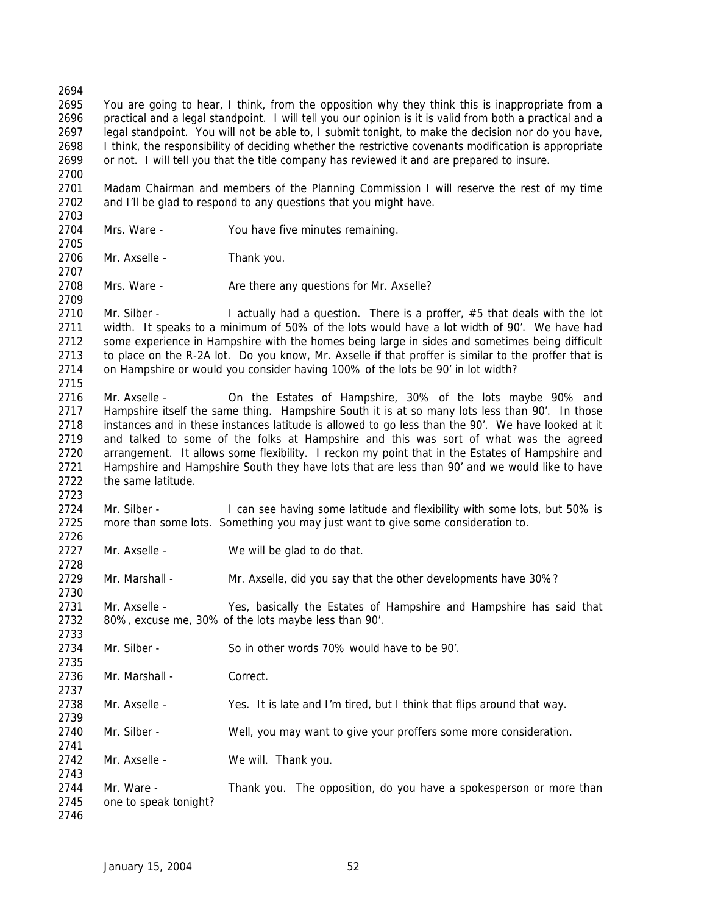You are going to hear, I think, from the opposition why they think this is inappropriate from a practical and a legal standpoint. I will tell you our opinion is it is valid from both a practical and a legal standpoint. You will not be able to, I submit tonight, to make the decision nor do you have, I think, the responsibility of deciding whether the restrictive covenants modification is appropriate or not. I will tell you that the title company has reviewed it and are prepared to insure.

Madam Chairman and members of the Planning Commission I will reserve the rest of my time and I'll be glad to respond to any questions that you might have.

Mrs. Ware - You have five minutes remaining.

Mr. Axselle - Thank you.

Mrs. Ware - Are there any questions for Mr. Axselle?

Mr. Silber - I actually had a question. There is a proffer, #5 that deals with the lot width. It speaks to a minimum of 50% of the lots would have a lot width of 90'. We have had some experience in Hampshire with the homes being large in sides and sometimes being difficult to place on the R-2A lot. Do you know, Mr. Axselle if that proffer is similar to the proffer that is on Hampshire or would you consider having 100% of the lots be 90' in lot width?

Mr. Axselle - On the Estates of Hampshire, 30% of the lots maybe 90% and Hampshire itself the same thing. Hampshire South it is at so many lots less than 90'. In those instances and in these instances latitude is allowed to go less than the 90'. We have looked at it and talked to some of the folks at Hampshire and this was sort of what was the agreed arrangement. It allows some flexibility. I reckon my point that in the Estates of Hampshire and Hampshire and Hampshire South they have lots that are less than 90' and we would like to have the same latitude.

Mr. Silber - I can see having some latitude and flexibility with some lots, but 50% is more than some lots. Something you may just want to give some consideration to.

Mr. Axselle - We will be glad to do that.

Mr. Marshall - Mr. Axselle, did you say that the other developments have 30%?

Mr. Axselle - Yes, basically the Estates of Hampshire and Hampshire has said that 80%, excuse me, 30% of the lots maybe less than 90'.

Mr. Silber - So in other words 70% would have to be 90'.

Mr. Marshall - Correct.

Mr. Axselle - Yes. It is late and I'm tired, but I think that flips around that way.

Mr. Silber - Well, you may want to give your proffers some more consideration.

Mr. Axselle - We will. Thank you.

Mr. Ware - Thank you. The opposition, do you have a spokesperson or more than one to speak tonight?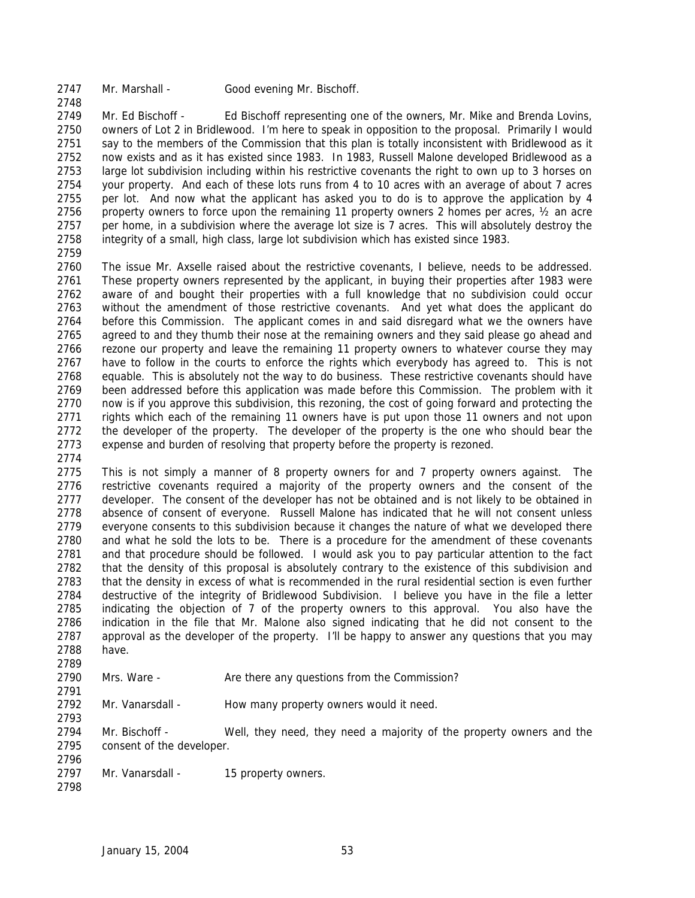Mr. Marshall - Good evening Mr. Bischoff.

Mr. Ed Bischoff - Ed Bischoff representing one of the owners, Mr. Mike and Brenda Lovins, owners of Lot 2 in Bridlewood. I'm here to speak in opposition to the proposal. Primarily I would say to the members of the Commission that this plan is totally inconsistent with Bridlewood as it now exists and as it has existed since 1983. In 1983, Russell Malone developed Bridlewood as a large lot subdivision including within his restrictive covenants the right to own up to 3 horses on your property. And each of these lots runs from 4 to 10 acres with an average of about 7 acres per lot. And now what the applicant has asked you to do is to approve the application by 4 property owners to force upon the remaining 11 property owners 2 homes per acres, ½ an acre per home, in a subdivision where the average lot size is 7 acres. This will absolutely destroy the integrity of a small, high class, large lot subdivision which has existed since 1983.

The issue Mr. Axselle raised about the restrictive covenants, I believe, needs to be addressed. These property owners represented by the applicant, in buying their properties after 1983 were aware of and bought their properties with a full knowledge that no subdivision could occur without the amendment of those restrictive covenants. And yet what does the applicant do before this Commission. The applicant comes in and said disregard what we the owners have agreed to and they thumb their nose at the remaining owners and they said please go ahead and rezone our property and leave the remaining 11 property owners to whatever course they may have to follow in the courts to enforce the rights which everybody has agreed to. This is not equable. This is absolutely not the way to do business. These restrictive covenants should have been addressed before this application was made before this Commission. The problem with it now is if you approve this subdivision, this rezoning, the cost of going forward and protecting the rights which each of the remaining 11 owners have is put upon those 11 owners and not upon the developer of the property. The developer of the property is the one who should bear the expense and burden of resolving that property before the property is rezoned.

This is not simply a manner of 8 property owners for and 7 property owners against. The restrictive covenants required a majority of the property owners and the consent of the developer. The consent of the developer has not be obtained and is not likely to be obtained in absence of consent of everyone. Russell Malone has indicated that he will not consent unless everyone consents to this subdivision because it changes the nature of what we developed there and what he sold the lots to be. There is a procedure for the amendment of these covenants and that procedure should be followed. I would ask you to pay particular attention to the fact that the density of this proposal is absolutely contrary to the existence of this subdivision and that the density in excess of what is recommended in the rural residential section is even further destructive of the integrity of Bridlewood Subdivision. I believe you have in the file a letter indicating the objection of 7 of the property owners to this approval. You also have the indication in the file that Mr. Malone also signed indicating that he did not consent to the approval as the developer of the property. I'll be happy to answer any questions that you may have.

Mrs. Ware - Are there any questions from the Commission?

Mr. Vanarsdall - How many property owners would it need.

Mr. Bischoff - Well, they need, they need a majority of the property owners and the consent of the developer.

Mr. Vanarsdall - 15 property owners.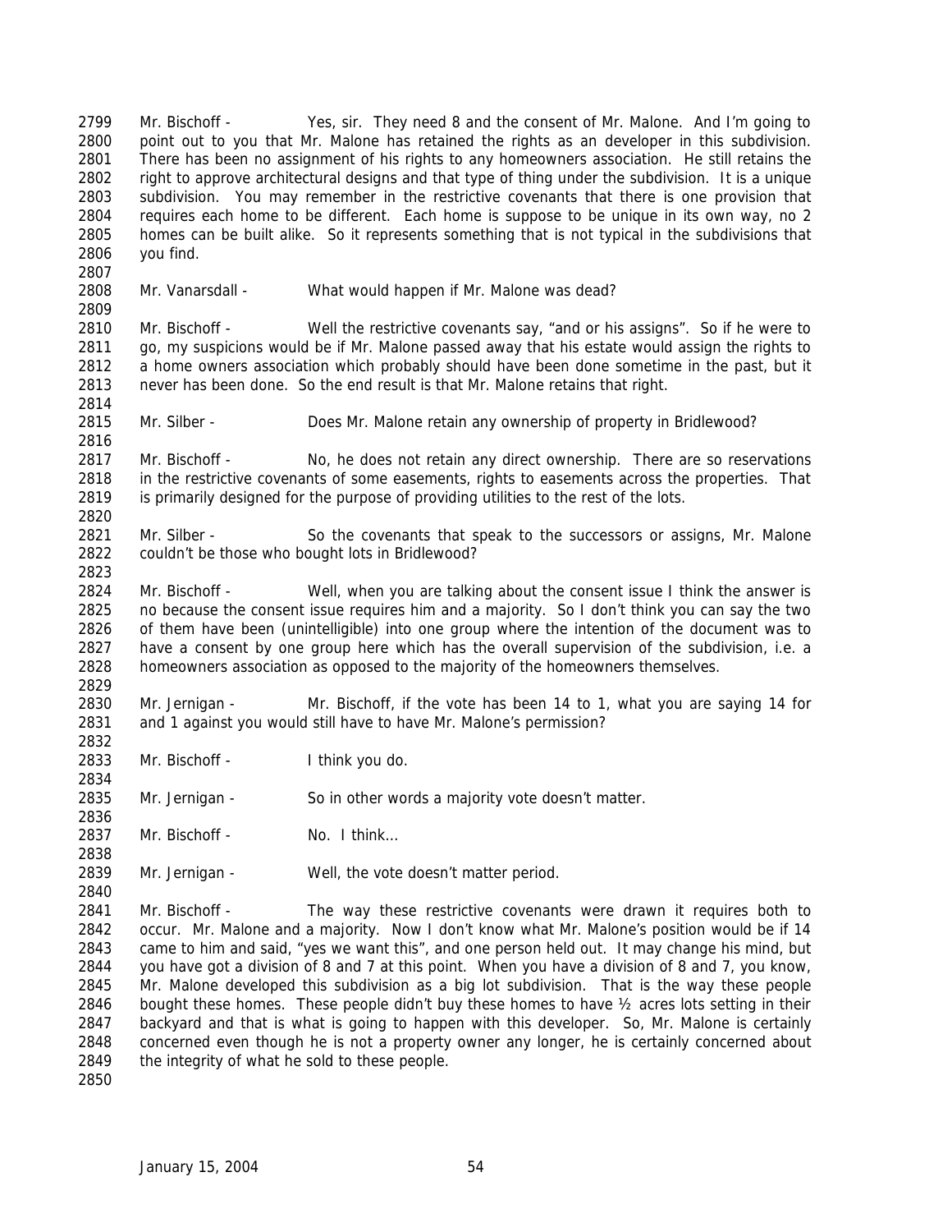Mr. Bischoff - Yes, sir. They need 8 and the consent of Mr. Malone. And I'm going to point out to you that Mr. Malone has retained the rights as an developer in this subdivision. There has been no assignment of his rights to any homeowners association. He still retains the right to approve architectural designs and that type of thing under the subdivision. It is a unique subdivision. You may remember in the restrictive covenants that there is one provision that requires each home to be different. Each home is suppose to be unique in its own way, no 2 homes can be built alike. So it represents something that is not typical in the subdivisions that you find.

Mr. Vanarsdall - What would happen if Mr. Malone was dead?

Mr. Bischoff - Well the restrictive covenants say, "and or his assigns". So if he were to go, my suspicions would be if Mr. Malone passed away that his estate would assign the rights to a home owners association which probably should have been done sometime in the past, but it never has been done. So the end result is that Mr. Malone retains that right.

Mr. Silber - Does Mr. Malone retain any ownership of property in Bridlewood?

Mr. Bischoff - No, he does not retain any direct ownership. There are so reservations in the restrictive covenants of some easements, rights to easements across the properties. That is primarily designed for the purpose of providing utilities to the rest of the lots.

Mr. Silber - So the covenants that speak to the successors or assigns, Mr. Malone couldn't be those who bought lots in Bridlewood?

Mr. Bischoff - Well, when you are talking about the consent issue I think the answer is no because the consent issue requires him and a majority. So I don't think you can say the two of them have been (unintelligible) into one group where the intention of the document was to have a consent by one group here which has the overall supervision of the subdivision, i.e. a homeowners association as opposed to the majority of the homeowners themselves.

Mr. Jernigan - Mr. Bischoff, if the vote has been 14 to 1, what you are saying 14 for and 1 against you would still have to have Mr. Malone's permission?

Mr. Bischoff - I think you do.

Mr. Jernigan - So in other words a majority vote doesn't matter.

Mr. Bischoff - No. I think…

Mr. Jernigan - Well, the vote doesn't matter period.

Mr. Bischoff - The way these restrictive covenants were drawn it requires both to occur. Mr. Malone and a majority. Now I don't know what Mr. Malone's position would be if 14 came to him and said, "yes we want this", and one person held out. It may change his mind, but you have got a division of 8 and 7 at this point. When you have a division of 8 and 7, you know, Mr. Malone developed this subdivision as a big lot subdivision. That is the way these people bought these homes. These people didn't buy these homes to have ½ acres lots setting in their backyard and that is what is going to happen with this developer. So, Mr. Malone is certainly concerned even though he is not a property owner any longer, he is certainly concerned about the integrity of what he sold to these people.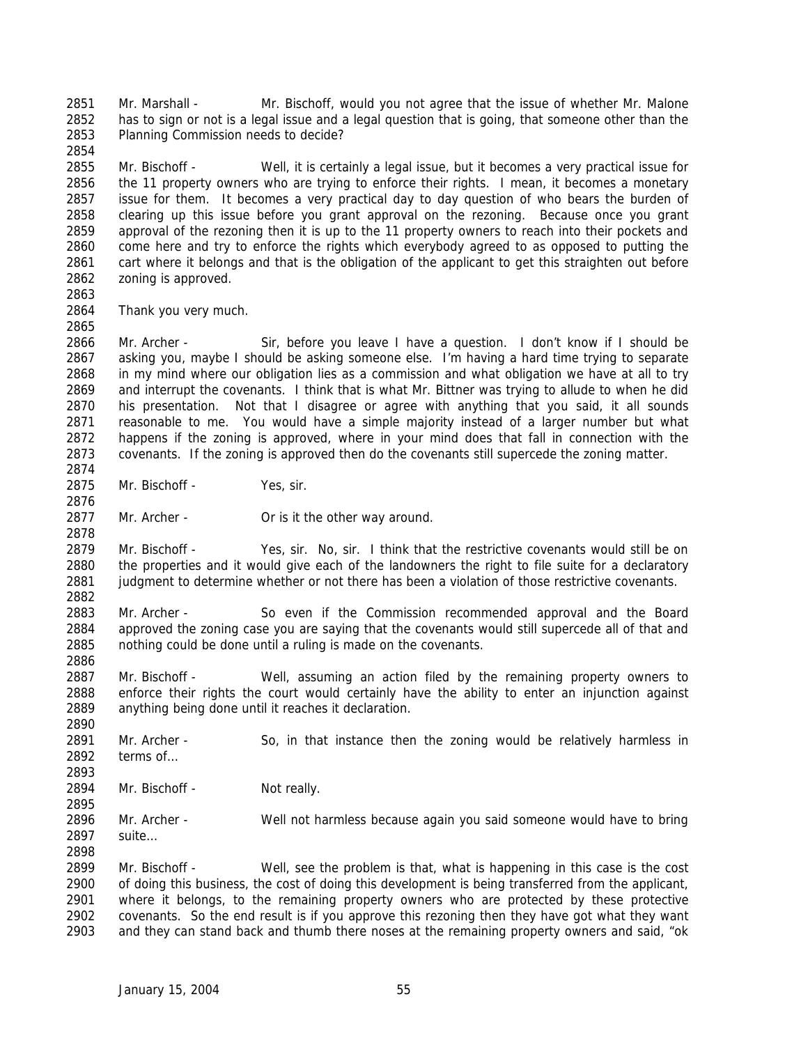Mr. Marshall - Mr. Bischoff, would you not agree that the issue of whether Mr. Malone has to sign or not is a legal issue and a legal question that is going, that someone other than the Planning Commission needs to decide?

Mr. Bischoff - Well, it is certainly a legal issue, but it becomes a very practical issue for the 11 property owners who are trying to enforce their rights. I mean, it becomes a monetary issue for them. It becomes a very practical day to day question of who bears the burden of clearing up this issue before you grant approval on the rezoning. Because once you grant approval of the rezoning then it is up to the 11 property owners to reach into their pockets and come here and try to enforce the rights which everybody agreed to as opposed to putting the cart where it belongs and that is the obligation of the applicant to get this straighten out before zoning is approved.

Thank you very much.

Mr. Archer - Sir, before you leave I have a question. I don't know if I should be asking you, maybe I should be asking someone else. I'm having a hard time trying to separate in my mind where our obligation lies as a commission and what obligation we have at all to try and interrupt the covenants. I think that is what Mr. Bittner was trying to allude to when he did his presentation. Not that I disagree or agree with anything that you said, it all sounds reasonable to me. You would have a simple majority instead of a larger number but what happens if the zoning is approved, where in your mind does that fall in connection with the covenants. If the zoning is approved then do the covenants still supercede the zoning matter.

Mr. Bischoff - Yes, sir.

Mr. Archer - Or is it the other way around.

Mr. Bischoff - Yes, sir. No, sir. I think that the restrictive covenants would still be on the properties and it would give each of the landowners the right to file suite for a declaratory judgment to determine whether or not there has been a violation of those restrictive covenants.

Mr. Archer - So even if the Commission recommended approval and the Board approved the zoning case you are saying that the covenants would still supercede all of that and nothing could be done until a ruling is made on the covenants.

Mr. Bischoff - Well, assuming an action filed by the remaining property owners to enforce their rights the court would certainly have the ability to enter an injunction against anything being done until it reaches it declaration.

Mr. Archer - So, in that instance then the zoning would be relatively harmless in terms of…

Mr. Bischoff - Not really.

Mr. Archer - Well not harmless because again you said someone would have to bring suite…

Mr. Bischoff - Well, see the problem is that, what is happening in this case is the cost of doing this business, the cost of doing this development is being transferred from the applicant, where it belongs, to the remaining property owners who are protected by these protective covenants. So the end result is if you approve this rezoning then they have got what they want and they can stand back and thumb there noses at the remaining property owners and said, "ok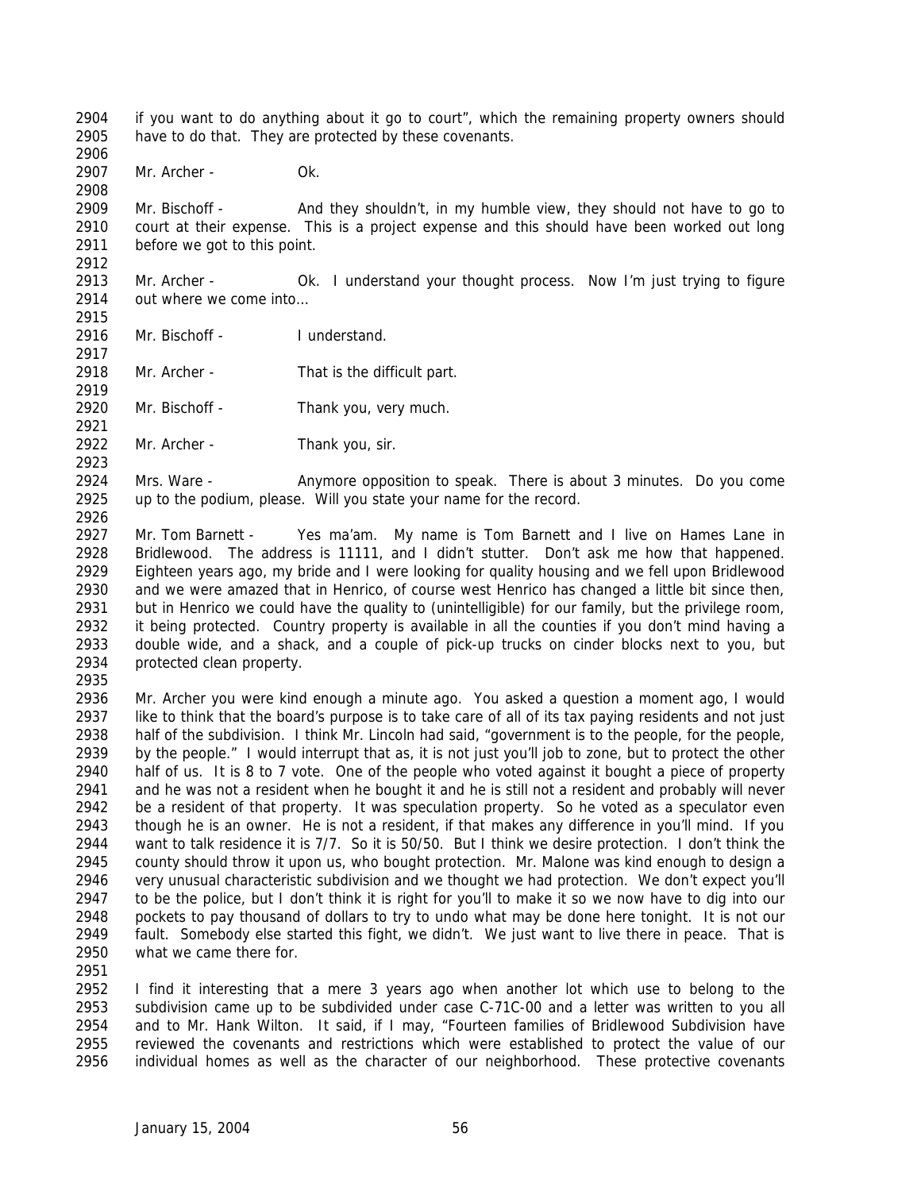if you want to do anything about it go to court", which the remaining property owners should have to do that. They are protected by these covenants.

Mr. Archer - Ok.

Mr. Bischoff - And they shouldn't, in my humble view, they should not have to go to court at their expense. This is a project expense and this should have been worked out long before we got to this point.

Mr. Archer - Ok. I understand your thought process. Now I'm just trying to figure out where we come into…

Mr. Bischoff - I understand.

Mr. Archer - That is the difficult part.

Mr. Bischoff - Thank you, very much.

Mr. Archer - Thank you, sir.

Mrs. Ware - Anymore opposition to speak. There is about 3 minutes. Do you come up to the podium, please. Will you state your name for the record.

Mr. Tom Barnett - Yes ma'am. My name is Tom Barnett and I live on Hames Lane in Bridlewood. The address is 11111, and I didn't stutter. Don't ask me how that happened. Eighteen years ago, my bride and I were looking for quality housing and we fell upon Bridlewood and we were amazed that in Henrico, of course west Henrico has changed a little bit since then, but in Henrico we could have the quality to (unintelligible) for our family, but the privilege room, it being protected. Country property is available in all the counties if you don't mind having a double wide, and a shack, and a couple of pick-up trucks on cinder blocks next to you, but protected clean property.

Mr. Archer you were kind enough a minute ago. You asked a question a moment ago, I would like to think that the board's purpose is to take care of all of its tax paying residents and not just half of the subdivision. I think Mr. Lincoln had said, "government is to the people, for the people, by the people." I would interrupt that as, it is not just you'll job to zone, but to protect the other half of us. It is 8 to 7 vote. One of the people who voted against it bought a piece of property and he was not a resident when he bought it and he is still not a resident and probably will never be a resident of that property. It was speculation property. So he voted as a speculator even though he is an owner. He is not a resident, if that makes any difference in you'll mind. If you want to talk residence it is 7/7. So it is 50/50. But I think we desire protection. I don't think the county should throw it upon us, who bought protection. Mr. Malone was kind enough to design a very unusual characteristic subdivision and we thought we had protection. We don't expect you'll to be the police, but I don't think it is right for you'll to make it so we now have to dig into our pockets to pay thousand of dollars to try to undo what may be done here tonight. It is not our fault. Somebody else started this fight, we didn't. We just want to live there in peace. That is what we came there for.

I find it interesting that a mere 3 years ago when another lot which use to belong to the subdivision came up to be subdivided under case C-71C-00 and a letter was written to you all and to Mr. Hank Wilton. It said, if I may, "Fourteen families of Bridlewood Subdivision have reviewed the covenants and restrictions which were established to protect the value of our individual homes as well as the character of our neighborhood. These protective covenants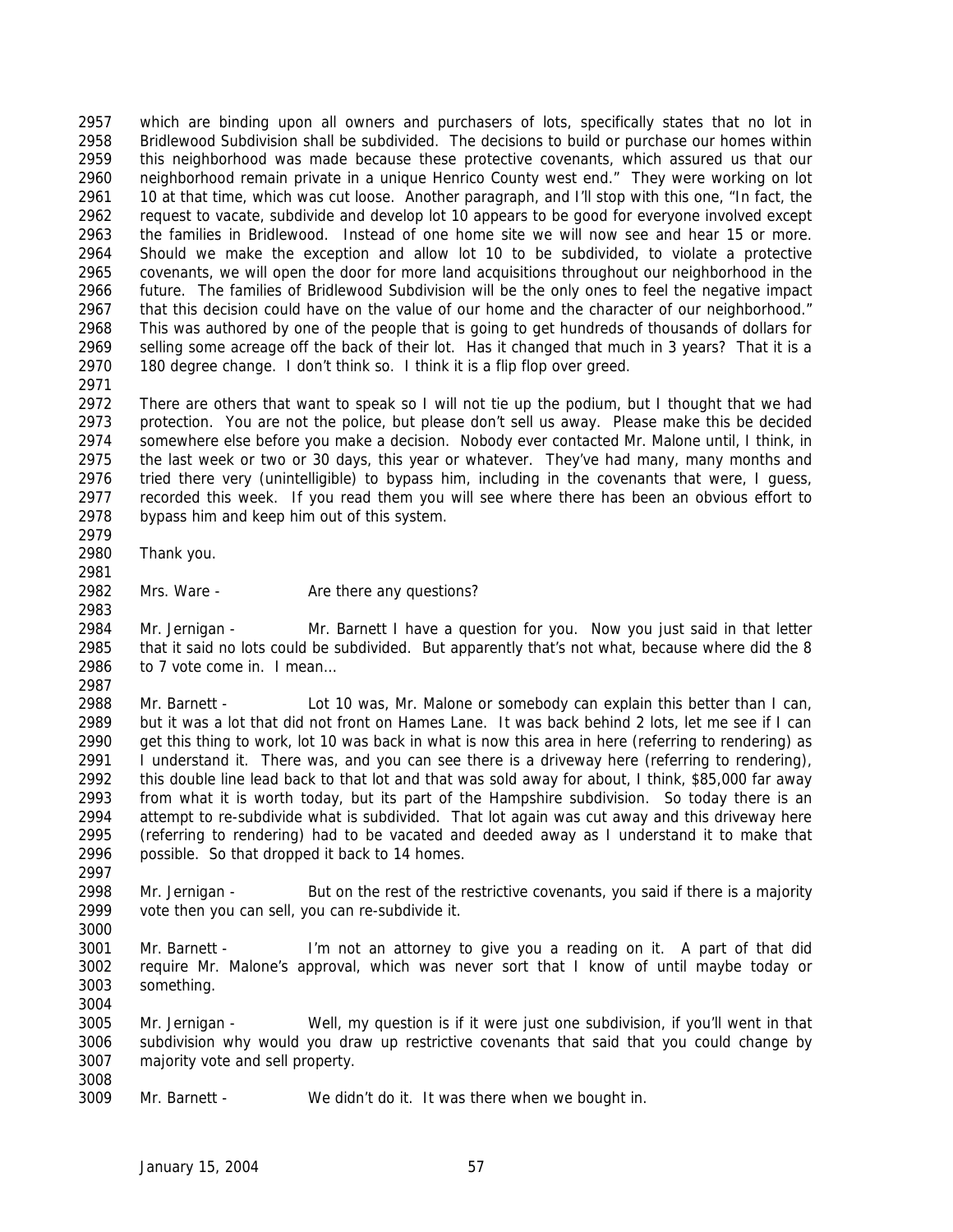which are binding upon all owners and purchasers of lots, specifically states that no lot in Bridlewood Subdivision shall be subdivided. The decisions to build or purchase our homes within this neighborhood was made because these protective covenants, which assured us that our neighborhood remain private in a unique Henrico County west end." They were working on lot 10 at that time, which was cut loose. Another paragraph, and I'll stop with this one, "In fact, the request to vacate, subdivide and develop lot 10 appears to be good for everyone involved except the families in Bridlewood. Instead of one home site we will now see and hear 15 or more. Should we make the exception and allow lot 10 to be subdivided, to violate a protective covenants, we will open the door for more land acquisitions throughout our neighborhood in the future. The families of Bridlewood Subdivision will be the only ones to feel the negative impact that this decision could have on the value of our home and the character of our neighborhood." This was authored by one of the people that is going to get hundreds of thousands of dollars for selling some acreage off the back of their lot. Has it changed that much in 3 years? That it is a 180 degree change. I don't think so. I think it is a flip flop over greed.

There are others that want to speak so I will not tie up the podium, but I thought that we had protection. You are not the police, but please don't sell us away. Please make this be decided somewhere else before you make a decision. Nobody ever contacted Mr. Malone until, I think, in the last week or two or 30 days, this year or whatever. They've had many, many months and tried there very (unintelligible) to bypass him, including in the covenants that were, I guess, recorded this week. If you read them you will see where there has been an obvious effort to bypass him and keep him out of this system.

Thank you.

Mrs. Ware - Are there any questions?

Mr. Jernigan - Mr. Barnett I have a question for you. Now you just said in that letter that it said no lots could be subdivided. But apparently that's not what, because where did the 8 to 7 vote come in. I mean…

Mr. Barnett - Lot 10 was, Mr. Malone or somebody can explain this better than I can, but it was a lot that did not front on Hames Lane. It was back behind 2 lots, let me see if I can get this thing to work, lot 10 was back in what is now this area in here (referring to rendering) as I understand it. There was, and you can see there is a driveway here (referring to rendering), this double line lead back to that lot and that was sold away for about, I think, $85,000 far away from what it is worth today, but its part of the Hampshire subdivision. So today there is an attempt to re-subdivide what is subdivided. That lot again was cut away and this driveway here (referring to rendering) had to be vacated and deeded away as I understand it to make that possible. So that dropped it back to 14 homes.

Mr. Jernigan - But on the rest of the restrictive covenants, you said if there is a majority vote then you can sell, you can re-subdivide it.

Mr. Barnett - I'm not an attorney to give you a reading on it. A part of that did require Mr. Malone's approval, which was never sort that I know of until maybe today or something.

Mr. Jernigan - Well, my question is if it were just one subdivision, if you'll went in that subdivision why would you draw up restrictive covenants that said that you could change by majority vote and sell property.

Mr. Barnett - We didn't do it. It was there when we bought in.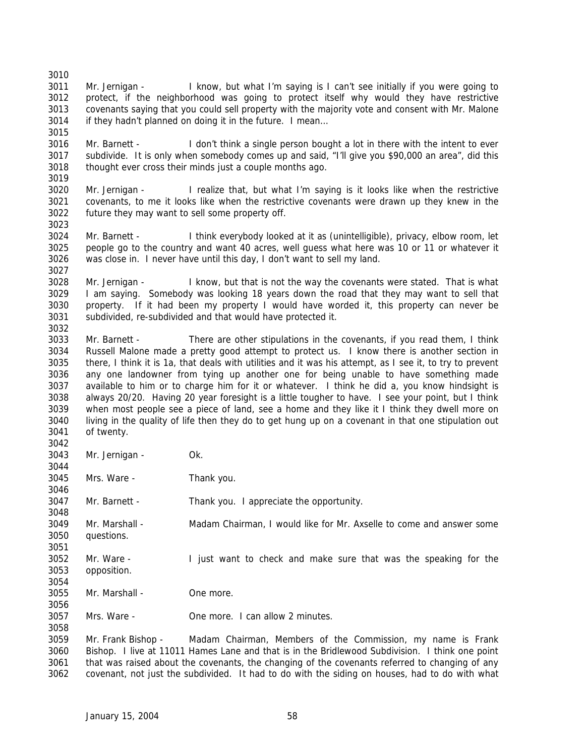Mr. Jernigan - I know, but what I'm saying is I can't see initially if you were going to protect, if the neighborhood was going to protect itself why would they have restrictive covenants saying that you could sell property with the majority vote and consent with Mr. Malone if they hadn't planned on doing it in the future. I mean…

Mr. Barnett - I don't think a single person bought a lot in there with the intent to ever subdivide. It is only when somebody comes up and said, "I'll give you $90,000 an area", did this thought ever cross their minds just a couple months ago.

Mr. Jernigan - I realize that, but what I'm saying is it looks like when the restrictive covenants, to me it looks like when the restrictive covenants were drawn up they knew in the future they may want to sell some property off.

Mr. Barnett - I think everybody looked at it as (unintelligible), privacy, elbow room, let people go to the country and want 40 acres, well guess what here was 10 or 11 or whatever it was close in. I never have until this day, I don't want to sell my land.

Mr. Jernigan - I know, but that is not the way the covenants were stated. That is what I am saying. Somebody was looking 18 years down the road that they may want to sell that property. If it had been my property I would have worded it, this property can never be subdivided, re-subdivided and that would have protected it.

Mr. Barnett - There are other stipulations in the covenants, if you read them, I think Russell Malone made a pretty good attempt to protect us. I know there is another section in there, I think it is 1a, that deals with utilities and it was his attempt, as I see it, to try to prevent any one landowner from tying up another one for being unable to have something made available to him or to charge him for it or whatever. I think he did a, you know hindsight is always 20/20. Having 20 year foresight is a little tougher to have. I see your point, but I think when most people see a piece of land, see a home and they like it I think they dwell more on living in the quality of life then they do to get hung up on a covenant in that one stipulation out of twenty.

Mr. Jernigan - Ok.

Mrs. Ware - Thank you.

Mr. Barnett - Thank you. I appreciate the opportunity.

Mr. Marshall - Madam Chairman, I would like for Mr. Axselle to come and answer some questions.

Mr. Ware - I just want to check and make sure that was the speaking for the opposition.

Mr. Marshall - One more.

Mrs. Ware - One more. I can allow 2 minutes.

Mr. Frank Bishop - Madam Chairman, Members of the Commission, my name is Frank Bishop. I live at 11011 Hames Lane and that is in the Bridlewood Subdivision. I think one point that was raised about the covenants, the changing of the covenants referred to changing of any covenant, not just the subdivided. It had to do with the siding on houses, had to do with what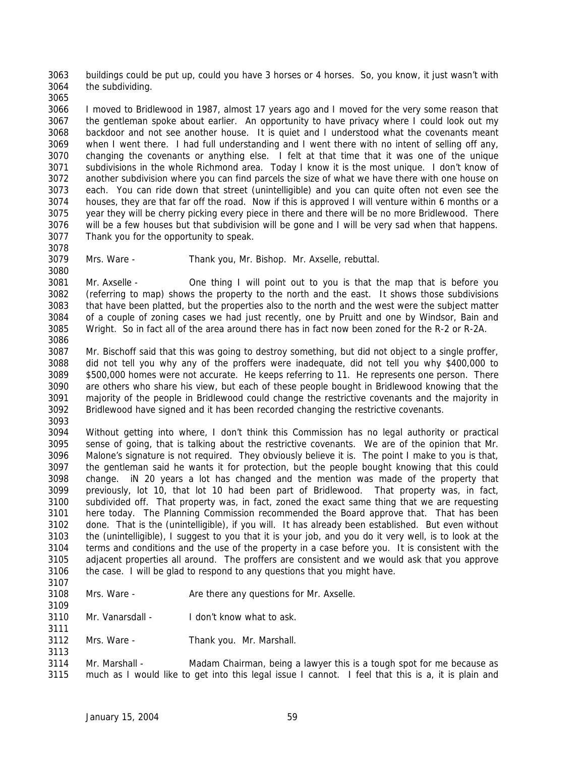buildings could be put up, could you have 3 horses or 4 horses. So, you know, it just wasn't with the subdividing.

I moved to Bridlewood in 1987, almost 17 years ago and I moved for the very some reason that the gentleman spoke about earlier. An opportunity to have privacy where I could look out my backdoor and not see another house. It is quiet and I understood what the covenants meant when I went there. I had full understanding and I went there with no intent of selling off any, changing the covenants or anything else. I felt at that time that it was one of the unique subdivisions in the whole Richmond area. Today I know it is the most unique. I don't know of another subdivision where you can find parcels the size of what we have there with one house on each. You can ride down that street (unintelligible) and you can quite often not even see the houses, they are that far off the road. Now if this is approved I will venture within 6 months or a year they will be cherry picking every piece in there and there will be no more Bridlewood. There will be a few houses but that subdivision will be gone and I will be very sad when that happens. Thank you for the opportunity to speak.

Mrs. Ware - Thank you, Mr. Bishop. Mr. Axselle, rebuttal.

Mr. Axselle - One thing I will point out to you is that the map that is before you (referring to map) shows the property to the north and the east. It shows those subdivisions that have been platted, but the properties also to the north and the west were the subject matter of a couple of zoning cases we had just recently, one by Pruitt and one by Windsor, Bain and Wright. So in fact all of the area around there has in fact now been zoned for the R-2 or R-2A.

Mr. Bischoff said that this was going to destroy something, but did not object to a single proffer, did not tell you why any of the proffers were inadequate, did not tell you why $400,000 to $500,000 homes were not accurate. He keeps referring to 11. He represents one person. There are others who share his view, but each of these people bought in Bridlewood knowing that the majority of the people in Bridlewood could change the restrictive covenants and the majority in Bridlewood have signed and it has been recorded changing the restrictive covenants.

Without getting into where, I don't think this Commission has no legal authority or practical sense of going, that is talking about the restrictive covenants. We are of the opinion that Mr. Malone's signature is not required. They obviously believe it is. The point I make to you is that, the gentleman said he wants it for protection, but the people bought knowing that this could change. iN 20 years a lot has changed and the mention was made of the property that previously, lot 10, that lot 10 had been part of Bridlewood. That property was, in fact, subdivided off. That property was, in fact, zoned the exact same thing that we are requesting here today. The Planning Commission recommended the Board approve that. That has been done. That is the (unintelligible), if you will. It has already been established. But even without the (unintelligible), I suggest to you that it is your job, and you do it very well, is to look at the terms and conditions and the use of the property in a case before you. It is consistent with the adjacent properties all around. The proffers are consistent and we would ask that you approve the case. I will be glad to respond to any questions that you might have.

Mrs. Ware - Are there any questions for Mr. Axselle.

Mr. Vanarsdall - I don't know what to ask.

Mrs. Ware - Thank you. Mr. Marshall.

Mr. Marshall - Madam Chairman, being a lawyer this is a tough spot for me because as much as I would like to get into this legal issue I cannot. I feel that this is a, it is plain and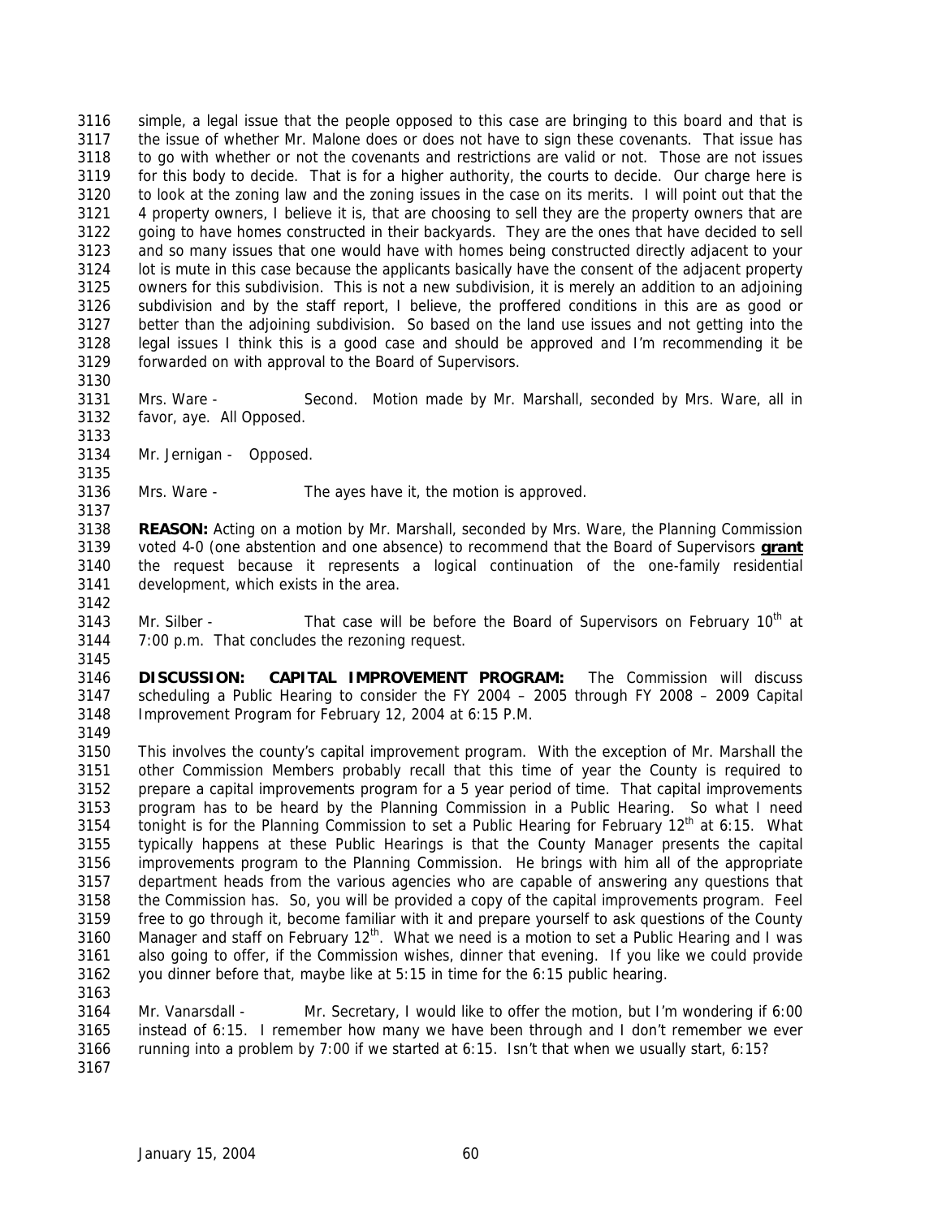simple, a legal issue that the people opposed to this case are bringing to this board and that is the issue of whether Mr. Malone does or does not have to sign these covenants. That issue has to go with whether or not the covenants and restrictions are valid or not. Those are not issues for this body to decide. That is for a higher authority, the courts to decide. Our charge here is to look at the zoning law and the zoning issues in the case on its merits. I will point out that the 4 property owners, I believe it is, that are choosing to sell they are the property owners that are going to have homes constructed in their backyards. They are the ones that have decided to sell and so many issues that one would have with homes being constructed directly adjacent to your lot is mute in this case because the applicants basically have the consent of the adjacent property owners for this subdivision. This is not a new subdivision, it is merely an addition to an adjoining subdivision and by the staff report, I believe, the proffered conditions in this are as good or better than the adjoining subdivision. So based on the land use issues and not getting into the legal issues I think this is a good case and should be approved and I'm recommending it be forwarded on with approval to the Board of Supervisors.

Mrs. Ware - Second. Motion made by Mr. Marshall, seconded by Mrs. Ware, all in favor, aye. All Opposed.

Mr. Jernigan - Opposed.

Mrs. Ware - The ayes have it, the motion is approved.

**REASON:** Acting on a motion by Mr. Marshall, seconded by Mrs. Ware, the Planning Commission voted 4-0 (one abstention and one absence) to recommend that the Board of Supervisors **grant** the request because it represents a logical continuation of the one-family residential development, which exists in the area.

Mr. Silber - That case will be before the Board of Supervisors on February 10th at 7:00 p.m. That concludes the rezoning request.

**DISCUSSION: CAPITAL IMPROVEMENT PROGRAM:** The Commission will discuss scheduling a Public Hearing to consider the FY 2004 – 2005 through FY 2008 – 2009 Capital Improvement Program for February 12, 2004 at 6:15 P.M.

This involves the county's capital improvement program. With the exception of Mr. Marshall the other Commission Members probably recall that this time of year the County is required to prepare a capital improvements program for a 5 year period of time. That capital improvements program has to be heard by the Planning Commission in a Public Hearing. So what I need tonight is for the Planning Commission to set a Public Hearing for February 12th at 6:15. What typically happens at these Public Hearings is that the County Manager presents the capital improvements program to the Planning Commission. He brings with him all of the appropriate department heads from the various agencies who are capable of answering any questions that the Commission has. So, you will be provided a copy of the capital improvements program. Feel free to go through it, become familiar with it and prepare yourself to ask questions of the County Manager and staff on February 12th. What we need is a motion to set a Public Hearing and I was also going to offer, if the Commission wishes, dinner that evening. If you like we could provide you dinner before that, maybe like at 5:15 in time for the 6:15 public hearing.

Mr. Vanarsdall - Mr. Secretary, I would like to offer the motion, but I'm wondering if 6:00 instead of 6:15. I remember how many we have been through and I don't remember we ever running into a problem by 7:00 if we started at 6:15. Isn't that when we usually start, 6:15?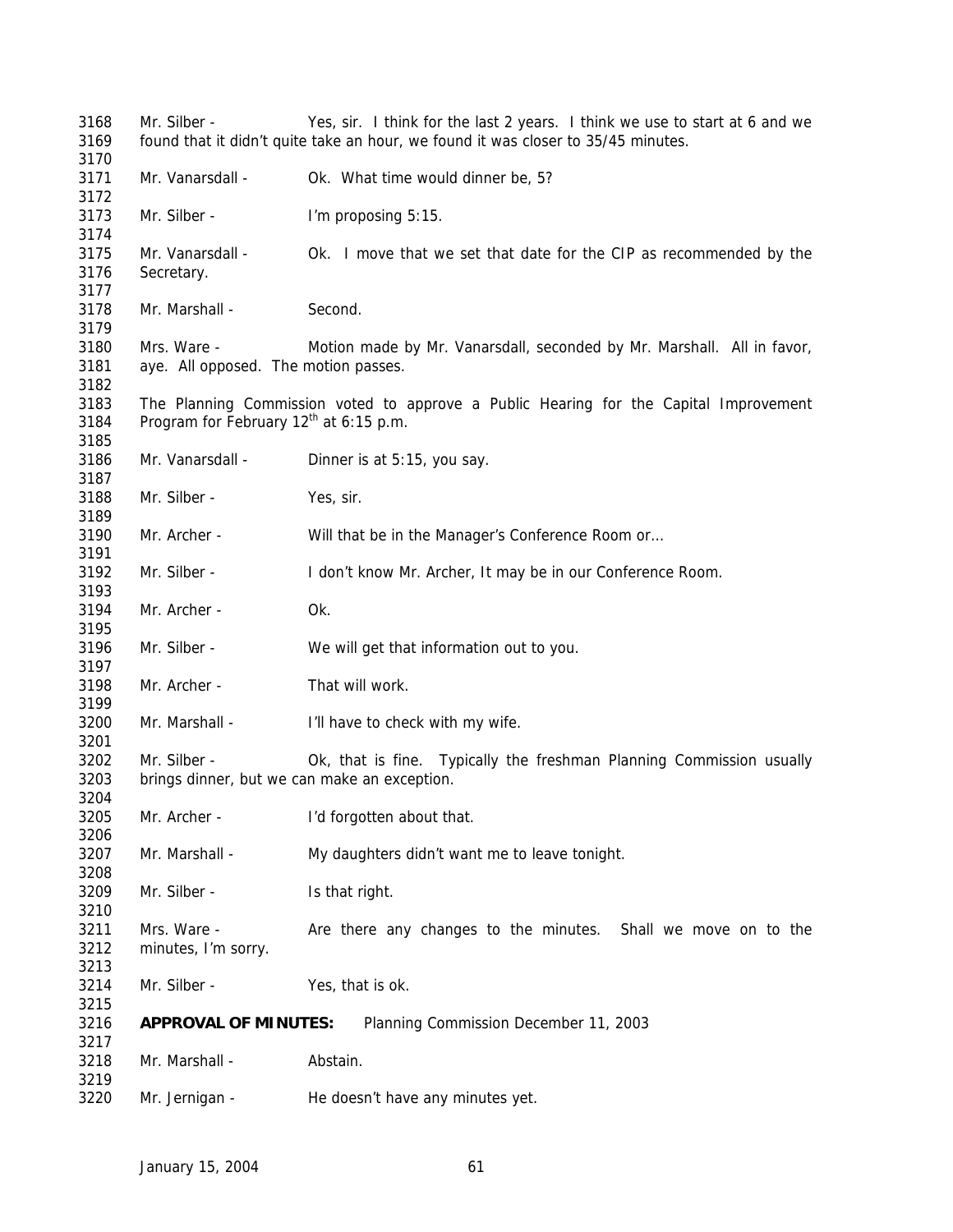3168 Mr. Silber - Yes, sir. I think for the last 2 years. I think we use to start at 6 and we
3169 found that it didn't quite take an hour, we found it was closer to 35/45 minutes.
3170
3171 Mr. Vanarsdall - Ok. What time would dinner be, 5?
3172
3173 Mr. Silber - I'm proposing 5:15.
3174
3175 Mr. Vanarsdall - Ok. I move that we set that date for the CIP as recommended by the
3176 Secretary.
3177
3178 Mr. Marshall - Second.
3179
3180 Mrs. Ware - Motion made by Mr. Vanarsdall, seconded by Mr. Marshall. All in favor,
3181 aye. All opposed. The motion passes.
3182
3183 The Planning Commission voted to approve a Public Hearing for the Capital Improvement
3184 Program for February 12th at 6:15 p.m.
3185
3186 Mr. Vanarsdall - Dinner is at 5:15, you say.
3187
3188 Mr. Silber - Yes, sir.
3189
3190 Mr. Archer - Will that be in the Manager's Conference Room or…
3191
3192 Mr. Silber - I don't know Mr. Archer, It may be in our Conference Room.
3193
3194 Mr. Archer - Ok.
3195
3196 Mr. Silber - We will get that information out to you.
3197
3198 Mr. Archer - That will work.
3199
3200 Mr. Marshall - I'll have to check with my wife.
3201
3202 Mr. Silber - Ok, that is fine. Typically the freshman Planning Commission usually
3203 brings dinner, but we can make an exception.
3204
3205 Mr. Archer - I'd forgotten about that.
3206
3207 Mr. Marshall - My daughters didn't want me to leave tonight.
3208
3209 Mr. Silber - Is that right.
3210
3211 Mrs. Ware - Are there any changes to the minutes. Shall we move on to the
3212 minutes, I'm sorry.
3213
3214 Mr. Silber - Yes, that is ok.
3215
3216 **APPROVAL OF MINUTES:** Planning Commission December 11, 2003
3217
3218 Mr. Marshall - Abstain.
3219
3220 Mr. Jernigan - He doesn't have any minutes yet.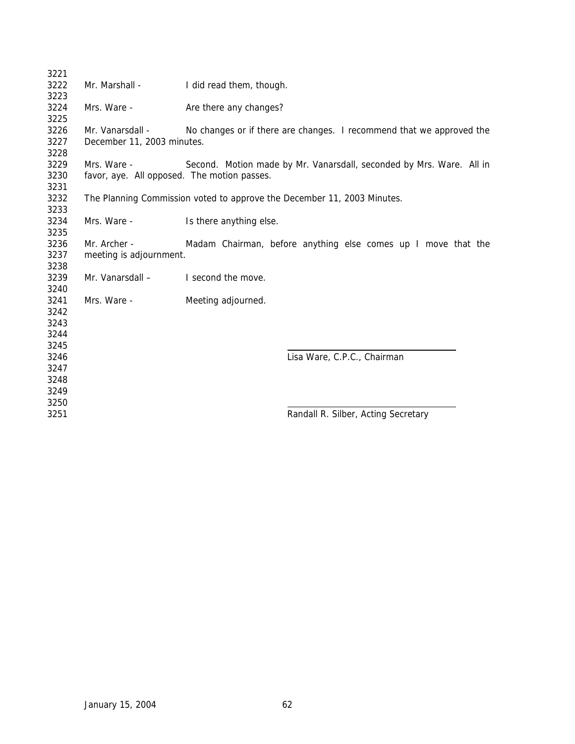Mr. Marshall - I did read them, though.

Mrs. Ware - Are there any changes?

Mr. Vanarsdall - No changes or if there are changes. I recommend that we approved the December 11, 2003 minutes.

Mrs. Ware - Second. Motion made by Mr. Vanarsdall, seconded by Mrs. Ware. All in favor, aye. All opposed. The motion passes.

The Planning Commission voted to approve the December 11, 2003 Minutes.

Mrs. Ware - Is there anything else.

Mr. Archer - Madam Chairman, before anything else comes up I move that the meeting is adjournment.

Mr. Vanarsdall – I second the move.

Mrs. Ware - Meeting adjourned.

\_\_\_\_\_\_\_\_\_\_\_\_\_\_\_\_\_\_\_\_\_\_\_\_\_\_\_\_\_\_\_\_\_\_\_\_
Lisa Ware, C.P.C., Chairman

\_\_\_\_\_\_\_\_\_\_\_\_\_\_\_\_\_\_\_\_\_\_\_\_\_\_\_\_\_\_\_\_\_\_\_\_
Randall R. Silber, Acting Secretary